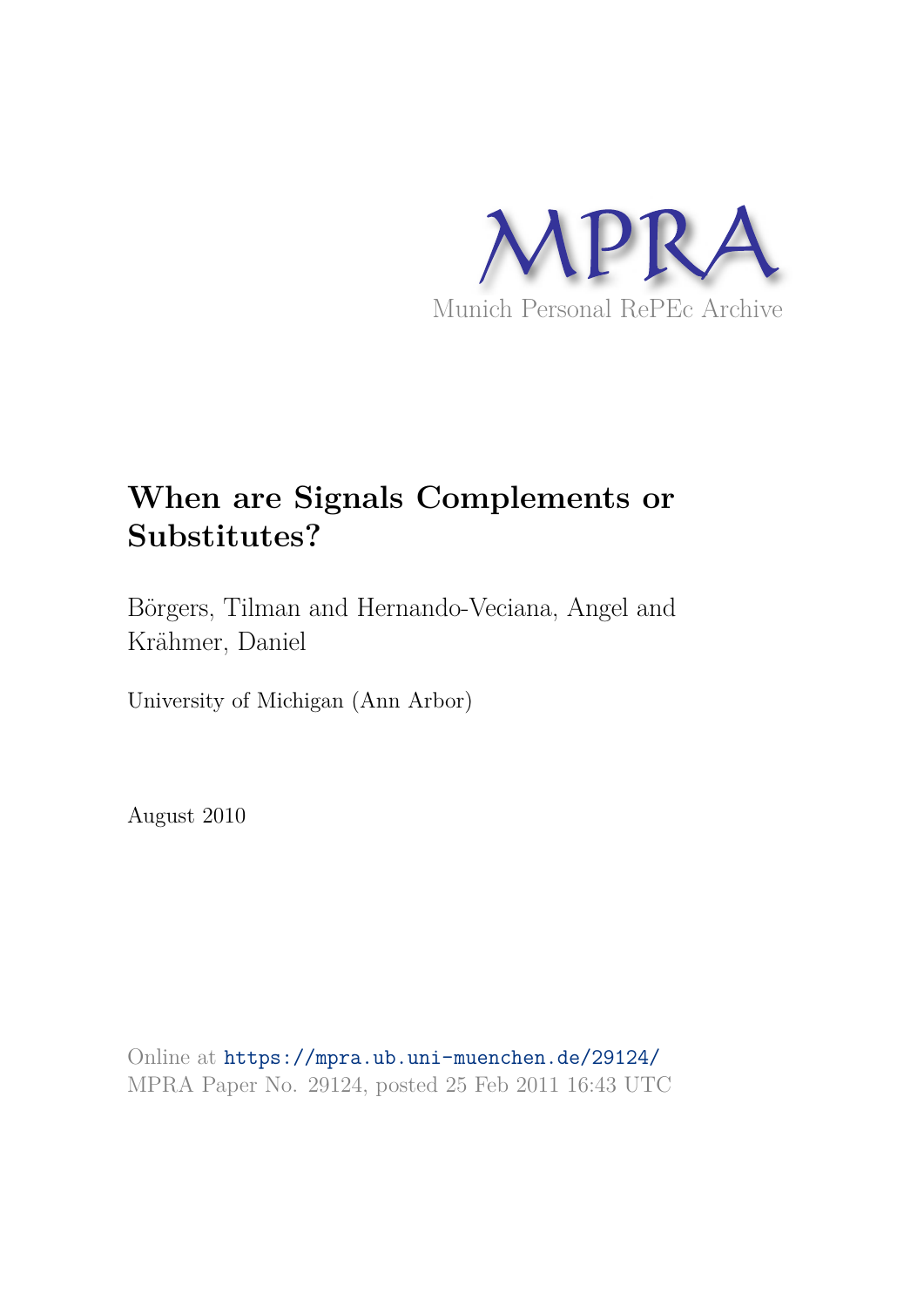MPRA

Munich Personal RePEc Archive

# When are Signals Complements or Substitutes?

Börgers, Tilman and Hernando-Veciana, Angel and Krähmer, Daniel

University of Michigan (Ann Arbor)

August 2010

Online at https://mpra.ub.uni-muenchen.de/29124/
MPRA Paper No. 29124, posted 25 Feb 2011 16:43 UTC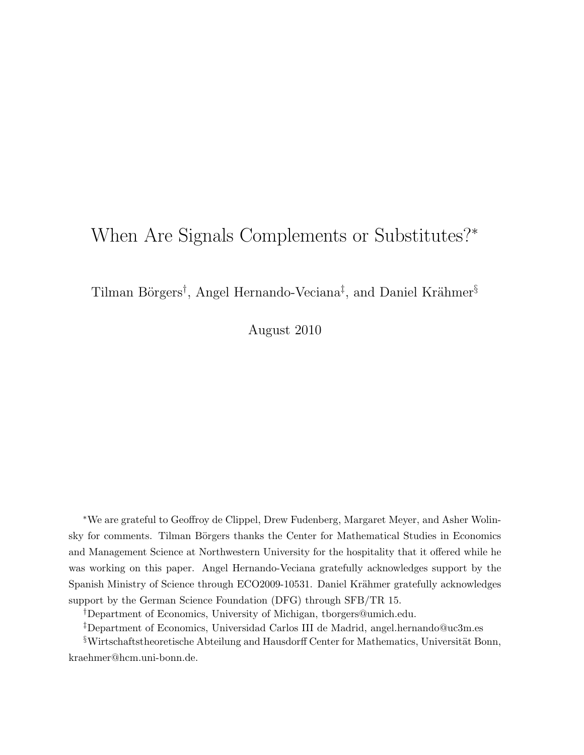# When Are Signals Complements or Substitutes?*

Tilman Börgers[†], Angel Hernando-Veciana[‡], and Daniel Krähmer[§]

August 2010

*We are grateful to Geoffroy de Clippel, Drew Fudenberg, Margaret Meyer, and Asher Wolinsky for comments. Tilman Börgers thanks the Center for Mathematical Studies in Economics and Management Science at Northwestern University for the hospitality that it offered while he was working on this paper. Angel Hernando-Veciana gratefully acknowledges support by the Spanish Ministry of Science through ECO2009-10531. Daniel Krähmer gratefully acknowledges support by the German Science Foundation (DFG) through SFB/TR 15.

[†]Department of Economics, University of Michigan, tborgers@umich.edu.

[‡]Department of Economics, Universidad Carlos III de Madrid, angel.hernando@uc3m.es

[§]Wirtschaftstheoretische Abteilung and Hausdorff Center for Mathematics, Universität Bonn, kraehmer@hcm.uni-bonn.de.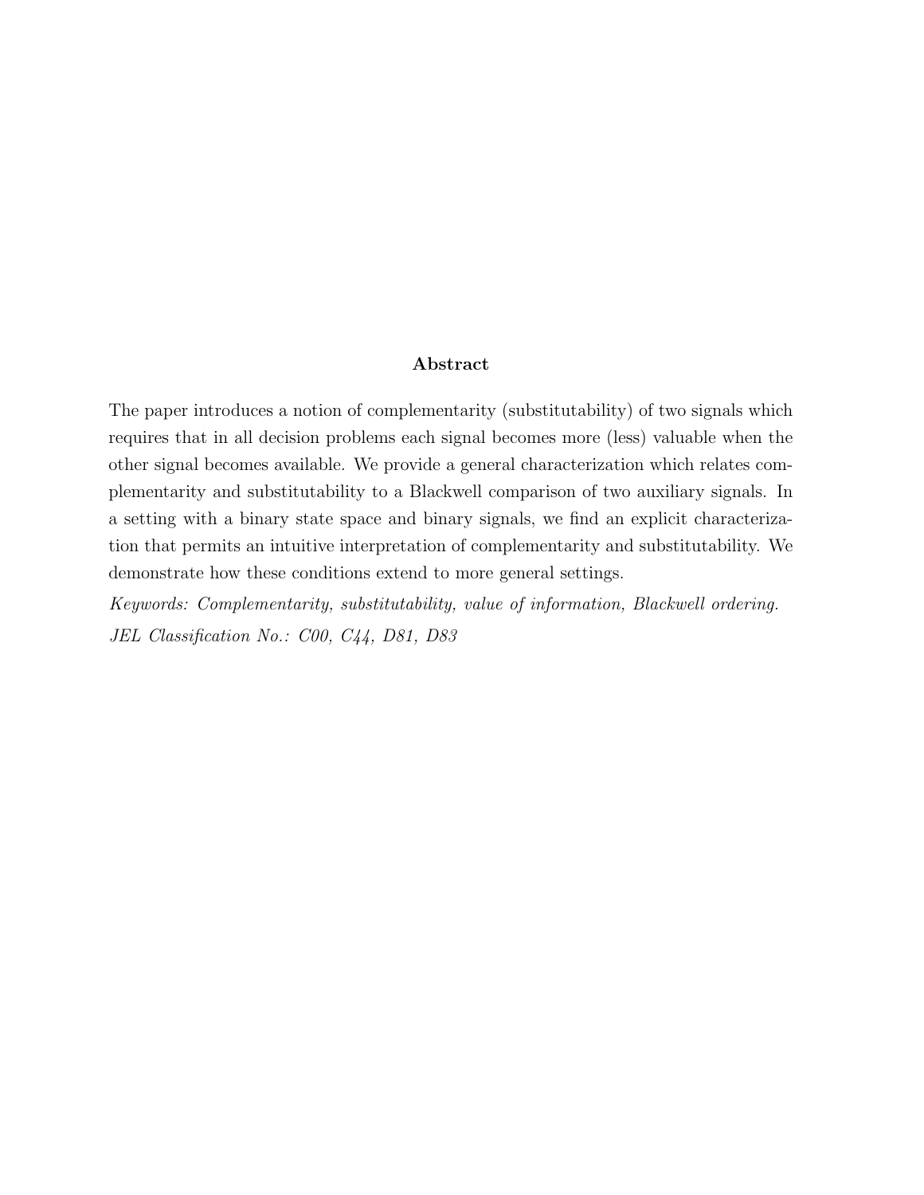## Abstract

The paper introduces a notion of complementarity (substitutability) of two signals which requires that in all decision problems each signal becomes more (less) valuable when the other signal becomes available. We provide a general characterization which relates complementarity and substitutability to a Blackwell comparison of two auxiliary signals. In a setting with a binary state space and binary signals, we find an explicit characterization that permits an intuitive interpretation of complementarity and substitutability. We demonstrate how these conditions extend to more general settings.

*Keywords: Complementarity, substitutability, value of information, Blackwell ordering.*

*JEL Classification No.: C00, C44, D81, D83*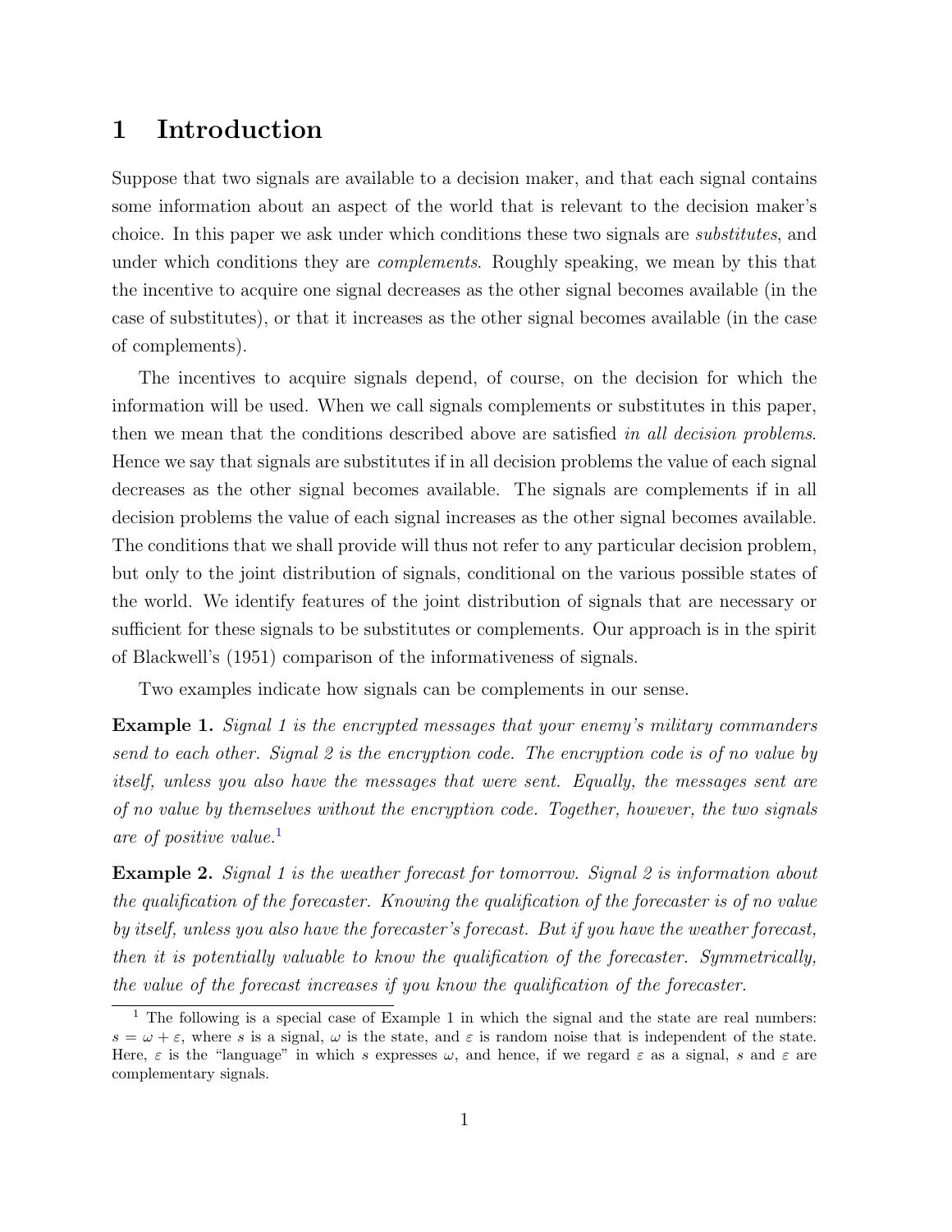# 1 Introduction

Suppose that two signals are available to a decision maker, and that each signal contains some information about an aspect of the world that is relevant to the decision maker's choice. In this paper we ask under which conditions these two signals are *substitutes*, and under which conditions they are *complements*. Roughly speaking, we mean by this that the incentive to acquire one signal decreases as the other signal becomes available (in the case of substitutes), or that it increases as the other signal becomes available (in the case of complements).

The incentives to acquire signals depend, of course, on the decision for which the information will be used. When we call signals complements or substitutes in this paper, then we mean that the conditions described above are satisfied *in all decision problems*. Hence we say that signals are substitutes if in all decision problems the value of each signal decreases as the other signal becomes available. The signals are complements if in all decision problems the value of each signal increases as the other signal becomes available. The conditions that we shall provide will thus not refer to any particular decision problem, but only to the joint distribution of signals, conditional on the various possible states of the world. We identify features of the joint distribution of signals that are necessary or sufficient for these signals to be substitutes or complements. Our approach is in the spirit of Blackwell's (1951) comparison of the informativeness of signals.

Two examples indicate how signals can be complements in our sense.

**Example 1.** *Signal 1 is the encrypted messages that your enemy's military commanders send to each other. Signal 2 is the encryption code. The encryption code is of no value by itself, unless you also have the messages that were sent. Equally, the messages sent are of no value by themselves without the encryption code. Together, however, the two signals are of positive value.*[1]

**Example 2.** *Signal 1 is the weather forecast for tomorrow. Signal 2 is information about the qualification of the forecaster. Knowing the qualification of the forecaster is of no value by itself, unless you also have the forecaster's forecast. But if you have the weather forecast, then it is potentially valuable to know the qualification of the forecaster. Symmetrically, the value of the forecast increases if you know the qualification of the forecaster.*

[1] The following is a special case of Example 1 in which the signal and the state are real numbers: $s = \omega + \varepsilon$, where $s$ is a signal, $\omega$ is the state, and $\varepsilon$ is random noise that is independent of the state. Here, $\varepsilon$ is the "language" in which $s$ expresses $\omega$, and hence, if we regard $\varepsilon$ as a signal, $s$ and $\varepsilon$ are complementary signals.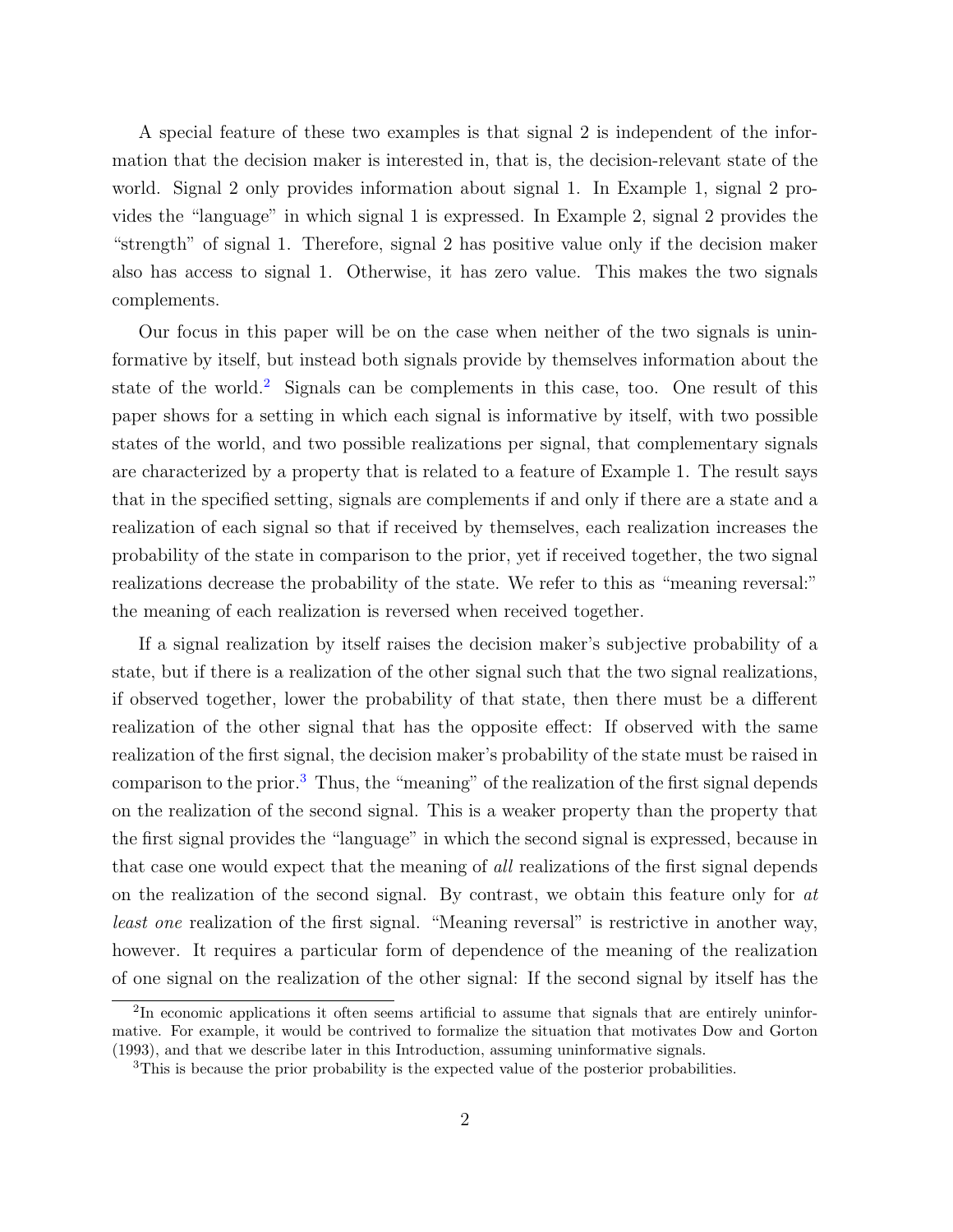A special feature of these two examples is that signal 2 is independent of the information that the decision maker is interested in, that is, the decision-relevant state of the world. Signal 2 only provides information about signal 1. In Example 1, signal 2 provides the "language" in which signal 1 is expressed. In Example 2, signal 2 provides the "strength" of signal 1. Therefore, signal 2 has positive value only if the decision maker also has access to signal 1. Otherwise, it has zero value. This makes the two signals complements.

Our focus in this paper will be on the case when neither of the two signals is uninformative by itself, but instead both signals provide by themselves information about the state of the world.[2] Signals can be complements in this case, too. One result of this paper shows for a setting in which each signal is informative by itself, with two possible states of the world, and two possible realizations per signal, that complementary signals are characterized by a property that is related to a feature of Example 1. The result says that in the specified setting, signals are complements if and only if there are a state and a realization of each signal so that if received by themselves, each realization increases the probability of the state in comparison to the prior, yet if received together, the two signal realizations decrease the probability of the state. We refer to this as "meaning reversal:" the meaning of each realization is reversed when received together.

If a signal realization by itself raises the decision maker's subjective probability of a state, but if there is a realization of the other signal such that the two signal realizations, if observed together, lower the probability of that state, then there must be a different realization of the other signal that has the opposite effect: If observed with the same realization of the first signal, the decision maker's probability of the state must be raised in comparison to the prior.[3] Thus, the "meaning" of the realization of the first signal depends on the realization of the second signal. This is a weaker property than the property that the first signal provides the "language" in which the second signal is expressed, because in that case one would expect that the meaning of *all* realizations of the first signal depends on the realization of the second signal. By contrast, we obtain this feature only for *at least one* realization of the first signal. "Meaning reversal" is restrictive in another way, however. It requires a particular form of dependence of the meaning of the realization of one signal on the realization of the other signal: If the second signal by itself has the

[2] In economic applications it often seems artificial to assume that signals that are entirely uninformative. For example, it would be contrived to formalize the situation that motivates Dow and Gorton (1993), and that we describe later in this Introduction, assuming uninformative signals.

[3] This is because the prior probability is the expected value of the posterior probabilities.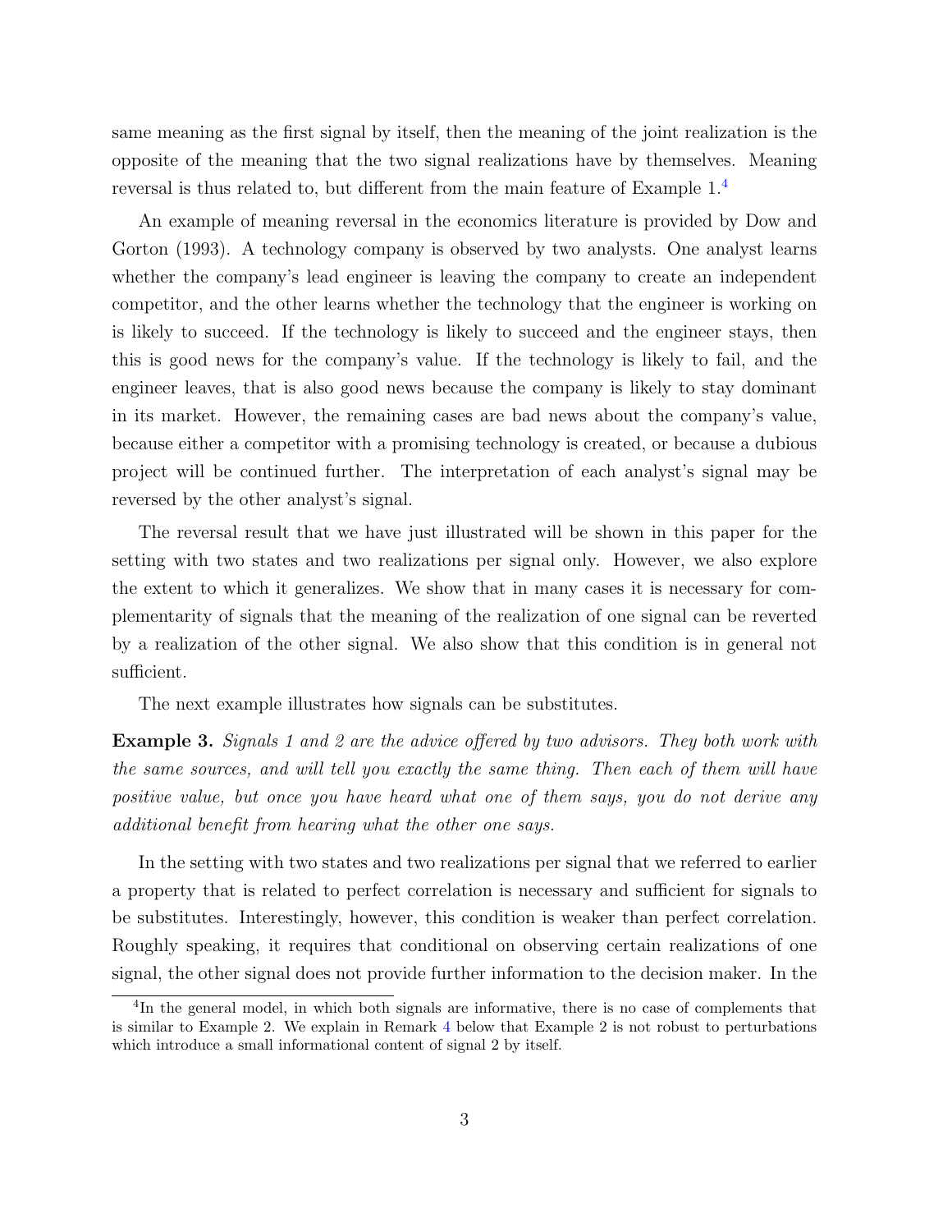same meaning as the first signal by itself, then the meaning of the joint realization is the opposite of the meaning that the two signal realizations have by themselves. Meaning reversal is thus related to, but different from the main feature of Example 1.[4]

An example of meaning reversal in the economics literature is provided by Dow and Gorton (1993). A technology company is observed by two analysts. One analyst learns whether the company's lead engineer is leaving the company to create an independent competitor, and the other learns whether the technology that the engineer is working on is likely to succeed. If the technology is likely to succeed and the engineer stays, then this is good news for the company's value. If the technology is likely to fail, and the engineer leaves, that is also good news because the company is likely to stay dominant in its market. However, the remaining cases are bad news about the company's value, because either a competitor with a promising technology is created, or because a dubious project will be continued further. The interpretation of each analyst's signal may be reversed by the other analyst's signal.

The reversal result that we have just illustrated will be shown in this paper for the setting with two states and two realizations per signal only. However, we also explore the extent to which it generalizes. We show that in many cases it is necessary for complementarity of signals that the meaning of the realization of one signal can be reverted by a realization of the other signal. We also show that this condition is in general not sufficient.

The next example illustrates how signals can be substitutes.

**Example 3.** *Signals 1 and 2 are the advice offered by two advisors. They both work with the same sources, and will tell you exactly the same thing. Then each of them will have positive value, but once you have heard what one of them says, you do not derive any additional benefit from hearing what the other one says.*

In the setting with two states and two realizations per signal that we referred to earlier a property that is related to perfect correlation is necessary and sufficient for signals to be substitutes. Interestingly, however, this condition is weaker than perfect correlation. Roughly speaking, it requires that conditional on observing certain realizations of one signal, the other signal does not provide further information to the decision maker. In the

[4] In the general model, in which both signals are informative, there is no case of complements that is similar to Example 2. We explain in Remark 4 below that Example 2 is not robust to perturbations which introduce a small informational content of signal 2 by itself.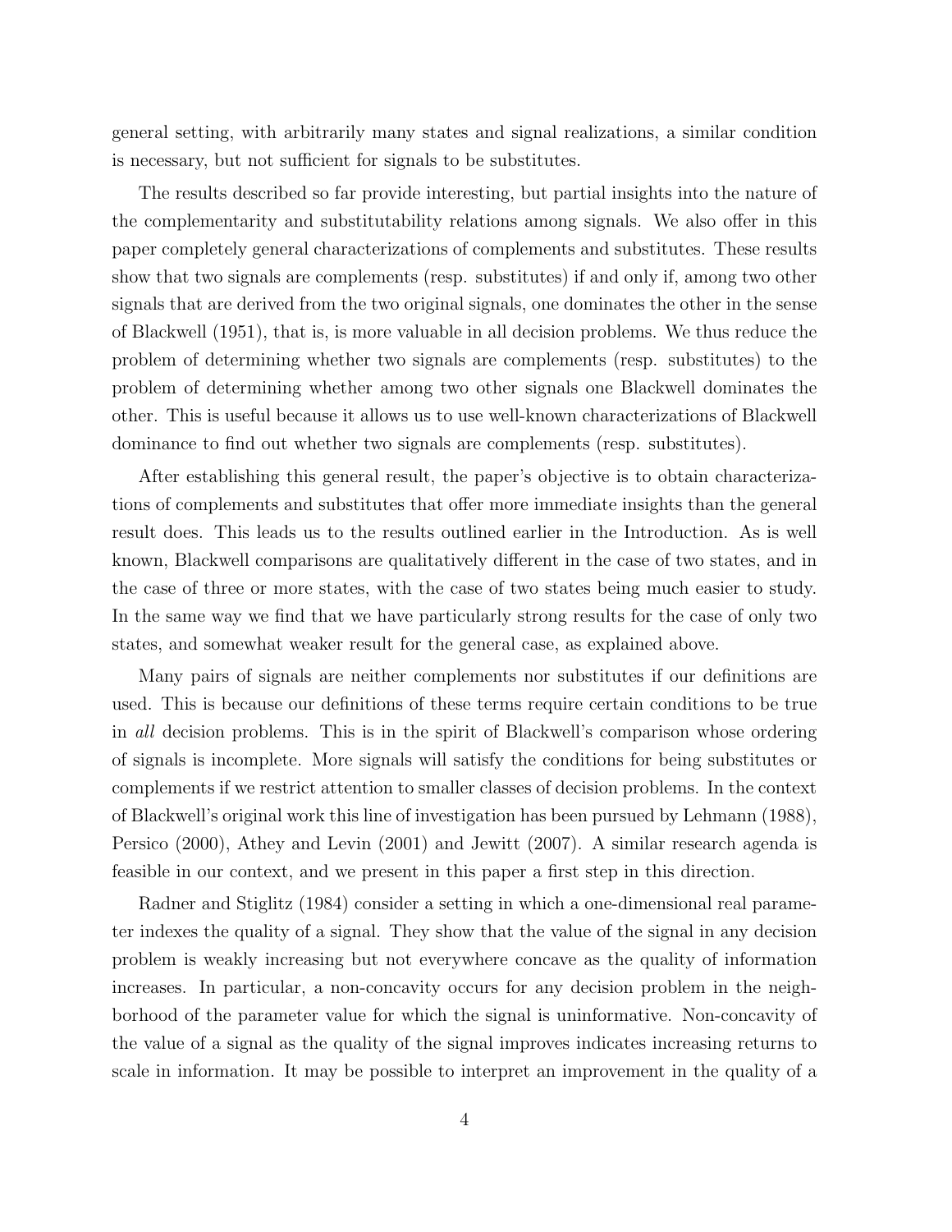general setting, with arbitrarily many states and signal realizations, a similar condition is necessary, but not sufficient for signals to be substitutes.

The results described so far provide interesting, but partial insights into the nature of the complementarity and substitutability relations among signals. We also offer in this paper completely general characterizations of complements and substitutes. These results show that two signals are complements (resp. substitutes) if and only if, among two other signals that are derived from the two original signals, one dominates the other in the sense of Blackwell (1951), that is, is more valuable in all decision problems. We thus reduce the problem of determining whether two signals are complements (resp. substitutes) to the problem of determining whether among two other signals one Blackwell dominates the other. This is useful because it allows us to use well-known characterizations of Blackwell dominance to find out whether two signals are complements (resp. substitutes).

After establishing this general result, the paper's objective is to obtain characterizations of complements and substitutes that offer more immediate insights than the general result does. This leads us to the results outlined earlier in the Introduction. As is well known, Blackwell comparisons are qualitatively different in the case of two states, and in the case of three or more states, with the case of two states being much easier to study. In the same way we find that we have particularly strong results for the case of only two states, and somewhat weaker result for the general case, as explained above.

Many pairs of signals are neither complements nor substitutes if our definitions are used. This is because our definitions of these terms require certain conditions to be true in *all* decision problems. This is in the spirit of Blackwell's comparison whose ordering of signals is incomplete. More signals will satisfy the conditions for being substitutes or complements if we restrict attention to smaller classes of decision problems. In the context of Blackwell's original work this line of investigation has been pursued by Lehmann (1988), Persico (2000), Athey and Levin (2001) and Jewitt (2007). A similar research agenda is feasible in our context, and we present in this paper a first step in this direction.

Radner and Stiglitz (1984) consider a setting in which a one-dimensional real parameter indexes the quality of a signal. They show that the value of the signal in any decision problem is weakly increasing but not everywhere concave as the quality of information increases. In particular, a non-concavity occurs for any decision problem in the neighborhood of the parameter value for which the signal is uninformative. Non-concavity of the value of a signal as the quality of the signal improves indicates increasing returns to scale in information. It may be possible to interpret an improvement in the quality of a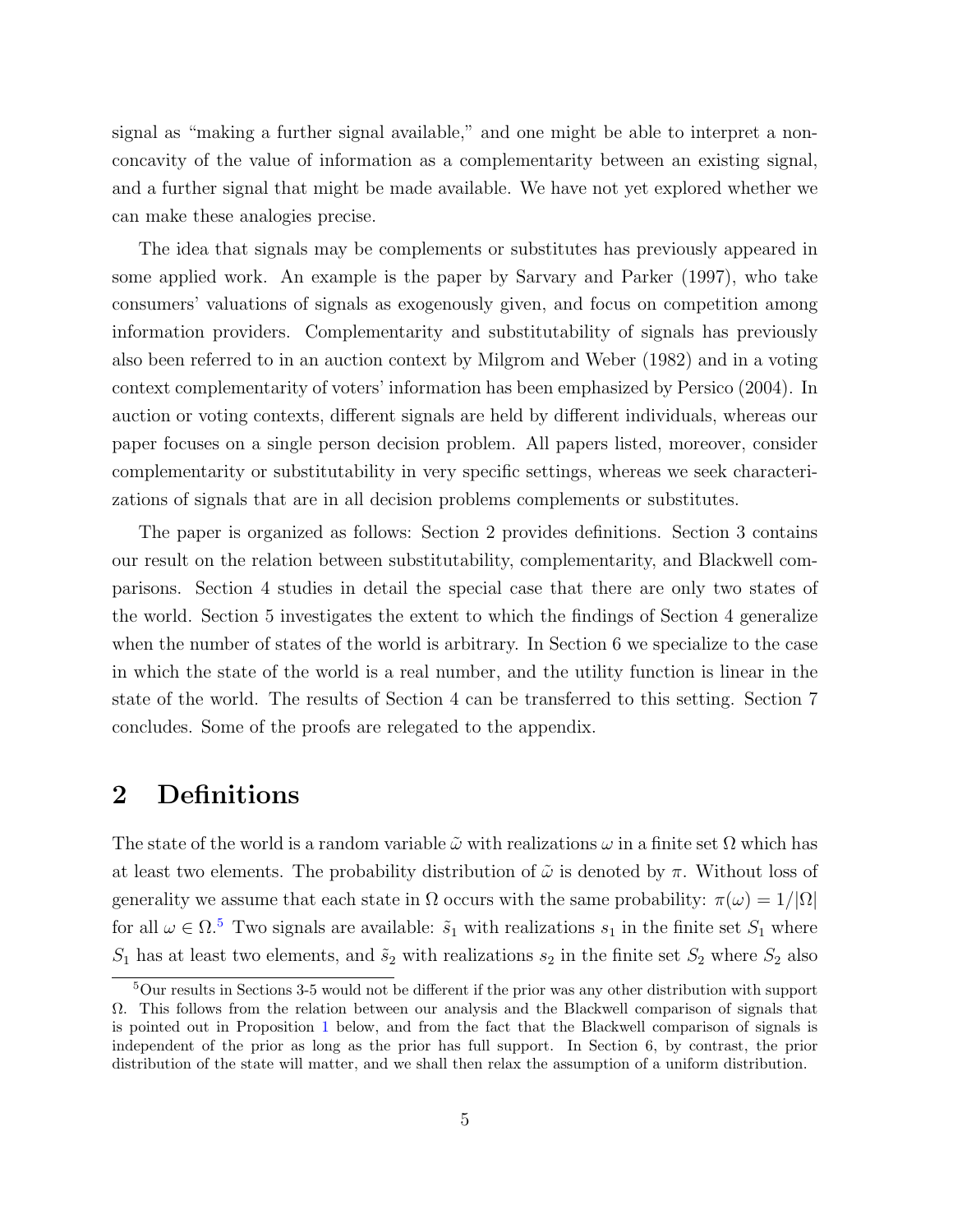signal as "making a further signal available," and one might be able to interpret a non-concavity of the value of information as a complementarity between an existing signal, and a further signal that might be made available. We have not yet explored whether we can make these analogies precise.

The idea that signals may be complements or substitutes has previously appeared in some applied work. An example is the paper by Sarvary and Parker (1997), who take consumers' valuations of signals as exogenously given, and focus on competition among information providers. Complementarity and substitutability of signals has previously also been referred to in an auction context by Milgrom and Weber (1982) and in a voting context complementarity of voters' information has been emphasized by Persico (2004). In auction or voting contexts, different signals are held by different individuals, whereas our paper focuses on a single person decision problem. All papers listed, moreover, consider complementarity or substitutability in very specific settings, whereas we seek characterizations of signals that are in all decision problems complements or substitutes.

The paper is organized as follows: Section 2 provides definitions. Section 3 contains our result on the relation between substitutability, complementarity, and Blackwell comparisons. Section 4 studies in detail the special case that there are only two states of the world. Section 5 investigates the extent to which the findings of Section 4 generalize when the number of states of the world is arbitrary. In Section 6 we specialize to the case in which the state of the world is a real number, and the utility function is linear in the state of the world. The results of Section 4 can be transferred to this setting. Section 7 concludes. Some of the proofs are relegated to the appendix.

## 2 Definitions

The state of the world is a random variable $\tilde{\omega}$ with realizations $\omega$ in a finite set $\Omega$ which has at least two elements. The probability distribution of $\tilde{\omega}$ is denoted by $\pi$. Without loss of generality we assume that each state in $\Omega$ occurs with the same probability: $\pi(\omega) = 1/|\Omega|$ for all $\omega \in \Omega$.[5] Two signals are available: $\tilde{s}_1$ with realizations $s_1$ in the finite set $S_1$ where $S_1$ has at least two elements, and $\tilde{s}_2$ with realizations $s_2$ in the finite set $S_2$ where $S_2$ also

[5] Our results in Sections 3-5 would not be different if the prior was any other distribution with support $\Omega$. This follows from the relation between our analysis and the Blackwell comparison of signals that is pointed out in Proposition 1 below, and from the fact that the Blackwell comparison of signals is independent of the prior as long as the prior has full support. In Section 6, by contrast, the prior distribution of the state will matter, and we shall then relax the assumption of a uniform distribution.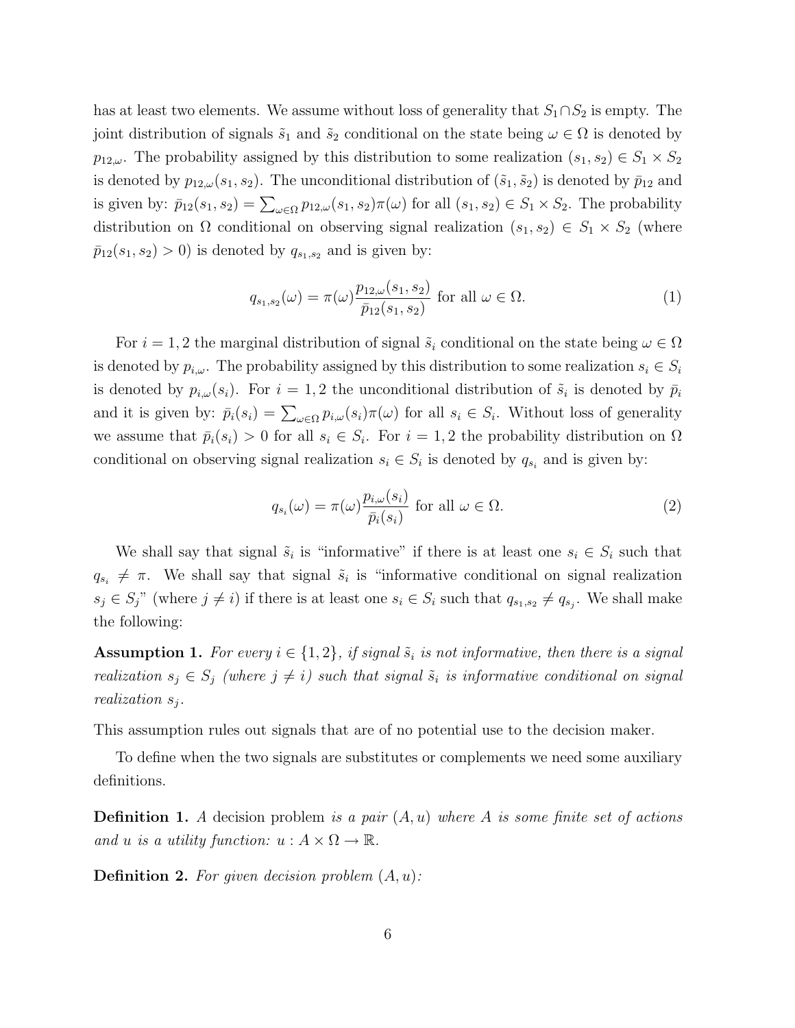has at least two elements. We assume without loss of generality that $S_1 \cap S_2$ is empty. The joint distribution of signals $\tilde{s}_1$ and $\tilde{s}_2$ conditional on the state being $\omega \in \Omega$ is denoted by $p_{12,\omega}$. The probability assigned by this distribution to some realization $(s_1, s_2) \in S_1 \times S_2$ is denoted by $p_{12,\omega}(s_1, s_2)$. The unconditional distribution of $(\tilde{s}_1, \tilde{s}_2)$ is denoted by $\bar{p}_{12}$ and is given by: $\bar{p}_{12}(s_1, s_2) = \sum_{\omega \in \Omega} p_{12,\omega}(s_1, s_2)\pi(\omega)$ for all $(s_1, s_2) \in S_1 \times S_2$. The probability distribution on $\Omega$ conditional on observing signal realization $(s_1, s_2) \in S_1 \times S_2$ (where $\bar{p}_{12}(s_1, s_2) > 0$) is denoted by $q_{s_1,s_2}$ and is given by:

$$q_{s_1,s_2}(\omega) = \pi(\omega)\frac{p_{12,\omega}(s_1, s_2)}{\bar{p}_{12}(s_1, s_2)} \text{ for all } \omega \in \Omega. \tag{1}$$

For $i = 1, 2$ the marginal distribution of signal $\tilde{s}_i$ conditional on the state being $\omega \in \Omega$ is denoted by $p_{i,\omega}$. The probability assigned by this distribution to some realization $s_i \in S_i$ is denoted by $p_{i,\omega}(s_i)$. For $i = 1, 2$ the unconditional distribution of $\tilde{s}_i$ is denoted by $\bar{p}_i$ and it is given by: $\bar{p}_i(s_i) = \sum_{\omega \in \Omega} p_{i,\omega}(s_i)\pi(\omega)$ for all $s_i \in S_i$. Without loss of generality we assume that $\bar{p}_i(s_i) > 0$ for all $s_i \in S_i$. For $i = 1, 2$ the probability distribution on $\Omega$ conditional on observing signal realization $s_i \in S_i$ is denoted by $q_{s_i}$ and is given by:

$$q_{s_i}(\omega) = \pi(\omega)\frac{p_{i,\omega}(s_i)}{\bar{p}_i(s_i)} \text{ for all } \omega \in \Omega. \tag{2}$$

We shall say that signal $\tilde{s}_i$ is "informative" if there is at least one $s_i \in S_i$ such that $q_{s_i} \neq \pi$. We shall say that signal $\tilde{s}_i$ is "informative conditional on signal realization $s_j \in S_j$" (where $j \neq i$) if there is at least one $s_i \in S_i$ such that $q_{s_1,s_2} \neq q_{s_j}$. We shall make the following:

**Assumption 1.** *For every $i \in \{1, 2\}$, if signal $\tilde{s}_i$ is not informative, then there is a signal realization $s_j \in S_j$ (where $j \neq i$) such that signal $\tilde{s}_i$ is informative conditional on signal realization $s_j$.*

This assumption rules out signals that are of no potential use to the decision maker.

To define when the two signals are substitutes or complements we need some auxiliary definitions.

**Definition 1.** *A* decision problem *is a pair $(A, u)$ where $A$ is some finite set of actions and $u$ is a utility function: $u : A \times \Omega \to \mathbb{R}$.*

**Definition 2.** *For given decision problem $(A, u)$:*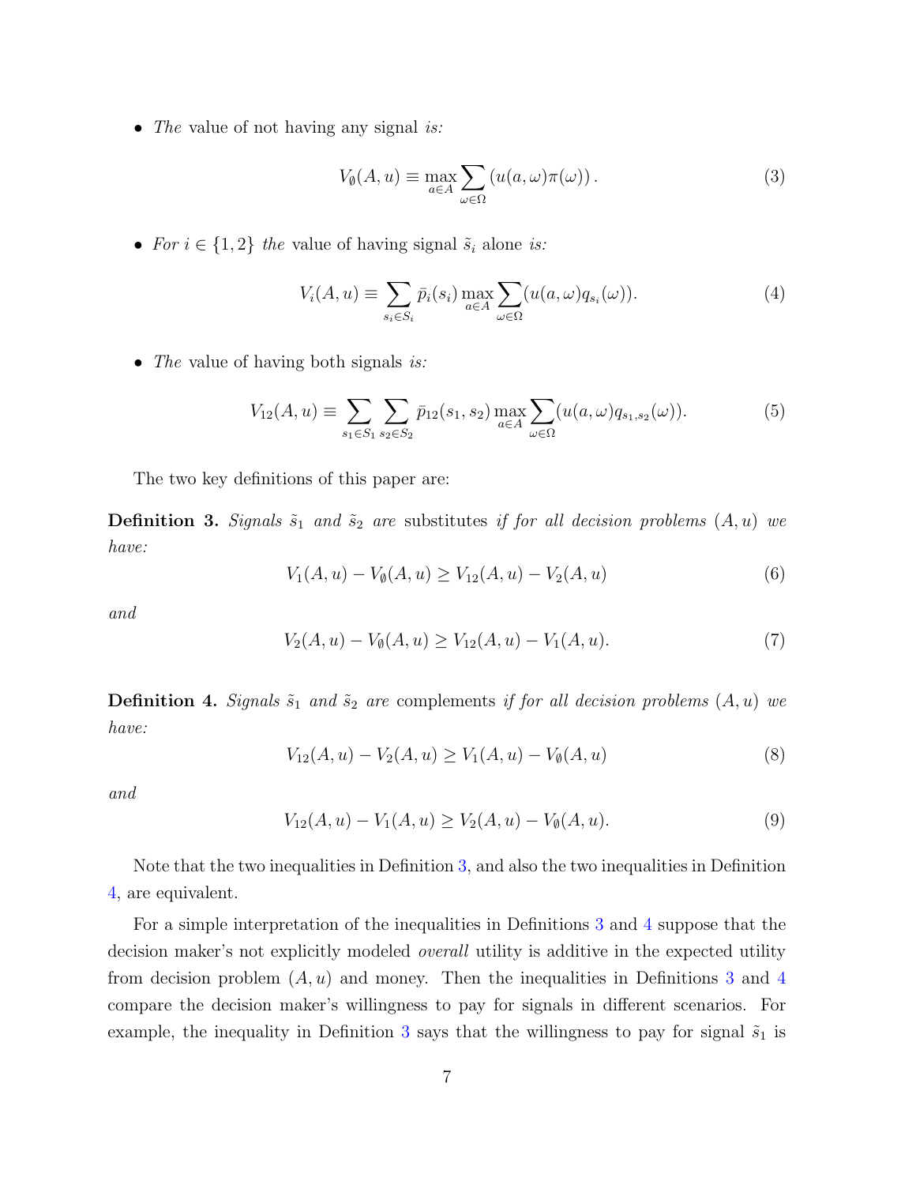- *The* value of not having any signal *is:*

$$V_{\emptyset}(A,u) \equiv \max_{a \in A} \sum_{\omega \in \Omega} \left(u(a,\omega)\pi(\omega)\right). \tag{3}$$

- *For* $i \in \{1,2\}$ *the* value of having signal $\tilde{s}_i$ alone *is:*

$$V_i(A,u) \equiv \sum_{s_i \in S_i} \bar{p}_i(s_i) \max_{a \in A} \sum_{\omega \in \Omega} (u(a,\omega) q_{s_i}(\omega)). \tag{4}$$

- *The* value of having both signals *is:*

$$V_{12}(A,u) \equiv \sum_{s_1 \in S_1} \sum_{s_2 \in S_2} \bar{p}_{12}(s_1,s_2) \max_{a \in A} \sum_{\omega \in \Omega} (u(a,\omega) q_{s_1,s_2}(\omega)). \tag{5}$$

The two key definitions of this paper are:

**Definition 3.** *Signals* $\tilde{s}_1$ *and* $\tilde{s}_2$ *are* substitutes *if for all decision problems* $(A,u)$ *we have:*

$$V_1(A,u) - V_{\emptyset}(A,u) \geq V_{12}(A,u) - V_2(A,u) \tag{6}$$

*and*

$$V_2(A,u) - V_{\emptyset}(A,u) \geq V_{12}(A,u) - V_1(A,u). \tag{7}$$

**Definition 4.** *Signals* $\tilde{s}_1$ *and* $\tilde{s}_2$ *are* complements *if for all decision problems* $(A,u)$ *we have:*

$$V_{12}(A,u) - V_2(A,u) \geq V_1(A,u) - V_{\emptyset}(A,u) \tag{8}$$

*and*

$$V_{12}(A,u) - V_1(A,u) \geq V_2(A,u) - V_{\emptyset}(A,u). \tag{9}$$

Note that the two inequalities in Definition 3, and also the two inequalities in Definition 4, are equivalent.

For a simple interpretation of the inequalities in Definitions 3 and 4 suppose that the decision maker's not explicitly modeled *overall* utility is additive in the expected utility from decision problem $(A,u)$ and money. Then the inequalities in Definitions 3 and 4 compare the decision maker's willingness to pay for signals in different scenarios. For example, the inequality in Definition 3 says that the willingness to pay for signal $\tilde{s}_1$ is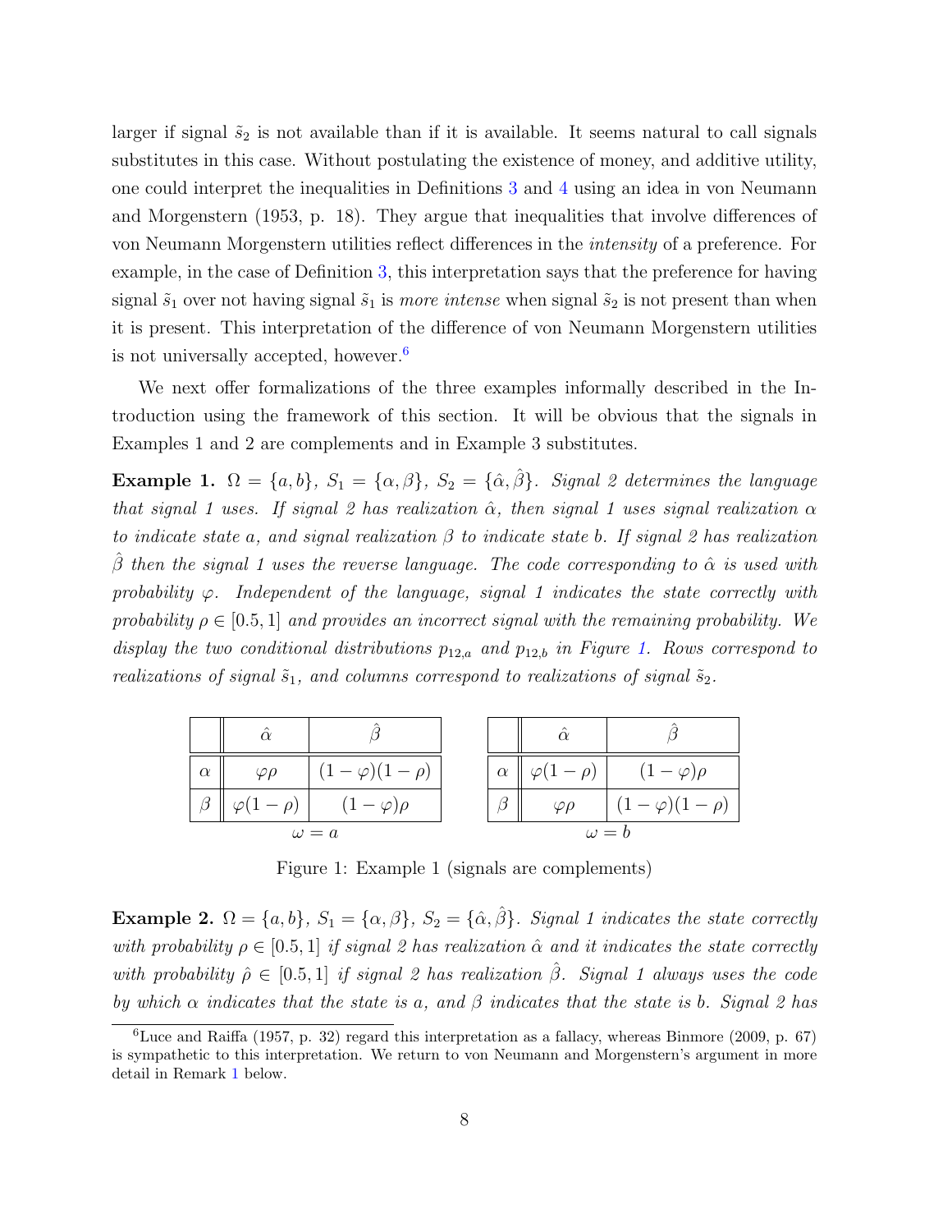larger if signal $\tilde{s}_2$ is not available than if it is available. It seems natural to call signals substitutes in this case. Without postulating the existence of money, and additive utility, one could interpret the inequalities in Definitions 3 and 4 using an idea in von Neumann and Morgenstern (1953, p. 18). They argue that inequalities that involve differences of von Neumann Morgenstern utilities reflect differences in the *intensity* of a preference. For example, in the case of Definition 3, this interpretation says that the preference for having signal $\tilde{s}_1$ over not having signal $\tilde{s}_1$ is *more intense* when signal $\tilde{s}_2$ is not present than when it is present. This interpretation of the difference of von Neumann Morgenstern utilities is not universally accepted, however.[6]

We next offer formalizations of the three examples informally described in the Introduction using the framework of this section. It will be obvious that the signals in Examples 1 and 2 are complements and in Example 3 substitutes.

**Example 1.** $\Omega = \{a, b\}$, $S_1 = \{\alpha, \beta\}$, $S_2 = \{\hat{\alpha}, \hat{\beta}\}$. *Signal 2 determines the language that signal 1 uses. If signal 2 has realization $\hat{\alpha}$, then signal 1 uses signal realization $\alpha$ to indicate state $a$, and signal realization $\beta$ to indicate state $b$. If signal 2 has realization $\hat{\beta}$ then the signal 1 uses the reverse language. The code corresponding to $\hat{\alpha}$ is used with probability $\varphi$. Independent of the language, signal 1 indicates the state correctly with probability $\rho \in [0.5, 1]$ and provides an incorrect signal with the remaining probability. We display the two conditional distributions $p_{12,a}$ and $p_{12,b}$ in Figure 1. Rows correspond to realizations of signal $\tilde{s}_1$, and columns correspond to realizations of signal $\tilde{s}_2$.*

$\omega = a$:

| | $\hat{\alpha}$ | $\hat{\beta}$ |
|---|---|---|
| $\alpha$ | $\varphi\rho$ | $(1-\varphi)(1-\rho)$ |
| $\beta$ | $\varphi(1-\rho)$ | $(1-\varphi)\rho$ |

$\omega = b$:

| | $\hat{\alpha}$ | $\hat{\beta}$ |
|---|---|---|
| $\alpha$ | $\varphi(1-\rho)$ | $(1-\varphi)\rho$ |
| $\beta$ | $\varphi\rho$ | $(1-\varphi)(1-\rho)$ |

Figure 1: Example 1 (signals are complements)

**Example 2.** $\Omega = \{a, b\}$, $S_1 = \{\alpha, \beta\}$, $S_2 = \{\hat{\alpha}, \hat{\beta}\}$. *Signal 1 indicates the state correctly with probability $\rho \in [0.5, 1]$ if signal 2 has realization $\hat{\alpha}$ and it indicates the state correctly with probability $\hat{\rho} \in [0.5, 1]$ if signal 2 has realization $\hat{\beta}$. Signal 1 always uses the code by which $\alpha$ indicates that the state is $a$, and $\beta$ indicates that the state is $b$. Signal 2 has*

[6] Luce and Raiffa (1957, p. 32) regard this interpretation as a fallacy, whereas Binmore (2009, p. 67) is sympathetic to this interpretation. We return to von Neumann and Morgenstern's argument in more detail in Remark 1 below.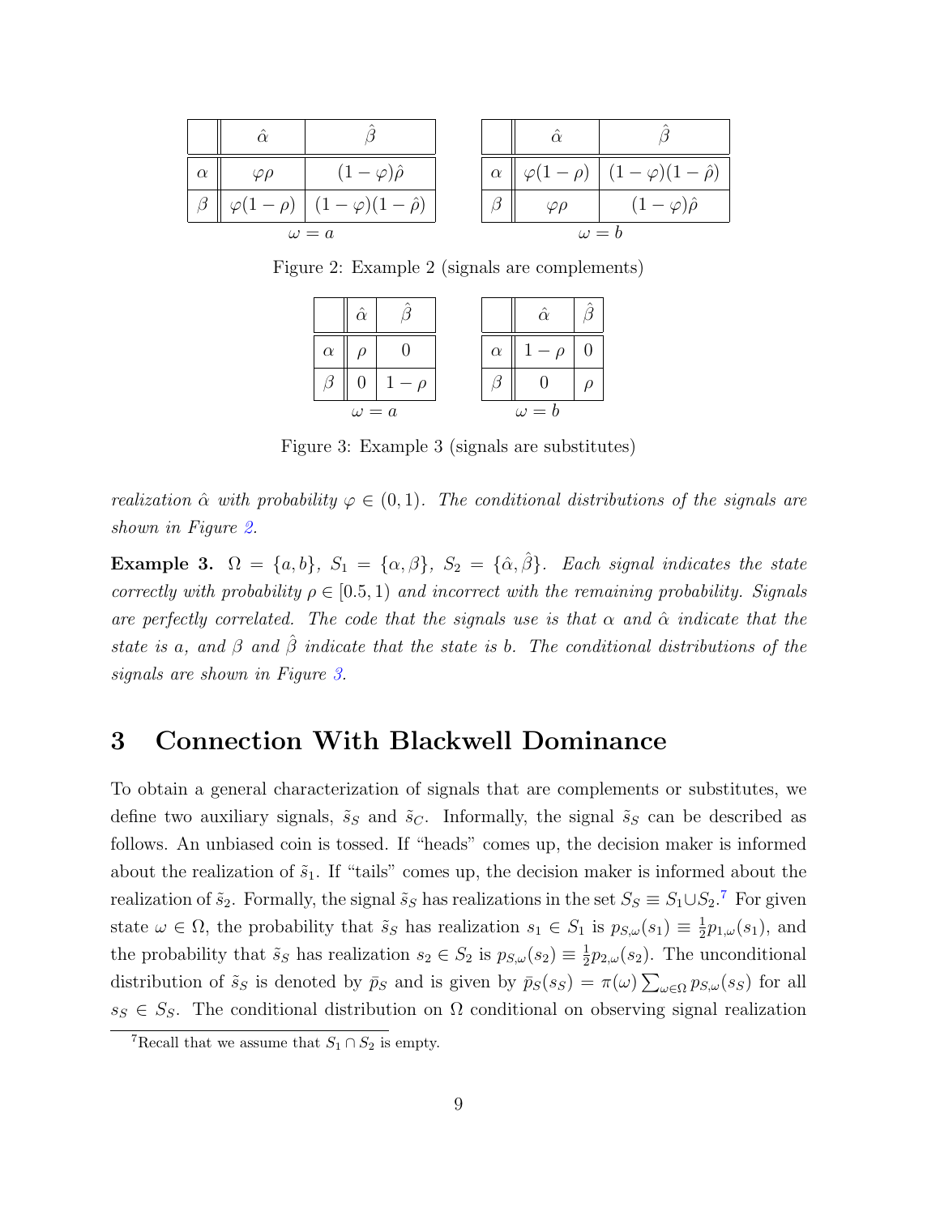| | $\hat{\alpha}$ | $\hat{\beta}$ |
|---|---|---|
| $\alpha$ | $\varphi\rho$ | $(1-\varphi)\hat{\rho}$ |
| $\beta$ | $\varphi(1-\rho)$ | $(1-\varphi)(1-\hat{\rho})$ |

$\omega = a$

| | $\hat{\alpha}$ | $\hat{\beta}$ |
|---|---|---|
| $\alpha$ | $\varphi(1-\rho)$ | $(1-\varphi)(1-\hat{\rho})$ |
| $\beta$ | $\varphi\rho$ | $(1-\varphi)\hat{\rho}$ |

$\omega = b$

Figure 2: Example 2 (signals are complements)

| | $\hat{\alpha}$ | $\hat{\beta}$ |
|---|---|---|
| $\alpha$ | $\rho$ | $0$ |
| $\beta$ | $0$ | $1-\rho$ |

$\omega = a$

| | $\hat{\alpha}$ | $\hat{\beta}$ |
|---|---|---|
| $\alpha$ | $1-\rho$ | $0$ |
| $\beta$ | $0$ | $\rho$ |

$\omega = b$

Figure 3: Example 3 (signals are substitutes)

*realization $\hat{\alpha}$ with probability $\varphi \in (0,1)$. The conditional distributions of the signals are shown in Figure 2.*

**Example 3.** *$\Omega = \{a,b\}$, $S_1 = \{\alpha,\beta\}$, $S_2 = \{\hat{\alpha},\hat{\beta}\}$. Each signal indicates the state correctly with probability $\rho \in [0.5,1)$ and incorrect with the remaining probability. Signals are perfectly correlated. The code that the signals use is that $\alpha$ and $\hat{\alpha}$ indicate that the state is $a$, and $\beta$ and $\hat{\beta}$ indicate that the state is $b$. The conditional distributions of the signals are shown in Figure 3.*

# 3 Connection With Blackwell Dominance

To obtain a general characterization of signals that are complements or substitutes, we define two auxiliary signals, $\tilde{s}_S$ and $\tilde{s}_C$. Informally, the signal $\tilde{s}_S$ can be described as follows. An unbiased coin is tossed. If "heads" comes up, the decision maker is informed about the realization of $\tilde{s}_1$. If "tails" comes up, the decision maker is informed about the realization of $\tilde{s}_2$. Formally, the signal $\tilde{s}_S$ has realizations in the set $S_S \equiv S_1 \cup S_2$.[7] For given state $\omega \in \Omega$, the probability that $\tilde{s}_S$ has realization $s_1 \in S_1$ is $p_{S,\omega}(s_1) \equiv \frac{1}{2}p_{1,\omega}(s_1)$, and the probability that $\tilde{s}_S$ has realization $s_2 \in S_2$ is $p_{S,\omega}(s_2) \equiv \frac{1}{2}p_{2,\omega}(s_2)$. The unconditional distribution of $\tilde{s}_S$ is denoted by $\bar{p}_S$ and is given by $\bar{p}_S(s_S) = \pi(\omega)\sum_{\omega\in\Omega} p_{S,\omega}(s_S)$ for all $s_S \in S_S$. The conditional distribution on $\Omega$ conditional on observing signal realization

[7]Recall that we assume that $S_1 \cap S_2$ is empty.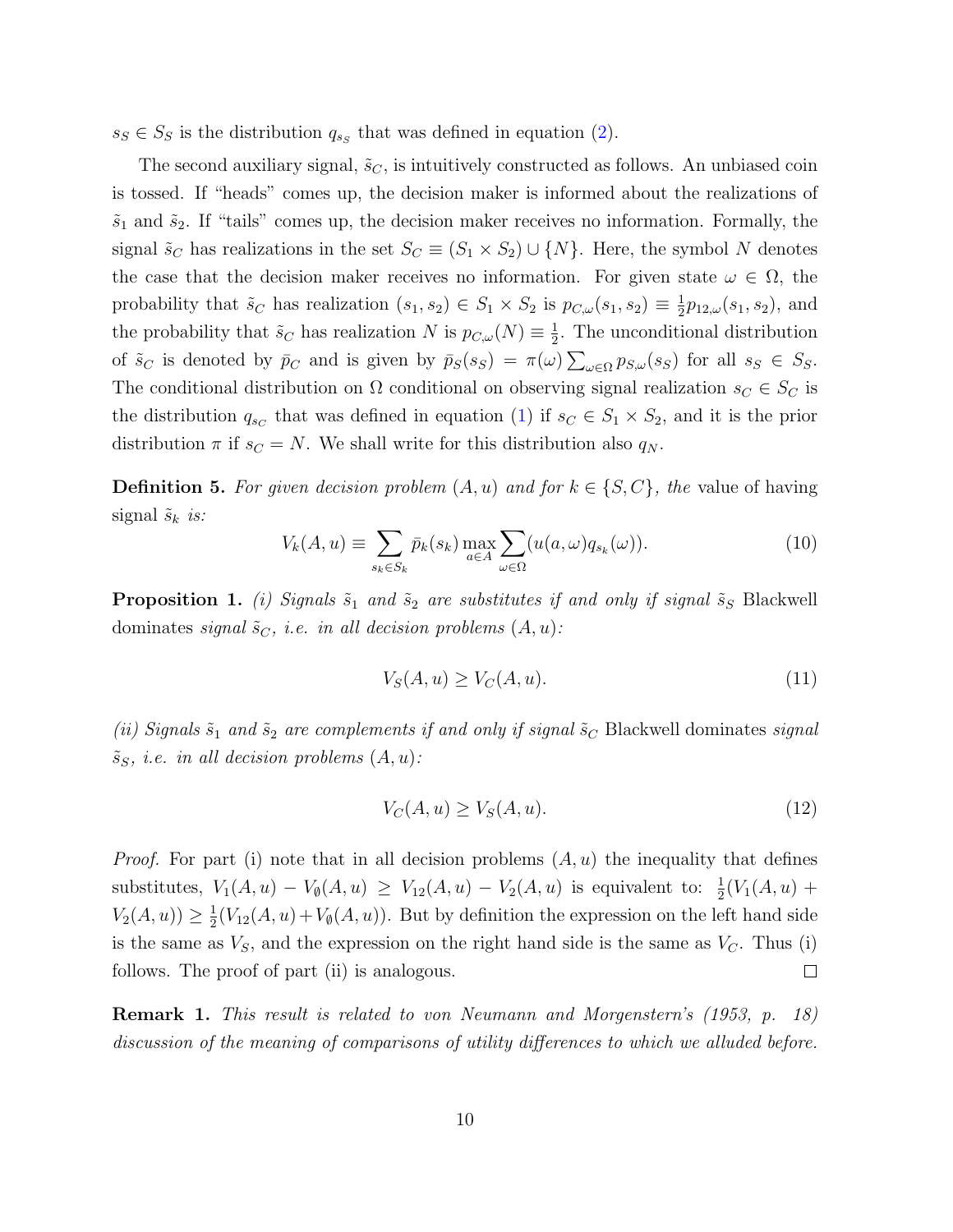$s_S \in S_S$ is the distribution $q_{s_S}$ that was defined in equation (2).

The second auxiliary signal, $\tilde{s}_C$, is intuitively constructed as follows. An unbiased coin is tossed. If "heads" comes up, the decision maker is informed about the realizations of $\tilde{s}_1$ and $\tilde{s}_2$. If "tails" comes up, the decision maker receives no information. Formally, the signal $\tilde{s}_C$ has realizations in the set $S_C \equiv (S_1 \times S_2) \cup \{N\}$. Here, the symbol $N$ denotes the case that the decision maker receives no information. For given state $\omega \in \Omega$, the probability that $\tilde{s}_C$ has realization $(s_1, s_2) \in S_1 \times S_2$ is $p_{C,\omega}(s_1, s_2) \equiv \frac{1}{2} p_{12,\omega}(s_1, s_2)$, and the probability that $\tilde{s}_C$ has realization $N$ is $p_{C,\omega}(N) \equiv \frac{1}{2}$. The unconditional distribution of $\tilde{s}_C$ is denoted by $\bar{p}_C$ and is given by $\bar{p}_S(s_S) = \pi(\omega) \sum_{\omega \in \Omega} p_{S,\omega}(s_S)$ for all $s_S \in S_S$. The conditional distribution on $\Omega$ conditional on observing signal realization $s_C \in S_C$ is the distribution $q_{s_C}$ that was defined in equation (1) if $s_C \in S_1 \times S_2$, and it is the prior distribution $\pi$ if $s_C = N$. We shall write for this distribution also $q_N$.

**Definition 5.** *For given decision problem $(A, u)$ and for $k \in \{S, C\}$, the* value of having signal $\tilde{s}_k$ *is:*

$$V_k(A, u) \equiv \sum_{s_k \in S_k} \bar{p}_k(s_k) \max_{a \in A} \sum_{\omega \in \Omega} (u(a, \omega) q_{s_k}(\omega)). \tag{10}$$

**Proposition 1.** *(i) Signals $\tilde{s}_1$ and $\tilde{s}_2$ are substitutes if and only if signal $\tilde{s}_S$* Blackwell dominates *signal $\tilde{s}_C$, i.e. in all decision problems $(A, u)$:*

$$V_S(A, u) \geq V_C(A, u). \tag{11}$$

*(ii) Signals $\tilde{s}_1$ and $\tilde{s}_2$ are complements if and only if signal $\tilde{s}_C$* Blackwell dominates *signal $\tilde{s}_S$, i.e. in all decision problems $(A, u)$:*

$$V_C(A, u) \geq V_S(A, u). \tag{12}$$

*Proof.* For part (i) note that in all decision problems $(A, u)$ the inequality that defines substitutes, $V_1(A, u) - V_\emptyset(A, u) \geq V_{12}(A, u) - V_2(A, u)$ is equivalent to: $\frac{1}{2}(V_1(A, u) + V_2(A, u)) \geq \frac{1}{2}(V_{12}(A, u) + V_\emptyset(A, u))$. But by definition the expression on the left hand side is the same as $V_S$, and the expression on the right hand side is the same as $V_C$. Thus (i) follows. The proof of part (ii) is analogous. □

**Remark 1.** *This result is related to von Neumann and Morgenstern's (1953, p. 18) discussion of the meaning of comparisons of utility differences to which we alluded before.*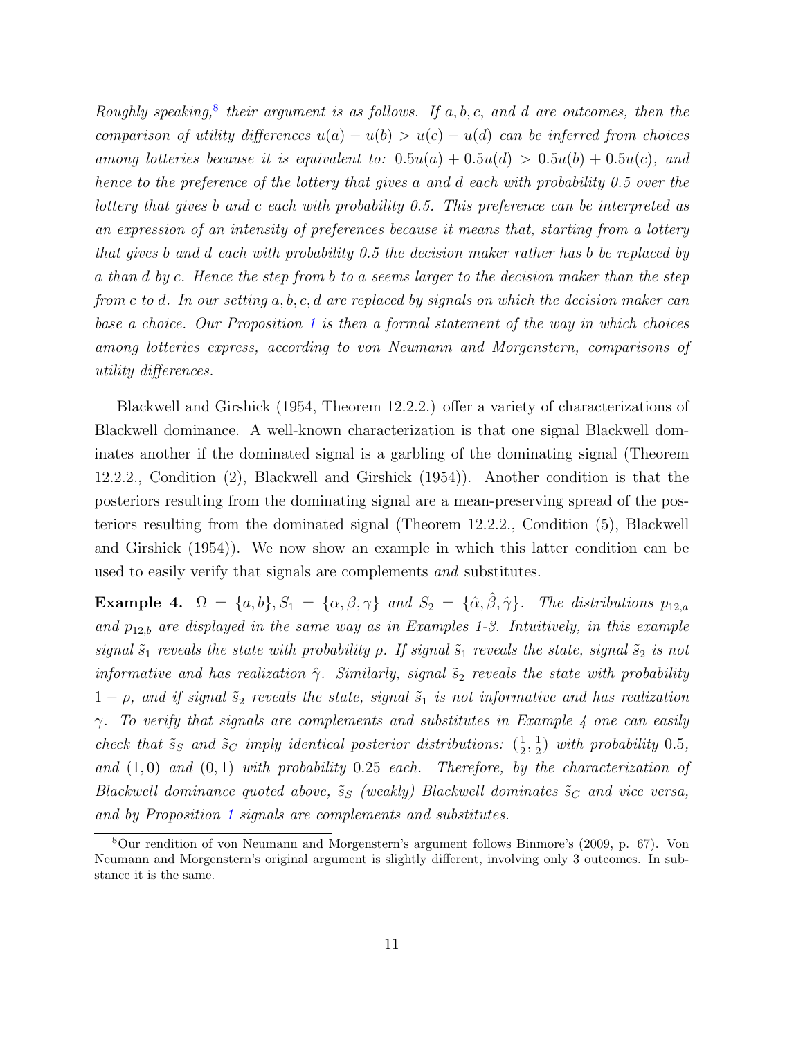*Roughly speaking,*[8] *their argument is as follows. If $a, b, c,$ and $d$ are outcomes, then the comparison of utility differences $u(a) - u(b) > u(c) - u(d)$ can be inferred from choices among lotteries because it is equivalent to: $0.5u(a) + 0.5u(d) > 0.5u(b) + 0.5u(c)$, and hence to the preference of the lottery that gives $a$ and $d$ each with probability 0.5 over the lottery that gives $b$ and $c$ each with probability 0.5. This preference can be interpreted as an expression of an intensity of preferences because it means that, starting from a lottery that gives $b$ and $d$ each with probability 0.5 the decision maker rather has $b$ be replaced by $a$ than $d$ by $c$. Hence the step from $b$ to $a$ seems larger to the decision maker than the step from $c$ to $d$. In our setting $a, b, c, d$ are replaced by signals on which the decision maker can base a choice. Our Proposition 1 is then a formal statement of the way in which choices among lotteries express, according to von Neumann and Morgenstern, comparisons of utility differences.*

Blackwell and Girshick (1954, Theorem 12.2.2.) offer a variety of characterizations of Blackwell dominance. A well-known characterization is that one signal Blackwell dominates another if the dominated signal is a garbling of the dominating signal (Theorem 12.2.2., Condition (2), Blackwell and Girshick (1954)). Another condition is that the posteriors resulting from the dominating signal are a mean-preserving spread of the posteriors resulting from the dominated signal (Theorem 12.2.2., Condition (5), Blackwell and Girshick (1954)). We now show an example in which this latter condition can be used to easily verify that signals are complements *and* substitutes.

**Example 4.** *$\Omega = \{a, b\}, S_1 = \{\alpha, \beta, \gamma\}$ and $S_2 = \{\hat{\alpha}, \hat{\beta}, \hat{\gamma}\}$. The distributions $p_{12,a}$ and $p_{12,b}$ are displayed in the same way as in Examples 1-3. Intuitively, in this example signal $\tilde{s}_1$ reveals the state with probability $\rho$. If signal $\tilde{s}_1$ reveals the state, signal $\tilde{s}_2$ is not informative and has realization $\hat{\gamma}$. Similarly, signal $\tilde{s}_2$ reveals the state with probability $1 - \rho$, and if signal $\tilde{s}_2$ reveals the state, signal $\tilde{s}_1$ is not informative and has realization $\gamma$. To verify that signals are complements and substitutes in Example 4 one can easily check that $\tilde{s}_S$ and $\tilde{s}_C$ imply identical posterior distributions: $(\frac{1}{2}, \frac{1}{2})$ with probability 0.5, and $(1, 0)$ and $(0, 1)$ with probability 0.25 each. Therefore, by the characterization of Blackwell dominance quoted above, $\tilde{s}_S$ (weakly) Blackwell dominates $\tilde{s}_C$ and vice versa, and by Proposition 1 signals are complements and substitutes.*

[8] Our rendition of von Neumann and Morgenstern's argument follows Binmore's (2009, p. 67). Von Neumann and Morgenstern's original argument is slightly different, involving only 3 outcomes. In substance it is the same.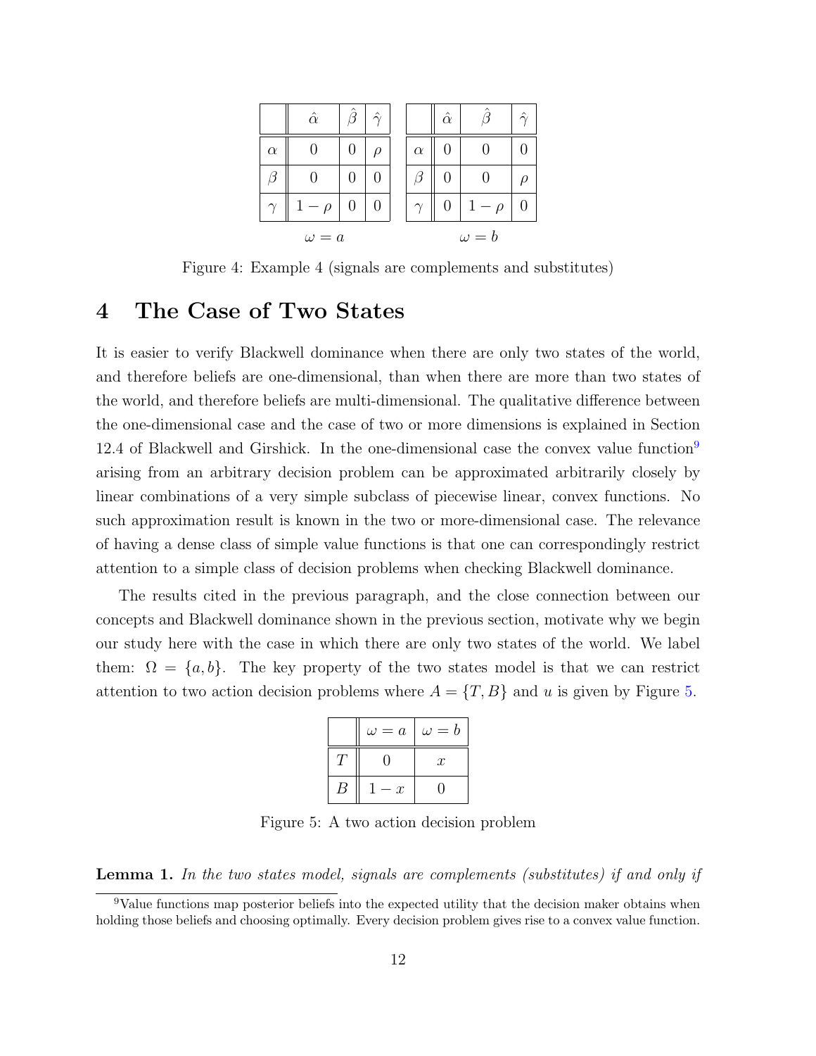|  | $\hat{\alpha}$ | $\hat{\beta}$ | $\hat{\gamma}$ |
|---|---|---|---|
| $\alpha$ | 0 | 0 | $\rho$ |
| $\beta$ | 0 | 0 | 0 |
| $\gamma$ | $1-\rho$ | 0 | 0 |

$\omega = a$

|  | $\hat{\alpha}$ | $\hat{\beta}$ | $\hat{\gamma}$ |
|---|---|---|---|
| $\alpha$ | 0 | 0 | 0 |
| $\beta$ | 0 | 0 | $\rho$ |
| $\gamma$ | 0 | $1-\rho$ | 0 |

$\omega = b$

Figure 4: Example 4 (signals are complements and substitutes)

# 4 The Case of Two States

It is easier to verify Blackwell dominance when there are only two states of the world, and therefore beliefs are one-dimensional, than when there are more than two states of the world, and therefore beliefs are multi-dimensional. The qualitative difference between the one-dimensional case and the case of two or more dimensions is explained in Section 12.4 of Blackwell and Girshick. In the one-dimensional case the convex value function[9] arising from an arbitrary decision problem can be approximated arbitrarily closely by linear combinations of a very simple subclass of piecewise linear, convex functions. No such approximation result is known in the two or more-dimensional case. The relevance of having a dense class of simple value functions is that one can correspondingly restrict attention to a simple class of decision problems when checking Blackwell dominance.

The results cited in the previous paragraph, and the close connection between our concepts and Blackwell dominance shown in the previous section, motivate why we begin our study here with the case in which there are only two states of the world. We label them: $\Omega = \{a, b\}$. The key property of the two states model is that we can restrict attention to two action decision problems where $A = \{T, B\}$ and $u$ is given by Figure 5.

|  | $\omega = a$ | $\omega = b$ |
|---|---|---|
| $T$ | 0 | $x$ |
| $B$ | $1-x$ | 0 |

Figure 5: A two action decision problem

**Lemma 1.** *In the two states model, signals are complements (substitutes) if and only if*

[9] Value functions map posterior beliefs into the expected utility that the decision maker obtains when holding those beliefs and choosing optimally. Every decision problem gives rise to a convex value function.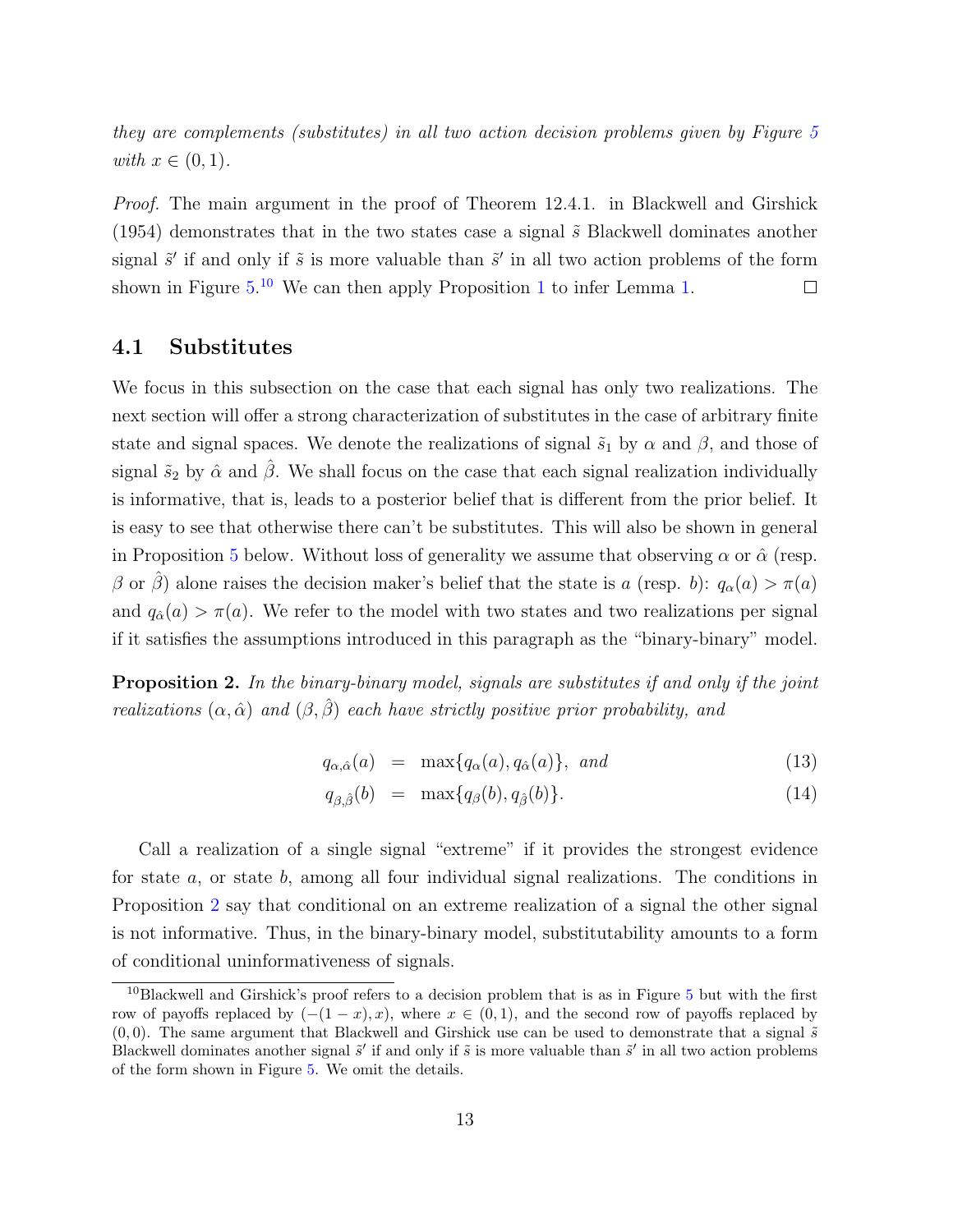*they are complements (substitutes) in all two action decision problems given by Figure 5 with $x \in (0, 1)$.*

*Proof.* The main argument in the proof of Theorem 12.4.1. in Blackwell and Girshick (1954) demonstrates that in the two states case a signal $\tilde{s}$ Blackwell dominates another signal $\tilde{s}'$ if and only if $\tilde{s}$ is more valuable than $\tilde{s}'$ in all two action problems of the form shown in Figure 5.[10] We can then apply Proposition 1 to infer Lemma 1. □

## 4.1 Substitutes

We focus in this subsection on the case that each signal has only two realizations. The next section will offer a strong characterization of substitutes in the case of arbitrary finite state and signal spaces. We denote the realizations of signal $\tilde{s}_1$ by $\alpha$ and $\beta$, and those of signal $\tilde{s}_2$ by $\hat{\alpha}$ and $\hat{\beta}$. We shall focus on the case that each signal realization individually is informative, that is, leads to a posterior belief that is different from the prior belief. It is easy to see that otherwise there can't be substitutes. This will also be shown in general in Proposition 5 below. Without loss of generality we assume that observing $\alpha$ or $\hat{\alpha}$ (resp. $\beta$ or $\hat{\beta}$) alone raises the decision maker's belief that the state is $a$ (resp. $b$): $q_\alpha(a) > \pi(a)$ and $q_{\hat{\alpha}}(a) > \pi(a)$. We refer to the model with two states and two realizations per signal if it satisfies the assumptions introduced in this paragraph as the "binary-binary" model.

**Proposition 2.** *In the binary-binary model, signals are substitutes if and only if the joint realizations $(\alpha, \hat{\alpha})$ and $(\beta, \hat{\beta})$ each have strictly positive prior probability, and*

$$q_{\alpha,\hat{\alpha}}(a) = \max\{q_\alpha(a), q_{\hat{\alpha}}(a)\}, \text{ and} \tag{13}$$

$$q_{\beta,\hat{\beta}}(b) = \max\{q_\beta(b), q_{\hat{\beta}}(b)\}. \tag{14}$$

Call a realization of a single signal "extreme" if it provides the strongest evidence for state $a$, or state $b$, among all four individual signal realizations. The conditions in Proposition 2 say that conditional on an extreme realization of a signal the other signal is not informative. Thus, in the binary-binary model, substitutability amounts to a form of conditional uninformativeness of signals.

[10] Blackwell and Girshick's proof refers to a decision problem that is as in Figure 5 but with the first row of payoffs replaced by $(-(1-x), x)$, where $x \in (0, 1)$, and the second row of payoffs replaced by $(0, 0)$. The same argument that Blackwell and Girshick use can be used to demonstrate that a signal $\tilde{s}$ Blackwell dominates another signal $\tilde{s}'$ if and only if $\tilde{s}$ is more valuable than $\tilde{s}'$ in all two action problems of the form shown in Figure 5. We omit the details.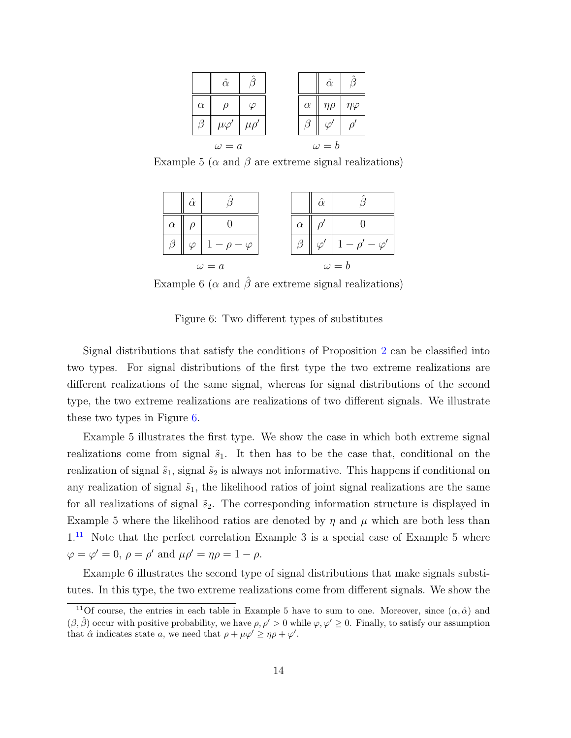|  | $\hat{\alpha}$ | $\hat{\beta}$ |
|---|---|---|
| $\alpha$ | $\rho$ | $\varphi$ |
| $\beta$ | $\mu\varphi'$ | $\mu\rho'$ |

$\omega = a$

|  | $\hat{\alpha}$ | $\hat{\beta}$ |
|---|---|---|
| $\alpha$ | $\eta\rho$ | $\eta\varphi$ |
| $\beta$ | $\varphi'$ | $\rho'$ |

$\omega = b$

Example 5 ($\alpha$ and $\beta$ are extreme signal realizations)

|  | $\hat{\alpha}$ | $\hat{\beta}$ |
|---|---|---|
| $\alpha$ | $\rho$ | $0$ |
| $\beta$ | $\varphi$ | $1-\rho-\varphi$ |

$\omega = a$

|  | $\hat{\alpha}$ | $\hat{\beta}$ |
|---|---|---|
| $\alpha$ | $\rho'$ | $0$ |
| $\beta$ | $\varphi'$ | $1-\rho'-\varphi'$ |

$\omega = b$

Example 6 ($\alpha$ and $\hat{\beta}$ are extreme signal realizations)

Figure 6: Two different types of substitutes

Signal distributions that satisfy the conditions of Proposition 2 can be classified into two types. For signal distributions of the first type the two extreme realizations are different realizations of the same signal, whereas for signal distributions of the second type, the two extreme realizations are realizations of two different signals. We illustrate these two types in Figure 6.

Example 5 illustrates the first type. We show the case in which both extreme signal realizations come from signal $\tilde{s}_1$. It then has to be the case that, conditional on the realization of signal $\tilde{s}_1$, signal $\tilde{s}_2$ is always not informative. This happens if conditional on any realization of signal $\tilde{s}_1$, the likelihood ratios of joint signal realizations are the same for all realizations of signal $\tilde{s}_2$. The corresponding information structure is displayed in Example 5 where the likelihood ratios are denoted by $\eta$ and $\mu$ which are both less than 1.[11] Note that the perfect correlation Example 3 is a special case of Example 5 where $\varphi = \varphi' = 0$, $\rho = \rho'$ and $\mu\rho' = \eta\rho = 1 - \rho$.

Example 6 illustrates the second type of signal distributions that make signals substitutes. In this type, the two extreme realizations come from different signals. We show the

[11] Of course, the entries in each table in Example 5 have to sum to one. Moreover, since $(\alpha, \hat{\alpha})$ and $(\beta, \hat{\beta})$ occur with positive probability, we have $\rho, \rho' > 0$ while $\varphi, \varphi' \geq 0$. Finally, to satisfy our assumption that $\hat{\alpha}$ indicates state $a$, we need that $\rho + \mu\varphi' \geq \eta\rho + \varphi'$.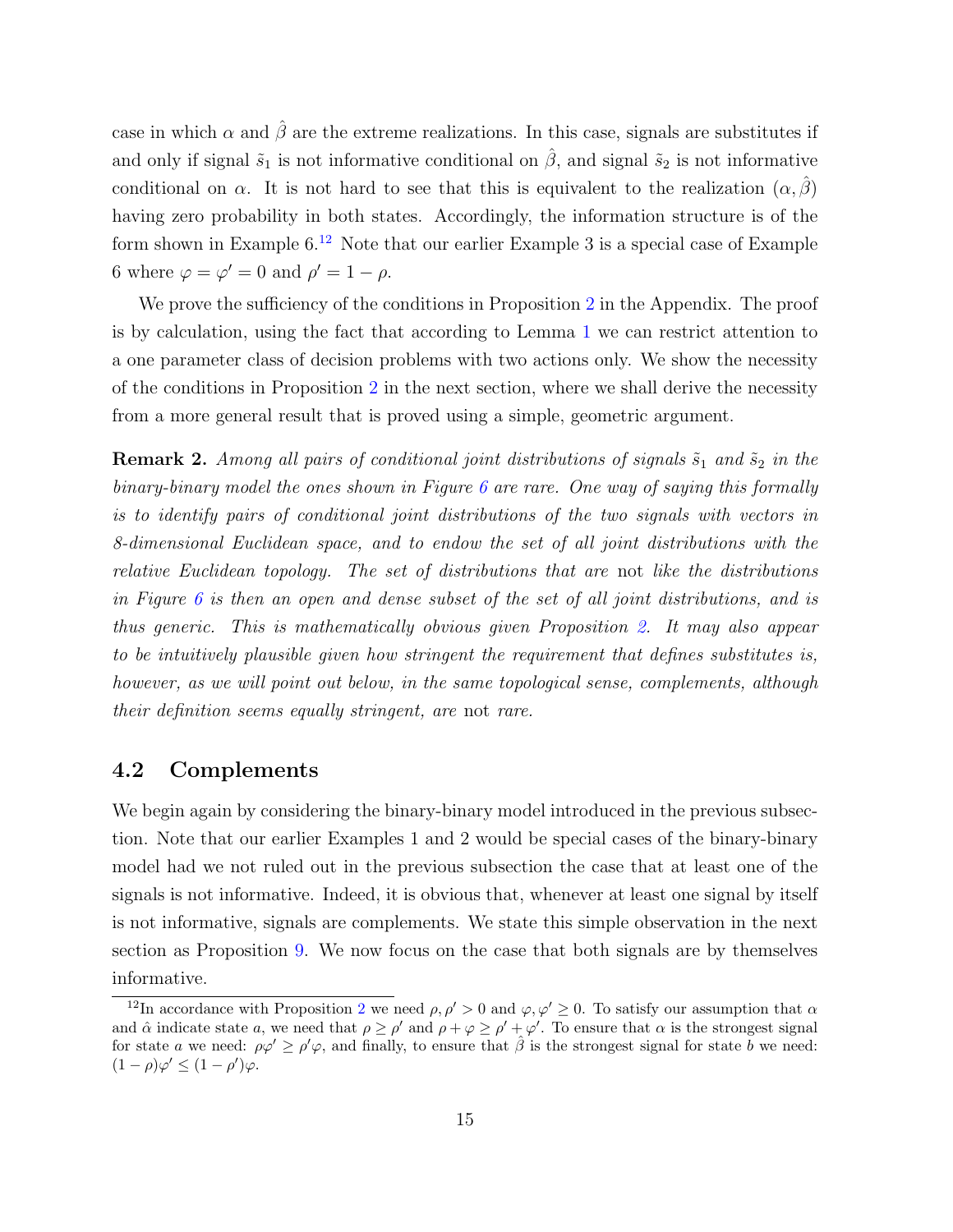case in which $\alpha$ and $\hat{\beta}$ are the extreme realizations. In this case, signals are substitutes if and only if signal $\tilde{s}_1$ is not informative conditional on $\hat{\beta}$, and signal $\tilde{s}_2$ is not informative conditional on $\alpha$. It is not hard to see that this is equivalent to the realization $(\alpha, \hat{\beta})$ having zero probability in both states. Accordingly, the information structure is of the form shown in Example 6.[12] Note that our earlier Example 3 is a special case of Example 6 where $\varphi = \varphi' = 0$ and $\rho' = 1 - \rho$.

We prove the sufficiency of the conditions in Proposition 2 in the Appendix. The proof is by calculation, using the fact that according to Lemma 1 we can restrict attention to a one parameter class of decision problems with two actions only. We show the necessity of the conditions in Proposition 2 in the next section, where we shall derive the necessity from a more general result that is proved using a simple, geometric argument.

**Remark 2.** *Among all pairs of conditional joint distributions of signals $\tilde{s}_1$ and $\tilde{s}_2$ in the binary-binary model the ones shown in Figure 6 are rare. One way of saying this formally is to identify pairs of conditional joint distributions of the two signals with vectors in 8-dimensional Euclidean space, and to endow the set of all joint distributions with the relative Euclidean topology. The set of distributions that are* not *like the distributions in Figure 6 is then an open and dense subset of the set of all joint distributions, and is thus generic. This is mathematically obvious given Proposition 2. It may also appear to be intuitively plausible given how stringent the requirement that defines substitutes is, however, as we will point out below, in the same topological sense, complements, although their definition seems equally stringent, are* not *rare.*

## 4.2 Complements

We begin again by considering the binary-binary model introduced in the previous subsection. Note that our earlier Examples 1 and 2 would be special cases of the binary-binary model had we not ruled out in the previous subsection the case that at least one of the signals is not informative. Indeed, it is obvious that, whenever at least one signal by itself is not informative, signals are complements. We state this simple observation in the next section as Proposition 9. We now focus on the case that both signals are by themselves informative.

[12] In accordance with Proposition 2 we need $\rho, \rho' > 0$ and $\varphi, \varphi' \geq 0$. To satisfy our assumption that $\alpha$ and $\hat{\alpha}$ indicate state $a$, we need that $\rho \geq \rho'$ and $\rho + \varphi \geq \rho' + \varphi'$. To ensure that $\alpha$ is the strongest signal for state $a$ we need: $\rho\varphi' \geq \rho'\varphi$, and finally, to ensure that $\hat{\beta}$ is the strongest signal for state $b$ we need: $(1 - \rho)\varphi' \leq (1 - \rho')\varphi$.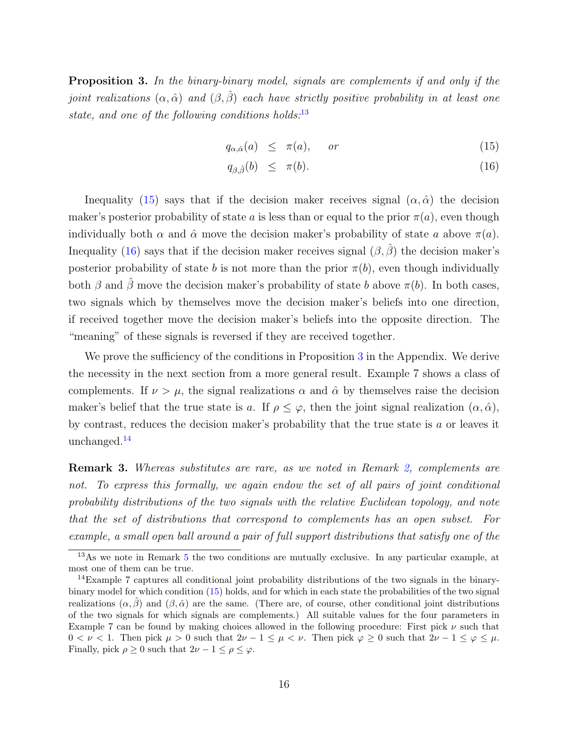**Proposition 3.** *In the binary-binary model, signals are complements if and only if the joint realizations $(\alpha, \hat{\alpha})$ and $(\beta, \hat{\beta})$ each have strictly positive probability in at least one state, and one of the following conditions holds:*[13]

$$q_{\alpha,\hat{\alpha}}(a) \leq \pi(a), \quad \text{or} \tag{15}$$

$$q_{\beta,\hat{\beta}}(b) \leq \pi(b). \tag{16}$$

Inequality (15) says that if the decision maker receives signal $(\alpha, \hat{\alpha})$ the decision maker's posterior probability of state $a$ is less than or equal to the prior $\pi(a)$, even though individually both $\alpha$ and $\hat{\alpha}$ move the decision maker's probability of state $a$ above $\pi(a)$. Inequality (16) says that if the decision maker receives signal $(\beta, \hat{\beta})$ the decision maker's posterior probability of state $b$ is not more than the prior $\pi(b)$, even though individually both $\beta$ and $\hat{\beta}$ move the decision maker's probability of state $b$ above $\pi(b)$. In both cases, two signals which by themselves move the decision maker's beliefs into one direction, if received together move the decision maker's beliefs into the opposite direction. The "meaning" of these signals is reversed if they are received together.

We prove the sufficiency of the conditions in Proposition 3 in the Appendix. We derive the necessity in the next section from a more general result. Example 7 shows a class of complements. If $\nu > \mu$, the signal realizations $\alpha$ and $\hat{\alpha}$ by themselves raise the decision maker's belief that the true state is $a$. If $\rho \leq \varphi$, then the joint signal realization $(\alpha, \hat{\alpha})$, by contrast, reduces the decision maker's probability that the true state is $a$ or leaves it unchanged.[14]

**Remark 3.** *Whereas substitutes are rare, as we noted in Remark 2, complements are not. To express this formally, we again endow the set of all pairs of joint conditional probability distributions of the two signals with the relative Euclidean topology, and note that the set of distributions that correspond to complements has an open subset. For example, a small open ball around a pair of full support distributions that satisfy one of the*

[13] As we note in Remark 5 the two conditions are mutually exclusive. In any particular example, at most one of them can be true.

[14] Example 7 captures all conditional joint probability distributions of the two signals in the binary-binary model for which condition (15) holds, and for which in each state the probabilities of the two signal realizations $(\alpha, \hat{\beta})$ and $(\beta, \hat{\alpha})$ are the same. (There are, of course, other conditional joint distributions of the two signals for which signals are complements.) All suitable values for the four parameters in Example 7 can be found by making choices allowed in the following procedure: First pick $\nu$ such that $0 < \nu < 1$. Then pick $\mu > 0$ such that $2\nu - 1 \leq \mu < \nu$. Then pick $\varphi \geq 0$ such that $2\nu - 1 \leq \varphi \leq \mu$. Finally, pick $\rho \geq 0$ such that $2\nu - 1 \leq \rho \leq \varphi$.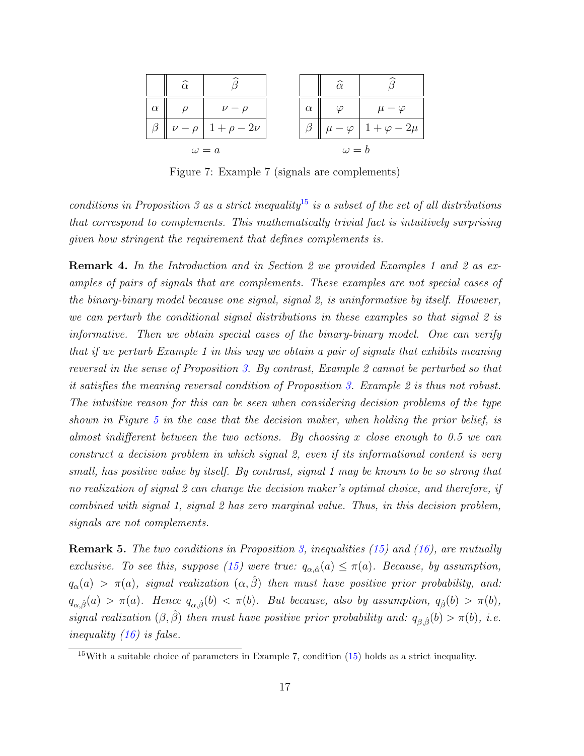| | $\widehat{\alpha}$ | $\widehat{\beta}$ |
|---|---|---|
| $\alpha$ | $\rho$ | $\nu - \rho$ |
| $\beta$ | $\nu - \rho$ | $1 + \rho - 2\nu$ |

$\omega = a$

| | $\widehat{\alpha}$ | $\widehat{\beta}$ |
|---|---|---|
| $\alpha$ | $\varphi$ | $\mu - \varphi$ |
| $\beta$ | $\mu - \varphi$ | $1 + \varphi - 2\mu$ |

$\omega = b$

Figure 7: Example 7 (signals are complements)

*conditions in Proposition 3 as a strict inequality*[15] *is a subset of the set of all distributions that correspond to complements. This mathematically trivial fact is intuitively surprising given how stringent the requirement that defines complements is.*

**Remark 4.** *In the Introduction and in Section 2 we provided Examples 1 and 2 as examples of pairs of signals that are complements. These examples are not special cases of the binary-binary model because one signal, signal 2, is uninformative by itself. However, we can perturb the conditional signal distributions in these examples so that signal 2 is informative. Then we obtain special cases of the binary-binary model. One can verify that if we perturb Example 1 in this way we obtain a pair of signals that exhibits meaning reversal in the sense of Proposition 3. By contrast, Example 2 cannot be perturbed so that it satisfies the meaning reversal condition of Proposition 3. Example 2 is thus not robust. The intuitive reason for this can be seen when considering decision problems of the type shown in Figure 5 in the case that the decision maker, when holding the prior belief, is almost indifferent between the two actions. By choosing x close enough to 0.5 we can construct a decision problem in which signal 2, even if its informational content is very small, has positive value by itself. By contrast, signal 1 may be known to be so strong that no realization of signal 2 can change the decision maker's optimal choice, and therefore, if combined with signal 1, signal 2 has zero marginal value. Thus, in this decision problem, signals are not complements.*

**Remark 5.** *The two conditions in Proposition 3, inequalities (15) and (16), are mutually exclusive. To see this, suppose (15) were true: $q_{\alpha,\hat{\alpha}}(a) \leq \pi(a)$. Because, by assumption, $q_\alpha(a) > \pi(a)$, signal realization $(\alpha, \hat{\beta})$ then must have positive prior probability, and: $q_{\alpha,\hat{\beta}}(a) > \pi(a)$. Hence $q_{\alpha,\hat{\beta}}(b) < \pi(b)$. But because, also by assumption, $q_{\hat{\beta}}(b) > \pi(b)$, signal realization $(\beta, \hat{\beta})$ then must have positive prior probability and: $q_{\beta,\hat{\beta}}(b) > \pi(b)$, i.e. inequality (16) is false.*

[15] With a suitable choice of parameters in Example 7, condition (15) holds as a strict inequality.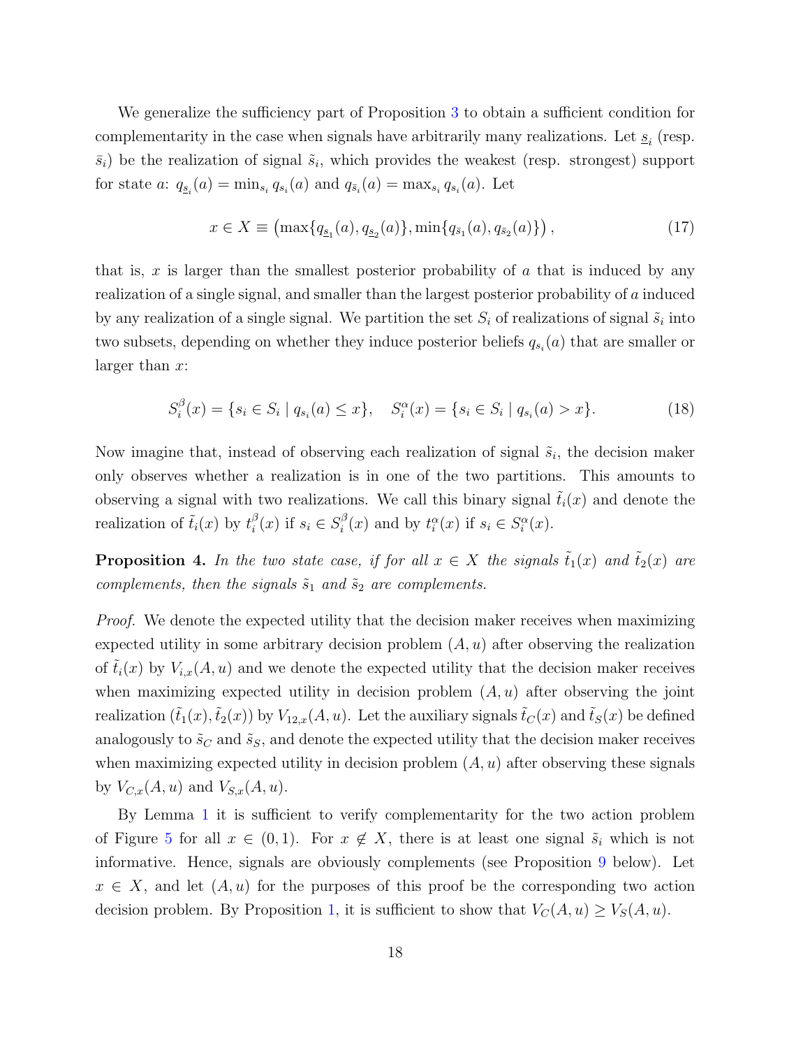We generalize the sufficiency part of Proposition 3 to obtain a sufficient condition for complementarity in the case when signals have arbitrarily many realizations. Let $\underline{s}_i$ (resp. $\bar{s}_i$) be the realization of signal $\tilde{s}_i$, which provides the weakest (resp. strongest) support for state $a$: $q_{\underline{s}_i}(a) = \min_{s_i} q_{s_i}(a)$ and $q_{\bar{s}_i}(a) = \max_{s_i} q_{s_i}(a)$. Let

$$x \in X \equiv \left(\max\{q_{\underline{s}_1}(a), q_{\underline{s}_2}(a)\}, \min\{q_{\bar{s}_1}(a), q_{\bar{s}_2}(a)\}\right), \tag{17}$$

that is, $x$ is larger than the smallest posterior probability of $a$ that is induced by any realization of a single signal, and smaller than the largest posterior probability of $a$ induced by any realization of a single signal. We partition the set $S_i$ of realizations of signal $\tilde{s}_i$ into two subsets, depending on whether they induce posterior beliefs $q_{s_i}(a)$ that are smaller or larger than $x$:

$$S_i^{\beta}(x) = \{s_i \in S_i \mid q_{s_i}(a) \leq x\}, \quad S_i^{\alpha}(x) = \{s_i \in S_i \mid q_{s_i}(a) > x\}. \tag{18}$$

Now imagine that, instead of observing each realization of signal $\tilde{s}_i$, the decision maker only observes whether a realization is in one of the two partitions. This amounts to observing a signal with two realizations. We call this binary signal $\tilde{t}_i(x)$ and denote the realization of $\tilde{t}_i(x)$ by $t_i^{\beta}(x)$ if $s_i \in S_i^{\beta}(x)$ and by $t_i^{\alpha}(x)$ if $s_i \in S_i^{\alpha}(x)$.

**Proposition 4.** *In the two state case, if for all $x \in X$ the signals $\tilde{t}_1(x)$ and $\tilde{t}_2(x)$ are complements, then the signals $\tilde{s}_1$ and $\tilde{s}_2$ are complements.*

*Proof.* We denote the expected utility that the decision maker receives when maximizing expected utility in some arbitrary decision problem $(A, u)$ after observing the realization of $\tilde{t}_i(x)$ by $V_{i,x}(A, u)$ and we denote the expected utility that the decision maker receives when maximizing expected utility in decision problem $(A, u)$ after observing the joint realization $(\tilde{t}_1(x), \tilde{t}_2(x))$ by $V_{12,x}(A, u)$. Let the auxiliary signals $\tilde{t}_C(x)$ and $\tilde{t}_S(x)$ be defined analogously to $\tilde{s}_C$ and $\tilde{s}_S$, and denote the expected utility that the decision maker receives when maximizing expected utility in decision problem $(A, u)$ after observing these signals by $V_{C,x}(A, u)$ and $V_{S,x}(A, u)$.

By Lemma 1 it is sufficient to verify complementarity for the two action problem of Figure 5 for all $x \in (0, 1)$. For $x \notin X$, there is at least one signal $\tilde{s}_i$ which is not informative. Hence, signals are obviously complements (see Proposition 9 below). Let $x \in X$, and let $(A, u)$ for the purposes of this proof be the corresponding two action decision problem. By Proposition 1, it is sufficient to show that $V_C(A, u) \geq V_S(A, u)$.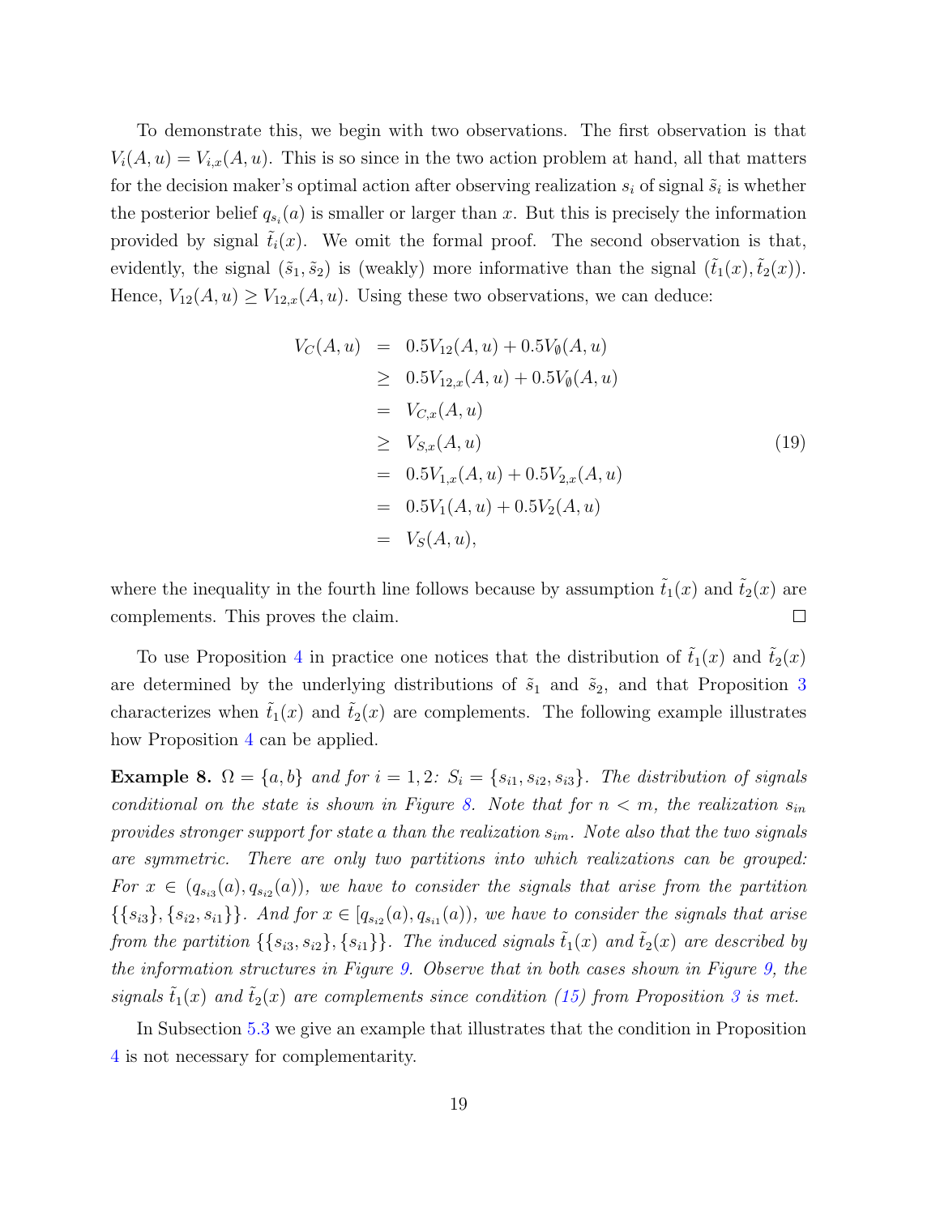To demonstrate this, we begin with two observations. The first observation is that $V_i(A,u) = V_{i,x}(A,u)$. This is so since in the two action problem at hand, all that matters for the decision maker's optimal action after observing realization $s_i$ of signal $\tilde{s}_i$ is whether the posterior belief $q_{s_i}(a)$ is smaller or larger than $x$. But this is precisely the information provided by signal $\tilde{t}_i(x)$. We omit the formal proof. The second observation is that, evidently, the signal $(\tilde{s}_1, \tilde{s}_2)$ is (weakly) more informative than the signal $(\tilde{t}_1(x), \tilde{t}_2(x))$. Hence, $V_{12}(A,u) \geq V_{12,x}(A,u)$. Using these two observations, we can deduce:

$$
\begin{aligned}
V_C(A,u) &= 0.5V_{12}(A,u) + 0.5V_\emptyset(A,u) \\
&\geq 0.5V_{12,x}(A,u) + 0.5V_\emptyset(A,u) \\
&= V_{C,x}(A,u) \\
&\geq V_{S,x}(A,u) \\
&= 0.5V_{1,x}(A,u) + 0.5V_{2,x}(A,u) \\
&= 0.5V_1(A,u) + 0.5V_2(A,u) \\
&= V_S(A,u),
\end{aligned}
\tag{19}
$$

where the inequality in the fourth line follows because by assumption $\tilde{t}_1(x)$ and $\tilde{t}_2(x)$ are complements. This proves the claim. □

To use Proposition 4 in practice one notices that the distribution of $\tilde{t}_1(x)$ and $\tilde{t}_2(x)$ are determined by the underlying distributions of $\tilde{s}_1$ and $\tilde{s}_2$, and that Proposition 3 characterizes when $\tilde{t}_1(x)$ and $\tilde{t}_2(x)$ are complements. The following example illustrates how Proposition 4 can be applied.

**Example 8.** *$\Omega = \{a,b\}$ and for $i = 1,2$: $S_i = \{s_{i1}, s_{i2}, s_{i3}\}$. The distribution of signals conditional on the state is shown in Figure 8. Note that for $n < m$, the realization $s_{in}$ provides stronger support for state $a$ than the realization $s_{im}$. Note also that the two signals are symmetric. There are only two partitions into which realizations can be grouped: For $x \in (q_{s_{i3}}(a), q_{s_{i2}}(a))$, we have to consider the signals that arise from the partition $\{\{s_{i3}\}, \{s_{i2}, s_{i1}\}\}$. And for $x \in [q_{s_{i2}}(a), q_{s_{i1}}(a))$, we have to consider the signals that arise from the partition $\{\{s_{i3}, s_{i2}\}, \{s_{i1}\}\}$. The induced signals $\tilde{t}_1(x)$ and $\tilde{t}_2(x)$ are described by the information structures in Figure 9. Observe that in both cases shown in Figure 9, the signals $\tilde{t}_1(x)$ and $\tilde{t}_2(x)$ are complements since condition (15) from Proposition 3 is met.*

In Subsection 5.3 we give an example that illustrates that the condition in Proposition 4 is not necessary for complementarity.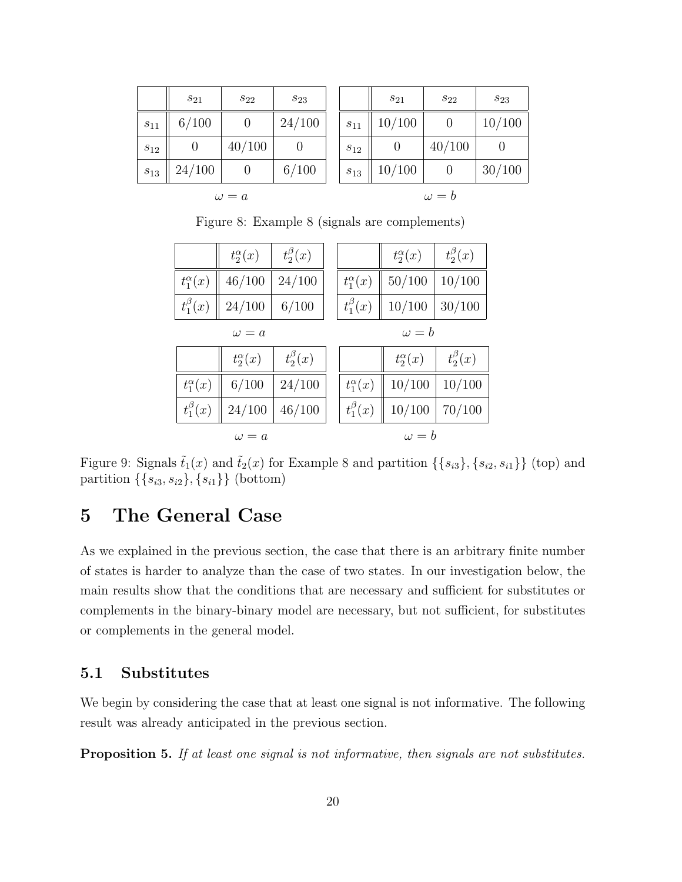|  | $s_{21}$ | $s_{22}$ | $s_{23}$ |
|---|---|---|---|
| $s_{11}$ | $6/100$ | $0$ | $24/100$ |
| $s_{12}$ | $0$ | $40/100$ | $0$ |
| $s_{13}$ | $24/100$ | $0$ | $6/100$ |

$\omega = a$

|  | $s_{21}$ | $s_{22}$ | $s_{23}$ |
|---|---|---|---|
| $s_{11}$ | $10/100$ | $0$ | $10/100$ |
| $s_{12}$ | $0$ | $40/100$ | $0$ |
| $s_{13}$ | $10/100$ | $0$ | $30/100$ |

$\omega = b$

Figure 8: Example 8 (signals are complements)

|  | $t_2^\alpha(x)$ | $t_2^\beta(x)$ |
|---|---|---|
| $t_1^\alpha(x)$ | $46/100$ | $24/100$ |
| $t_1^\beta(x)$ | $24/100$ | $6/100$ |

$\omega = a$

|  | $t_2^\alpha(x)$ | $t_2^\beta(x)$ |
|---|---|---|
| $t_1^\alpha(x)$ | $50/100$ | $10/100$ |
| $t_1^\beta(x)$ | $10/100$ | $30/100$ |

$\omega = b$

|  | $t_2^\alpha(x)$ | $t_2^\beta(x)$ |
|---|---|---|
| $t_1^\alpha(x)$ | $6/100$ | $24/100$ |
| $t_1^\beta(x)$ | $24/100$ | $46/100$ |

$\omega = a$

|  | $t_2^\alpha(x)$ | $t_2^\beta(x)$ |
|---|---|---|
| $t_1^\alpha(x)$ | $10/100$ | $10/100$ |
| $t_1^\beta(x)$ | $10/100$ | $70/100$ |

$\omega = b$

Figure 9: Signals $\tilde{t}_1(x)$ and $\tilde{t}_2(x)$ for Example 8 and partition $\{\{s_{i3}\}, \{s_{i2}, s_{i1}\}\}$ (top) and partition $\{\{s_{i3}, s_{i2}\}, \{s_{i1}\}\}$ (bottom)

# 5 The General Case

As we explained in the previous section, the case that there is an arbitrary finite number of states is harder to analyze than the case of two states. In our investigation below, the main results show that the conditions that are necessary and sufficient for substitutes or complements in the binary-binary model are necessary, but not sufficient, for substitutes or complements in the general model.

## 5.1 Substitutes

We begin by considering the case that at least one signal is not informative. The following result was already anticipated in the previous section.

**Proposition 5.** *If at least one signal is not informative, then signals are not substitutes.*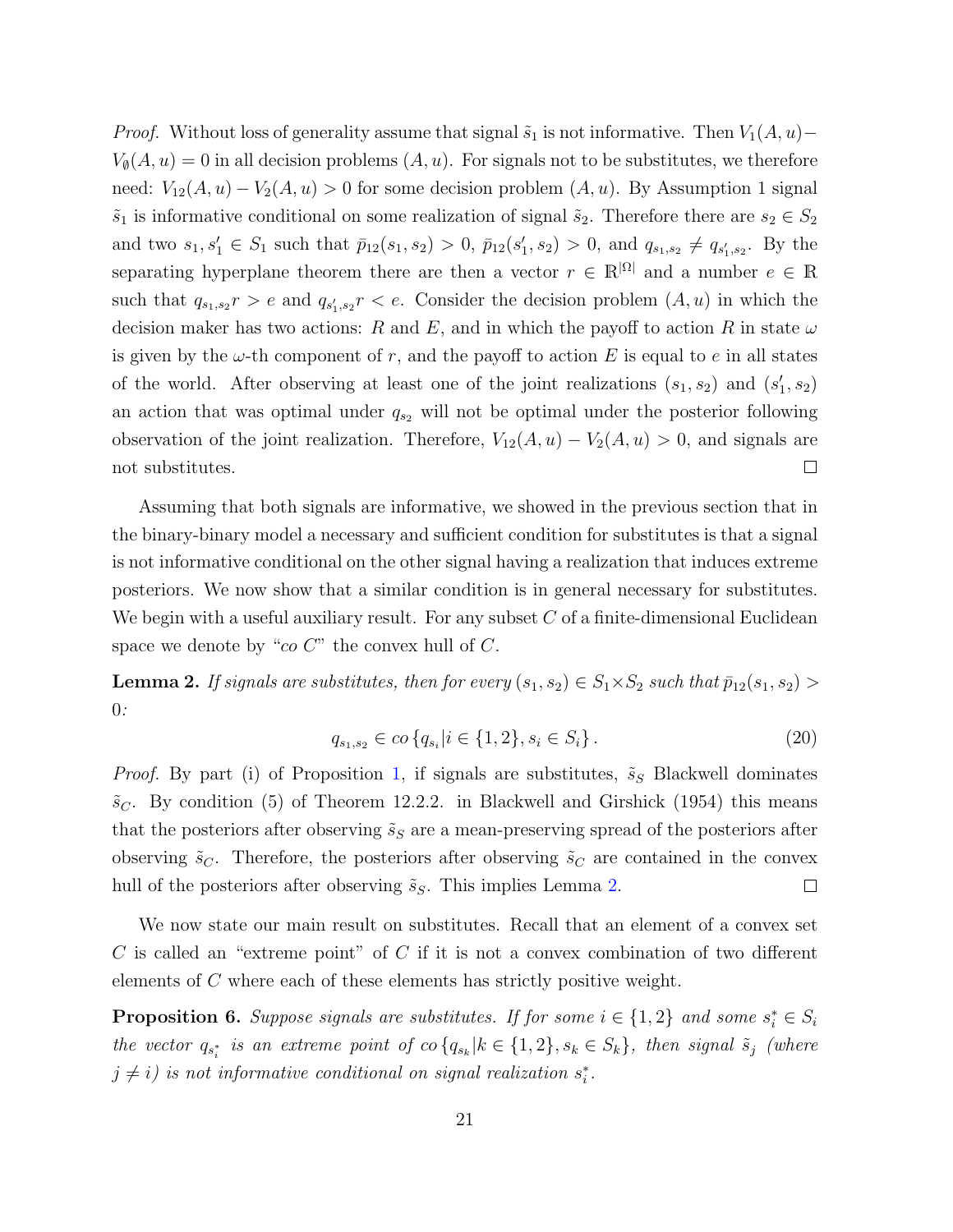*Proof.* Without loss of generality assume that signal $\tilde{s}_1$ is not informative. Then $V_1(A, u) - V_\emptyset(A, u) = 0$ in all decision problems $(A, u)$. For signals not to be substitutes, we therefore need: $V_{12}(A, u) - V_2(A, u) > 0$ for some decision problem $(A, u)$. By Assumption 1 signal $\tilde{s}_1$ is informative conditional on some realization of signal $\tilde{s}_2$. Therefore there are $s_2 \in S_2$ and two $s_1, s_1' \in S_1$ such that $\bar{p}_{12}(s_1, s_2) > 0$, $\bar{p}_{12}(s_1', s_2) > 0$, and $q_{s_1,s_2} \neq q_{s_1',s_2}$. By the separating hyperplane theorem there are then a vector $r \in \mathbb{R}^{|\Omega|}$ and a number $e \in \mathbb{R}$ such that $q_{s_1,s_2} r > e$ and $q_{s_1',s_2} r < e$. Consider the decision problem $(A, u)$ in which the decision maker has two actions: $R$ and $E$, and in which the payoff to action $R$ in state $\omega$ is given by the $\omega$-th component of $r$, and the payoff to action $E$ is equal to $e$ in all states of the world. After observing at least one of the joint realizations $(s_1, s_2)$ and $(s_1', s_2)$ an action that was optimal under $q_{s_2}$ will not be optimal under the posterior following observation of the joint realization. Therefore, $V_{12}(A, u) - V_2(A, u) > 0$, and signals are not substitutes. $\square$

Assuming that both signals are informative, we showed in the previous section that in the binary-binary model a necessary and sufficient condition for substitutes is that a signal is not informative conditional on the other signal having a realization that induces extreme posteriors. We now show that a similar condition is in general necessary for substitutes. We begin with a useful auxiliary result. For any subset $C$ of a finite-dimensional Euclidean space we denote by "*co* $C$" the convex hull of $C$.

**Lemma 2.** *If signals are substitutes, then for every $(s_1, s_2) \in S_1 \times S_2$ such that $\bar{p}_{12}(s_1, s_2) > 0$:*

$$q_{s_1,s_2} \in co\,\{q_{s_i} | i \in \{1,2\}, s_i \in S_i\}\,. \tag{20}$$

*Proof.* By part (i) of Proposition 1, if signals are substitutes, $\tilde{s}_S$ Blackwell dominates $\tilde{s}_C$. By condition (5) of Theorem 12.2.2. in Blackwell and Girshick (1954) this means that the posteriors after observing $\tilde{s}_S$ are a mean-preserving spread of the posteriors after observing $\tilde{s}_C$. Therefore, the posteriors after observing $\tilde{s}_C$ are contained in the convex hull of the posteriors after observing $\tilde{s}_S$. This implies Lemma 2. $\square$

We now state our main result on substitutes. Recall that an element of a convex set $C$ is called an "extreme point" of $C$ if it is not a convex combination of two different elements of $C$ where each of these elements has strictly positive weight.

**Proposition 6.** *Suppose signals are substitutes. If for some $i \in \{1,2\}$ and some $s_i^* \in S_i$ the vector $q_{s_i^*}$ is an extreme point of $co\,\{q_{s_k} | k \in \{1,2\}, s_k \in S_k\}$, then signal $\tilde{s}_j$ (where $j \neq i$) is not informative conditional on signal realization $s_i^*$.*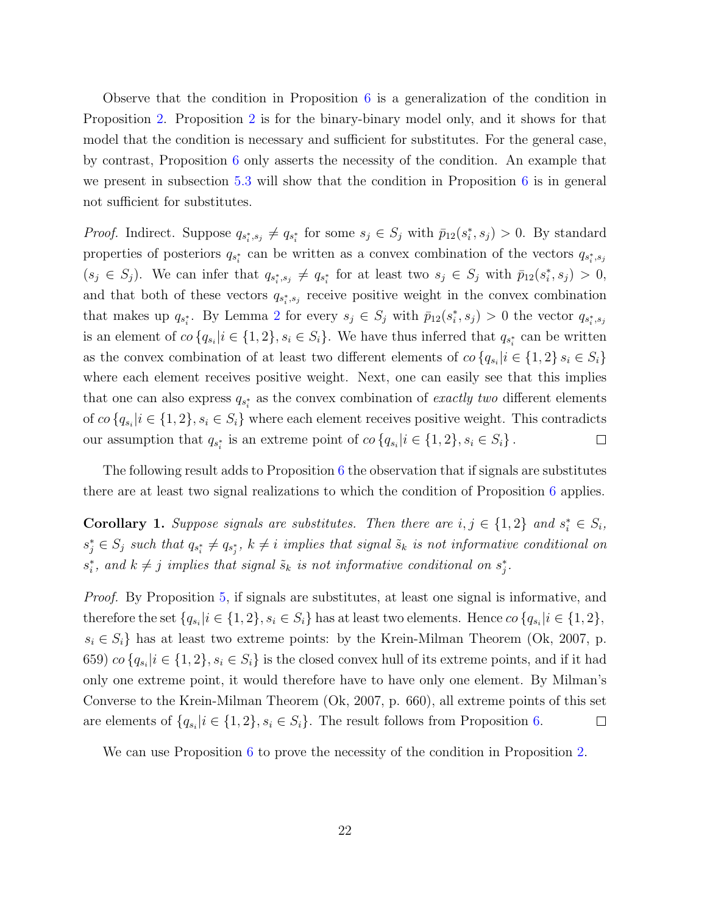Observe that the condition in Proposition 6 is a generalization of the condition in Proposition 2. Proposition 2 is for the binary-binary model only, and it shows for that model that the condition is necessary and sufficient for substitutes. For the general case, by contrast, Proposition 6 only asserts the necessity of the condition. An example that we present in subsection 5.3 will show that the condition in Proposition 6 is in general not sufficient for substitutes.

*Proof.* Indirect. Suppose $q_{s_i^*,s_j} \neq q_{s_i^*}$ for some $s_j \in S_j$ with $\bar{p}_{12}(s_i^*, s_j) > 0$. By standard properties of posteriors $q_{s_i^*}$ can be written as a convex combination of the vectors $q_{s_i^*,s_j}$ ($s_j \in S_j$). We can infer that $q_{s_i^*,s_j} \neq q_{s_i^*}$ for at least two $s_j \in S_j$ with $\bar{p}_{12}(s_i^*, s_j) > 0$, and that both of these vectors $q_{s_i^*,s_j}$ receive positive weight in the convex combination that makes up $q_{s_i^*}$. By Lemma 2 for every $s_j \in S_j$ with $\bar{p}_{12}(s_i^*, s_j) > 0$ the vector $q_{s_i^*,s_j}$ is an element of $co\,\{q_{s_i}|i \in \{1,2\}, s_i \in S_i\}$. We have thus inferred that $q_{s_i^*}$ can be written as the convex combination of at least two different elements of $co\,\{q_{s_i}|i \in \{1,2\}\, s_i \in S_i\}$ where each element receives positive weight. Next, one can easily see that this implies that one can also express $q_{s_i^*}$ as the convex combination of *exactly two* different elements of $co\,\{q_{s_i}|i \in \{1,2\}, s_i \in S_i\}$ where each element receives positive weight. This contradicts our assumption that $q_{s_i^*}$ is an extreme point of $co\,\{q_{s_i}|i \in \{1,2\}, s_i \in S_i\}$. ☐

The following result adds to Proposition 6 the observation that if signals are substitutes there are at least two signal realizations to which the condition of Proposition 6 applies.

**Corollary 1.** *Suppose signals are substitutes. Then there are $i, j \in \{1,2\}$ and $s_i^* \in S_i$, $s_j^* \in S_j$ such that $q_{s_i^*} \neq q_{s_j^*}$, $k \neq i$ implies that signal $\tilde{s}_k$ is not informative conditional on $s_i^*$, and $k \neq j$ implies that signal $\tilde{s}_k$ is not informative conditional on $s_j^*$.*

*Proof.* By Proposition 5, if signals are substitutes, at least one signal is informative, and therefore the set $\{q_{s_i}|i \in \{1,2\}, s_i \in S_i\}$ has at least two elements. Hence $co\,\{q_{s_i}|i \in \{1,2\}, s_i \in S_i\}$ has at least two extreme points: by the Krein-Milman Theorem (Ok, 2007, p. 659) $co\,\{q_{s_i}|i \in \{1,2\}, s_i \in S_i\}$ is the closed convex hull of its extreme points, and if it had only one extreme point, it would therefore have to have only one element. By Milman's Converse to the Krein-Milman Theorem (Ok, 2007, p. 660), all extreme points of this set are elements of $\{q_{s_i}|i \in \{1,2\}, s_i \in S_i\}$. The result follows from Proposition 6. ☐

We can use Proposition 6 to prove the necessity of the condition in Proposition 2.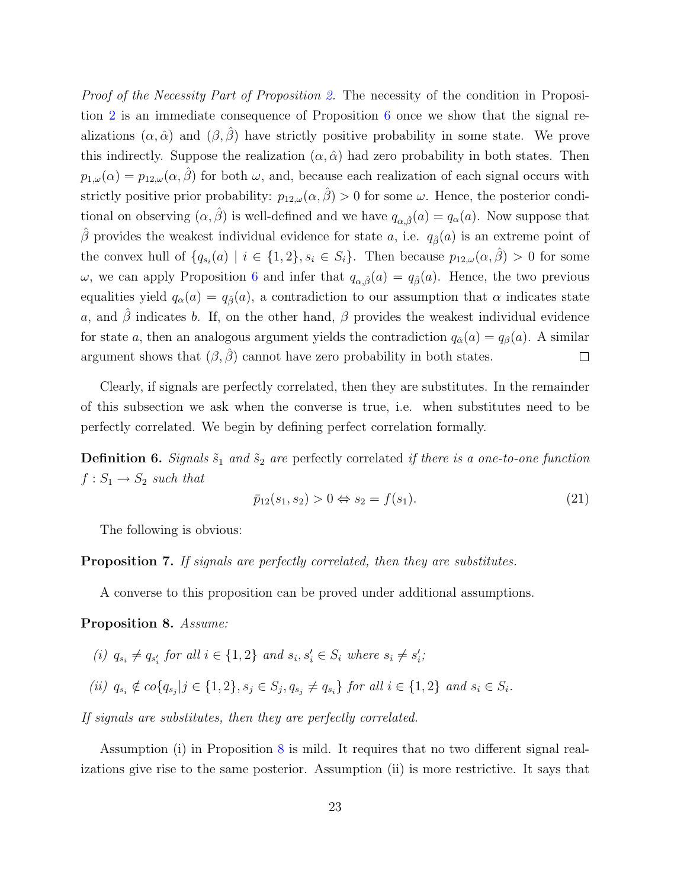*Proof of the Necessity Part of Proposition 2.* The necessity of the condition in Proposition 2 is an immediate consequence of Proposition 6 once we show that the signal realizations $(\alpha, \hat{\alpha})$ and $(\beta, \hat{\beta})$ have strictly positive probability in some state. We prove this indirectly. Suppose the realization $(\alpha, \hat{\alpha})$ had zero probability in both states. Then $p_{1,\omega}(\alpha) = p_{12,\omega}(\alpha, \hat{\beta})$ for both $\omega$, and, because each realization of each signal occurs with strictly positive prior probability: $p_{12,\omega}(\alpha, \hat{\beta}) > 0$ for some $\omega$. Hence, the posterior conditional on observing $(\alpha, \hat{\beta})$ is well-defined and we have $q_{\alpha,\hat{\beta}}(a) = q_{\alpha}(a)$. Now suppose that $\hat{\beta}$ provides the weakest individual evidence for state $a$, i.e. $q_{\hat{\beta}}(a)$ is an extreme point of the convex hull of $\{q_{s_i}(a) \mid i \in \{1, 2\}, s_i \in S_i\}$. Then because $p_{12,\omega}(\alpha, \hat{\beta}) > 0$ for some $\omega$, we can apply Proposition 6 and infer that $q_{\alpha,\hat{\beta}}(a) = q_{\hat{\beta}}(a)$. Hence, the two previous equalities yield $q_{\alpha}(a) = q_{\hat{\beta}}(a)$, a contradiction to our assumption that $\alpha$ indicates state $a$, and $\hat{\beta}$ indicates $b$. If, on the other hand, $\beta$ provides the weakest individual evidence for state $a$, then an analogous argument yields the contradiction $q_{\hat{\alpha}}(a) = q_{\beta}(a)$. A similar argument shows that $(\beta, \hat{\beta})$ cannot have zero probability in both states. $\square$

Clearly, if signals are perfectly correlated, then they are substitutes. In the remainder of this subsection we ask when the converse is true, i.e. when substitutes need to be perfectly correlated. We begin by defining perfect correlation formally.

**Definition 6.** *Signals $\tilde{s}_1$ and $\tilde{s}_2$ are* perfectly correlated *if there is a one-to-one function $f : S_1 \to S_2$ such that*

$$\bar{p}_{12}(s_1, s_2) > 0 \Leftrightarrow s_2 = f(s_1). \tag{21}$$

The following is obvious:

**Proposition 7.** *If signals are perfectly correlated, then they are substitutes.*

A converse to this proposition can be proved under additional assumptions.

**Proposition 8.** *Assume:*

*(i) $q_{s_i} \neq q_{s'_i}$ for all $i \in \{1, 2\}$ and $s_i, s'_i \in S_i$ where $s_i \neq s'_i$;*

*(ii) $q_{s_i} \notin co\{q_{s_j} | j \in \{1, 2\}, s_j \in S_j, q_{s_j} \neq q_{s_i}\}$ for all $i \in \{1, 2\}$ and $s_i \in S_i$.*

*If signals are substitutes, then they are perfectly correlated.*

Assumption (i) in Proposition 8 is mild. It requires that no two different signal realizations give rise to the same posterior. Assumption (ii) is more restrictive. It says that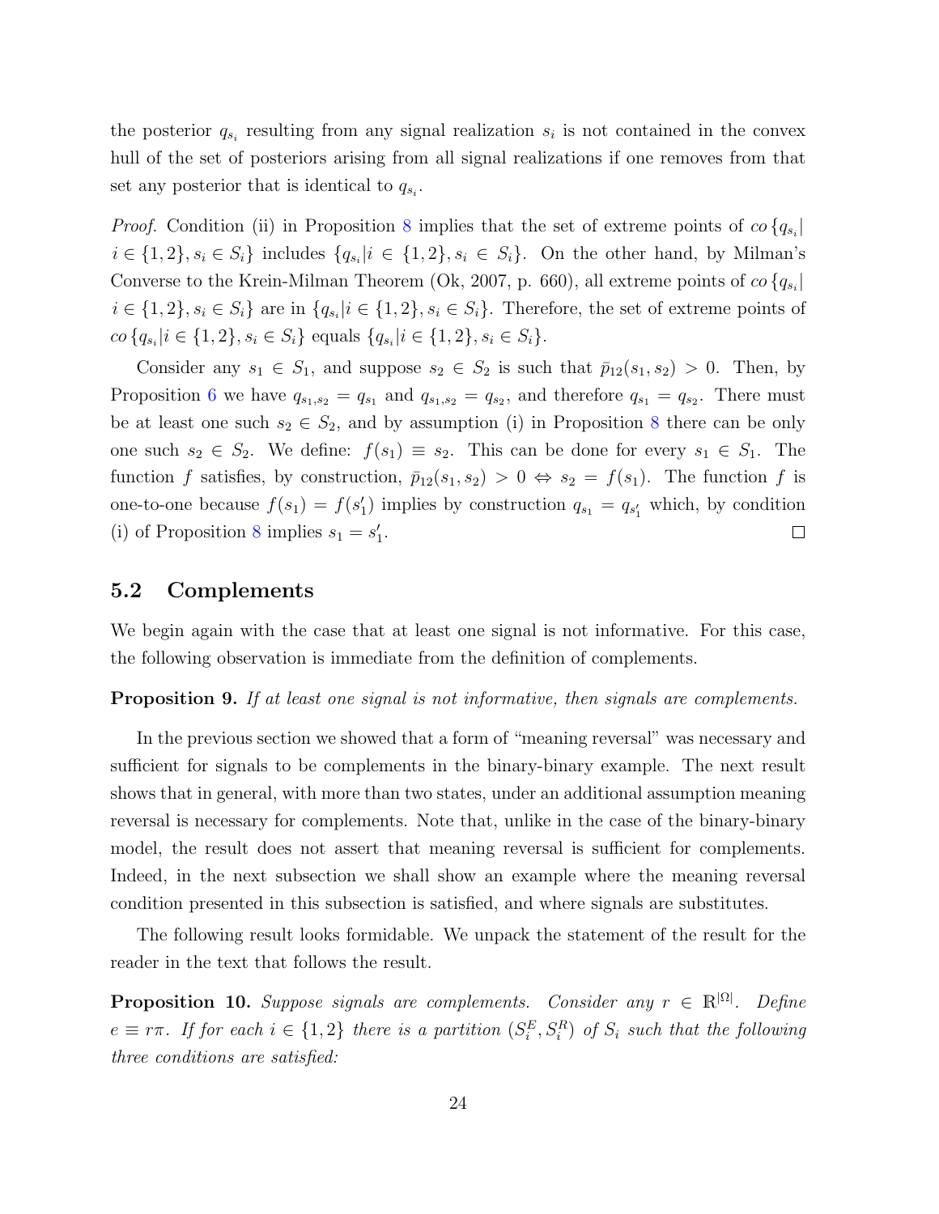the posterior $q_{s_i}$ resulting from any signal realization $s_i$ is not contained in the convex hull of the set of posteriors arising from all signal realizations if one removes from that set any posterior that is identical to $q_{s_i}$.

*Proof.* Condition (ii) in Proposition 8 implies that the set of extreme points of $co\{q_{s_i}| i \in \{1,2\}, s_i \in S_i\}$ includes $\{q_{s_i}|i \in \{1,2\}, s_i \in S_i\}$. On the other hand, by Milman's Converse to the Krein-Milman Theorem (Ok, 2007, p. 660), all extreme points of $co\{q_{s_i}| i \in \{1,2\}, s_i \in S_i\}$ are in $\{q_{s_i}|i \in \{1,2\}, s_i \in S_i\}$. Therefore, the set of extreme points of $co\{q_{s_i}|i \in \{1,2\}, s_i \in S_i\}$ equals $\{q_{s_i}|i \in \{1,2\}, s_i \in S_i\}$.

Consider any $s_1 \in S_1$, and suppose $s_2 \in S_2$ is such that $\bar{p}_{12}(s_1, s_2) > 0$. Then, by Proposition 6 we have $q_{s_1,s_2} = q_{s_1}$ and $q_{s_1,s_2} = q_{s_2}$, and therefore $q_{s_1} = q_{s_2}$. There must be at least one such $s_2 \in S_2$, and by assumption (i) in Proposition 8 there can be only one such $s_2 \in S_2$. We define: $f(s_1) \equiv s_2$. This can be done for every $s_1 \in S_1$. The function $f$ satisfies, by construction, $\bar{p}_{12}(s_1, s_2) > 0 \Leftrightarrow s_2 = f(s_1)$. The function $f$ is one-to-one because $f(s_1) = f(s_1')$ implies by construction $q_{s_1} = q_{s_1'}$ which, by condition (i) of Proposition 8 implies $s_1 = s_1'$. ☐

## 5.2 Complements

We begin again with the case that at least one signal is not informative. For this case, the following observation is immediate from the definition of complements.

**Proposition 9.** *If at least one signal is not informative, then signals are complements.*

In the previous section we showed that a form of "meaning reversal" was necessary and sufficient for signals to be complements in the binary-binary example. The next result shows that in general, with more than two states, under an additional assumption meaning reversal is necessary for complements. Note that, unlike in the case of the binary-binary model, the result does not assert that meaning reversal is sufficient for complements. Indeed, in the next subsection we shall show an example where the meaning reversal condition presented in this subsection is satisfied, and where signals are substitutes.

The following result looks formidable. We unpack the statement of the result for the reader in the text that follows the result.

**Proposition 10.** *Suppose signals are complements. Consider any $r \in \mathbb{R}^{|\Omega|}$. Define $e \equiv r\pi$. If for each $i \in \{1,2\}$ there is a partition $(S_i^E, S_i^R)$ of $S_i$ such that the following three conditions are satisfied:*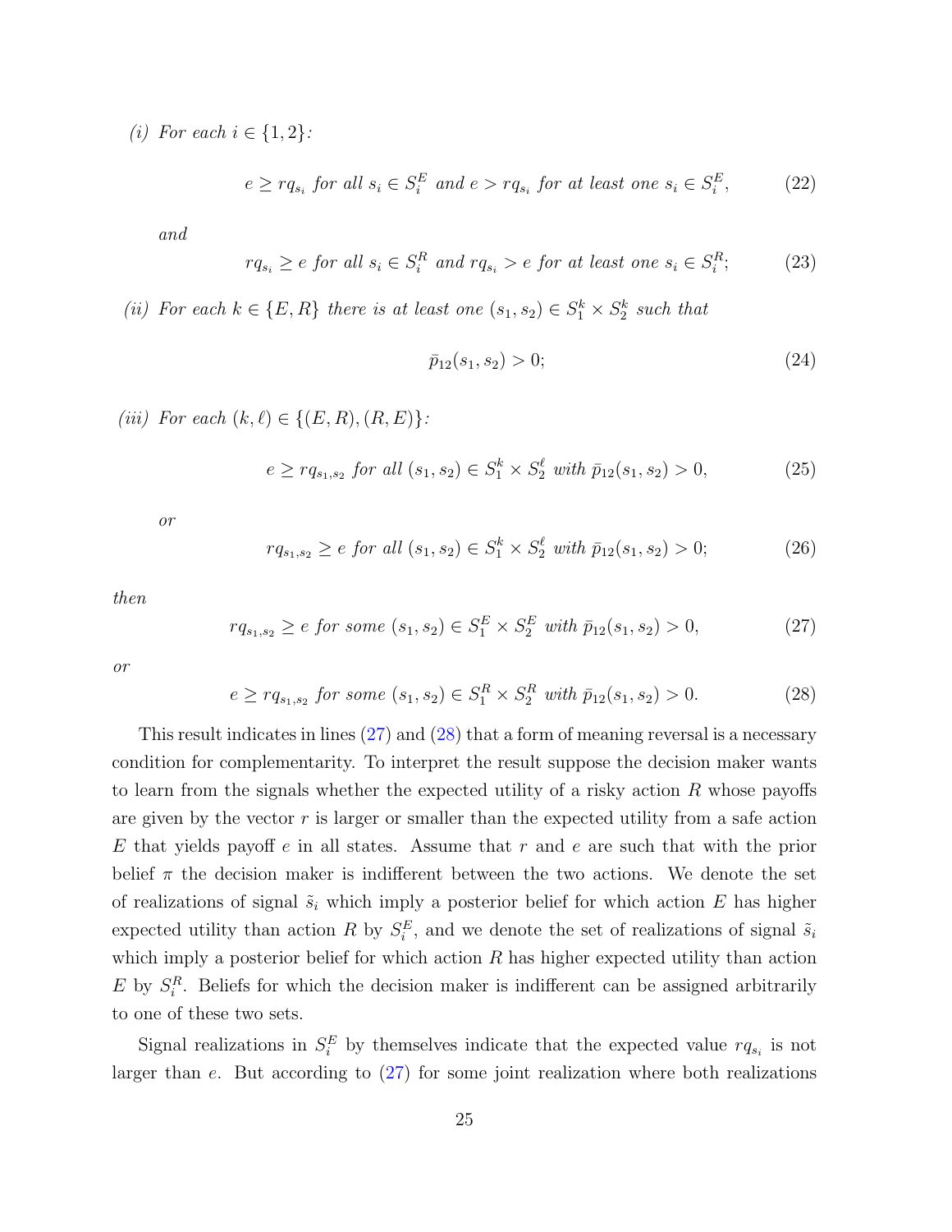*(i) For each $i \in \{1, 2\}$:*

$$e \geq rq_{s_i} \text{ for all } s_i \in S_i^E \text{ and } e > rq_{s_i} \text{ for at least one } s_i \in S_i^E, \tag{22}$$

*and*

$$rq_{s_i} \geq e \text{ for all } s_i \in S_i^R \text{ and } rq_{s_i} > e \text{ for at least one } s_i \in S_i^R; \tag{23}$$

*(ii) For each $k \in \{E, R\}$ there is at least one $(s_1, s_2) \in S_1^k \times S_2^k$ such that*

$$\bar{p}_{12}(s_1, s_2) > 0; \tag{24}$$

*(iii) For each $(k, \ell) \in \{(E, R), (R, E)\}$:*

$$e \geq rq_{s_1,s_2} \text{ for all } (s_1, s_2) \in S_1^k \times S_2^\ell \text{ with } \bar{p}_{12}(s_1, s_2) > 0, \tag{25}$$

*or*

$$rq_{s_1,s_2} \geq e \text{ for all } (s_1, s_2) \in S_1^k \times S_2^\ell \text{ with } \bar{p}_{12}(s_1, s_2) > 0; \tag{26}$$

*then*

$$rq_{s_1,s_2} \geq e \text{ for some } (s_1, s_2) \in S_1^E \times S_2^E \text{ with } \bar{p}_{12}(s_1, s_2) > 0, \tag{27}$$

*or*

$$e \geq rq_{s_1,s_2} \text{ for some } (s_1, s_2) \in S_1^R \times S_2^R \text{ with } \bar{p}_{12}(s_1, s_2) > 0. \tag{28}$$

This result indicates in lines (27) and (28) that a form of meaning reversal is a necessary condition for complementarity. To interpret the result suppose the decision maker wants to learn from the signals whether the expected utility of a risky action $R$ whose payoffs are given by the vector $r$ is larger or smaller than the expected utility from a safe action $E$ that yields payoff $e$ in all states. Assume that $r$ and $e$ are such that with the prior belief $\pi$ the decision maker is indifferent between the two actions. We denote the set of realizations of signal $\tilde{s}_i$ which imply a posterior belief for which action $E$ has higher expected utility than action $R$ by $S_i^E$, and we denote the set of realizations of signal $\tilde{s}_i$ which imply a posterior belief for which action $R$ has higher expected utility than action $E$ by $S_i^R$. Beliefs for which the decision maker is indifferent can be assigned arbitrarily to one of these two sets.

Signal realizations in $S_i^E$ by themselves indicate that the expected value $rq_{s_i}$ is not larger than $e$. But according to (27) for some joint realization where both realizations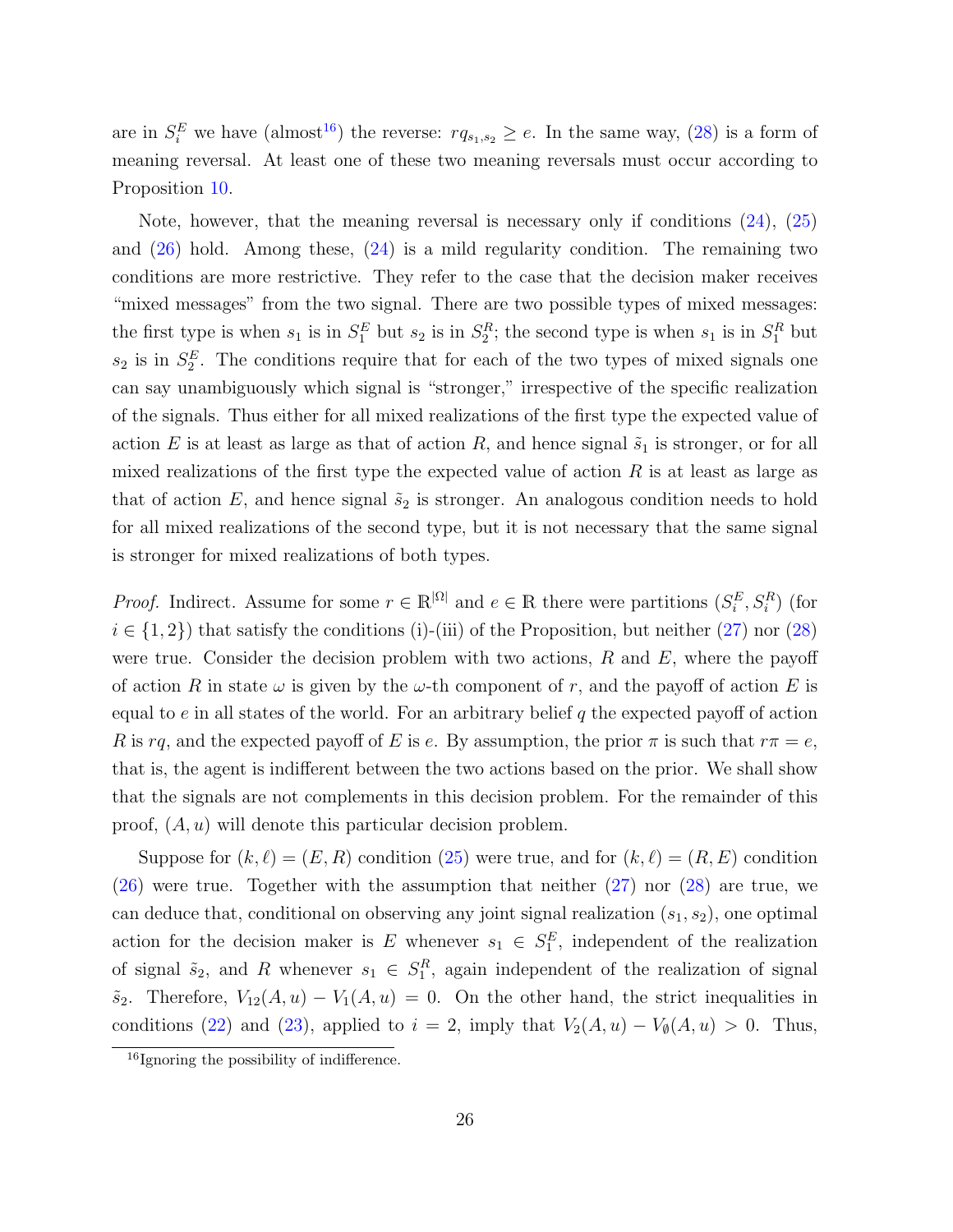are in $S_i^E$ we have (almost[16]) the reverse: $rq_{s_1,s_2} \geq e$. In the same way, (28) is a form of meaning reversal. At least one of these two meaning reversals must occur according to Proposition 10.

Note, however, that the meaning reversal is necessary only if conditions (24), (25) and (26) hold. Among these, (24) is a mild regularity condition. The remaining two conditions are more restrictive. They refer to the case that the decision maker receives "mixed messages" from the two signal. There are two possible types of mixed messages: the first type is when $s_1$ is in $S_1^E$ but $s_2$ is in $S_2^R$; the second type is when $s_1$ is in $S_1^R$ but $s_2$ is in $S_2^E$. The conditions require that for each of the two types of mixed signals one can say unambiguously which signal is "stronger," irrespective of the specific realization of the signals. Thus either for all mixed realizations of the first type the expected value of action $E$ is at least as large as that of action $R$, and hence signal $\tilde{s}_1$ is stronger, or for all mixed realizations of the first type the expected value of action $R$ is at least as large as that of action $E$, and hence signal $\tilde{s}_2$ is stronger. An analogous condition needs to hold for all mixed realizations of the second type, but it is not necessary that the same signal is stronger for mixed realizations of both types.

*Proof.* Indirect. Assume for some $r \in \mathbb{R}^{|\Omega|}$ and $e \in \mathbb{R}$ there were partitions $(S_i^E, S_i^R)$ (for $i \in \{1, 2\}$) that satisfy the conditions (i)-(iii) of the Proposition, but neither (27) nor (28) were true. Consider the decision problem with two actions, $R$ and $E$, where the payoff of action $R$ in state $\omega$ is given by the $\omega$-th component of $r$, and the payoff of action $E$ is equal to $e$ in all states of the world. For an arbitrary belief $q$ the expected payoff of action $R$ is $rq$, and the expected payoff of $E$ is $e$. By assumption, the prior $\pi$ is such that $r\pi = e$, that is, the agent is indifferent between the two actions based on the prior. We shall show that the signals are not complements in this decision problem. For the remainder of this proof, $(A, u)$ will denote this particular decision problem.

Suppose for $(k, \ell) = (E, R)$ condition (25) were true, and for $(k, \ell) = (R, E)$ condition (26) were true. Together with the assumption that neither (27) nor (28) are true, we can deduce that, conditional on observing any joint signal realization $(s_1, s_2)$, one optimal action for the decision maker is $E$ whenever $s_1 \in S_1^E$, independent of the realization of signal $\tilde{s}_2$, and $R$ whenever $s_1 \in S_1^R$, again independent of the realization of signal $\tilde{s}_2$. Therefore, $V_{12}(A, u) - V_1(A, u) = 0$. On the other hand, the strict inequalities in conditions (22) and (23), applied to $i = 2$, imply that $V_2(A, u) - V_\emptyset(A, u) > 0$. Thus,

[16] Ignoring the possibility of indifference.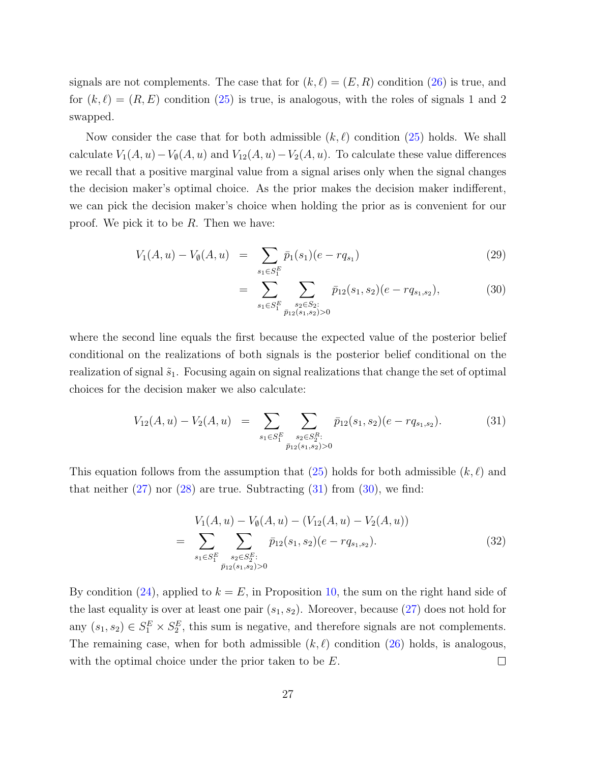signals are not complements. The case that for $(k, \ell) = (E, R)$ condition (26) is true, and for $(k, \ell) = (R, E)$ condition (25) is true, is analogous, with the roles of signals 1 and 2 swapped.

Now consider the case that for both admissible $(k, \ell)$ condition (25) holds. We shall calculate $V_1(A, u) - V_\emptyset(A, u)$ and $V_{12}(A, u) - V_2(A, u)$. To calculate these value differences we recall that a positive marginal value from a signal arises only when the signal changes the decision maker's optimal choice. As the prior makes the decision maker indifferent, we can pick the decision maker's choice when holding the prior as is convenient for our proof. We pick it to be $R$. Then we have:

$$
\begin{aligned}
V_1(A, u) - V_\emptyset(A, u) &= \sum_{s_1 \in S_1^E} \bar{p}_1(s_1)(e - rq_{s_1}) && (29) \\
&= \sum_{s_1 \in S_1^E} \sum_{\substack{s_2 \in S_2: \\ \bar{p}_{12}(s_1, s_2) > 0}} \bar{p}_{12}(s_1, s_2)(e - rq_{s_1, s_2}), && (30)
\end{aligned}
$$

where the second line equals the first because the expected value of the posterior belief conditional on the realizations of both signals is the posterior belief conditional on the realization of signal $\tilde{s}_1$. Focusing again on signal realizations that change the set of optimal choices for the decision maker we also calculate:

$$
V_{12}(A, u) - V_2(A, u) = \sum_{s_1 \in S_1^E} \sum_{\substack{s_2 \in S_2^R: \\ \bar{p}_{12}(s_1, s_2) > 0}} \bar{p}_{12}(s_1, s_2)(e - rq_{s_1, s_2}). \qquad (31)
$$

This equation follows from the assumption that (25) holds for both admissible $(k, \ell)$ and that neither (27) nor (28) are true. Subtracting (31) from (30), we find:

$$
\begin{aligned}
&V_1(A, u) - V_\emptyset(A, u) - (V_{12}(A, u) - V_2(A, u)) \\
= &\sum_{s_1 \in S_1^E} \sum_{\substack{s_2 \in S_2^E: \\ \bar{p}_{12}(s_1, s_2) > 0}} \bar{p}_{12}(s_1, s_2)(e - rq_{s_1, s_2}). \qquad (32)
\end{aligned}
$$

By condition (24), applied to $k = E$, in Proposition 10, the sum on the right hand side of the last equality is over at least one pair $(s_1, s_2)$. Moreover, because (27) does not hold for any $(s_1, s_2) \in S_1^E \times S_2^E$, this sum is negative, and therefore signals are not complements. The remaining case, when for both admissible $(k, \ell)$ condition (26) holds, is analogous, with the optimal choice under the prior taken to be $E$. $\square$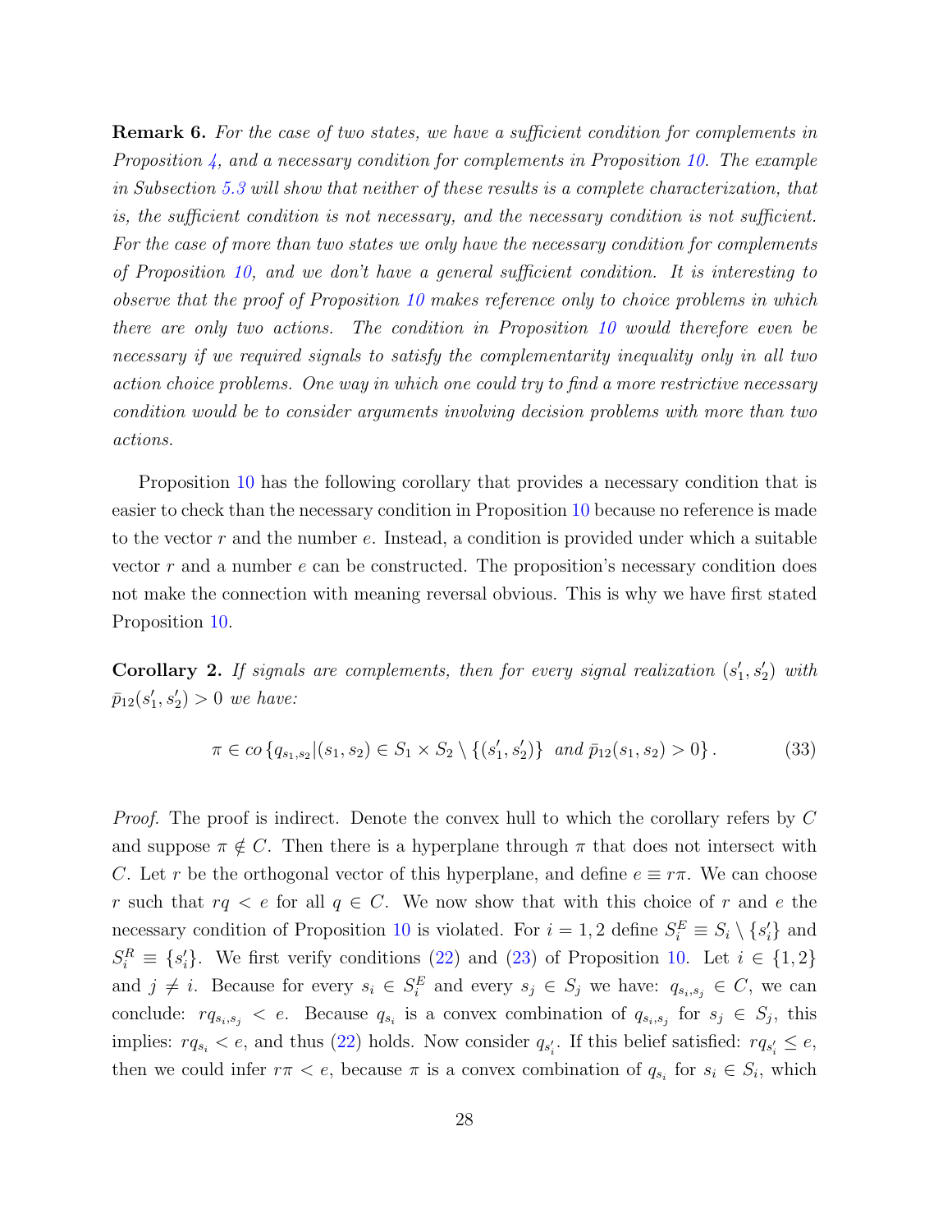**Remark 6.** *For the case of two states, we have a sufficient condition for complements in Proposition 4, and a necessary condition for complements in Proposition 10. The example in Subsection 5.3 will show that neither of these results is a complete characterization, that is, the sufficient condition is not necessary, and the necessary condition is not sufficient. For the case of more than two states we only have the necessary condition for complements of Proposition 10, and we don't have a general sufficient condition. It is interesting to observe that the proof of Proposition 10 makes reference only to choice problems in which there are only two actions. The condition in Proposition 10 would therefore even be necessary if we required signals to satisfy the complementarity inequality only in all two action choice problems. One way in which one could try to find a more restrictive necessary condition would be to consider arguments involving decision problems with more than two actions.*

Proposition 10 has the following corollary that provides a necessary condition that is easier to check than the necessary condition in Proposition 10 because no reference is made to the vector $r$ and the number $e$. Instead, a condition is provided under which a suitable vector $r$ and a number $e$ can be constructed. The proposition's necessary condition does not make the connection with meaning reversal obvious. This is why we have first stated Proposition 10.

**Corollary 2.** *If signals are complements, then for every signal realization $(s_1', s_2')$ with $\bar{p}_{12}(s_1', s_2') > 0$ we have:*

$$\pi \in co \left\{ q_{s_1, s_2} | (s_1, s_2) \in S_1 \times S_2 \setminus \{(s_1', s_2')\} \text{ and } \bar{p}_{12}(s_1, s_2) > 0 \right\}. \tag{33}$$

*Proof.* The proof is indirect. Denote the convex hull to which the corollary refers by $C$ and suppose $\pi \notin C$. Then there is a hyperplane through $\pi$ that does not intersect with $C$. Let $r$ be the orthogonal vector of this hyperplane, and define $e \equiv r\pi$. We can choose $r$ such that $rq < e$ for all $q \in C$. We now show that with this choice of $r$ and $e$ the necessary condition of Proposition 10 is violated. For $i = 1, 2$ define $S_i^E \equiv S_i \setminus \{s_i'\}$ and $S_i^R \equiv \{s_i'\}$. We first verify conditions (22) and (23) of Proposition 10. Let $i \in \{1, 2\}$ and $j \neq i$. Because for every $s_i \in S_i^E$ and every $s_j \in S_j$ we have: $q_{s_i, s_j} \in C$, we can conclude: $rq_{s_i, s_j} < e$. Because $q_{s_i}$ is a convex combination of $q_{s_i, s_j}$ for $s_j \in S_j$, this implies: $rq_{s_i} < e$, and thus (22) holds. Now consider $q_{s_i'}$. If this belief satisfied: $rq_{s_i'} \leq e$, then we could infer $r\pi < e$, because $\pi$ is a convex combination of $q_{s_i}$ for $s_i \in S_i$, which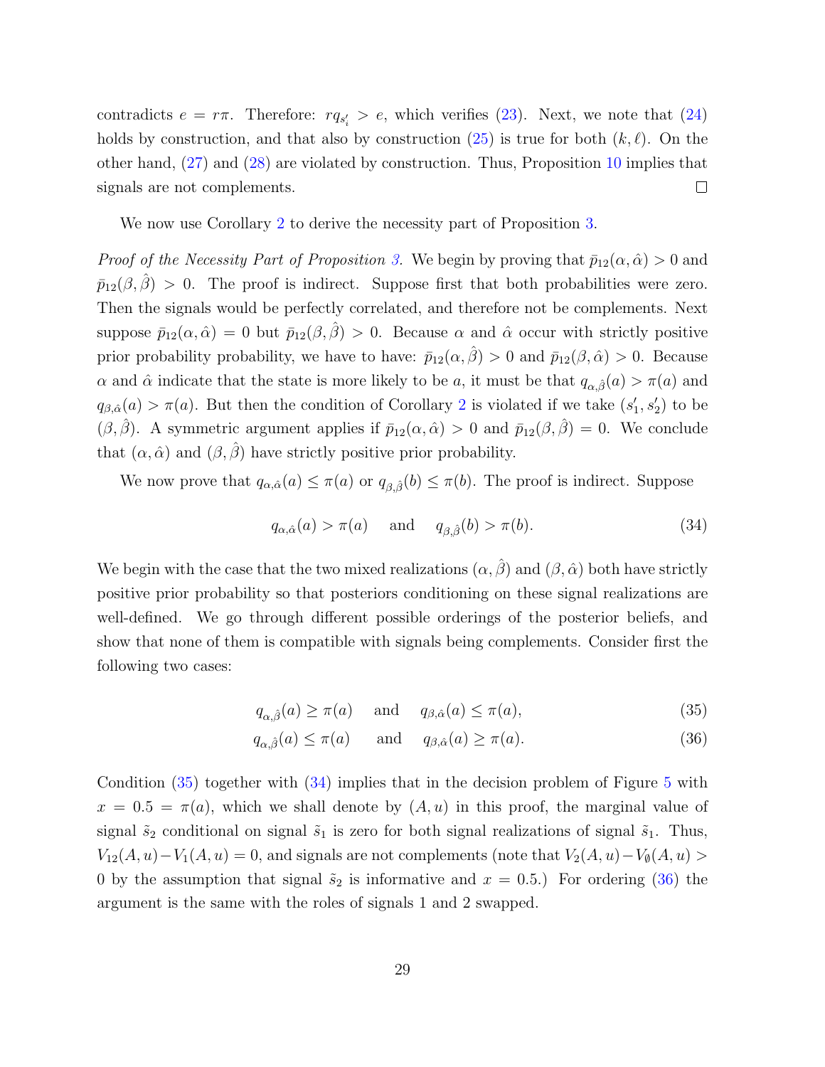contradicts $e = r\pi$. Therefore: $rq_{s_i'} > e$, which verifies (23). Next, we note that (24) holds by construction, and that also by construction (25) is true for both $(k, \ell)$. On the other hand, (27) and (28) are violated by construction. Thus, Proposition 10 implies that signals are not complements. $\square$

We now use Corollary 2 to derive the necessity part of Proposition 3.

*Proof of the Necessity Part of Proposition 3.* We begin by proving that $\bar{p}_{12}(\alpha, \hat{\alpha}) > 0$ and $\bar{p}_{12}(\beta, \hat{\beta}) > 0$. The proof is indirect. Suppose first that both probabilities were zero. Then the signals would be perfectly correlated, and therefore not be complements. Next suppose $\bar{p}_{12}(\alpha, \hat{\alpha}) = 0$ but $\bar{p}_{12}(\beta, \hat{\beta}) > 0$. Because $\alpha$ and $\hat{\alpha}$ occur with strictly positive prior probability probability, we have to have: $\bar{p}_{12}(\alpha, \hat{\beta}) > 0$ and $\bar{p}_{12}(\beta, \hat{\alpha}) > 0$. Because $\alpha$ and $\hat{\alpha}$ indicate that the state is more likely to be $a$, it must be that $q_{\alpha,\hat{\beta}}(a) > \pi(a)$ and $q_{\beta,\hat{\alpha}}(a) > \pi(a)$. But then the condition of Corollary 2 is violated if we take $(s_1', s_2')$ to be $(\beta, \hat{\beta})$. A symmetric argument applies if $\bar{p}_{12}(\alpha, \hat{\alpha}) > 0$ and $\bar{p}_{12}(\beta, \hat{\beta}) = 0$. We conclude that $(\alpha, \hat{\alpha})$ and $(\beta, \hat{\beta})$ have strictly positive prior probability.

We now prove that $q_{\alpha,\hat{\alpha}}(a) \leq \pi(a)$ or $q_{\beta,\hat{\beta}}(b) \leq \pi(b)$. The proof is indirect. Suppose

$$q_{\alpha,\hat{\alpha}}(a) > \pi(a) \quad \text{ and } \quad q_{\beta,\hat{\beta}}(b) > \pi(b). \tag{34}$$

We begin with the case that the two mixed realizations $(\alpha, \hat{\beta})$ and $(\beta, \hat{\alpha})$ both have strictly positive prior probability so that posteriors conditioning on these signal realizations are well-defined. We go through different possible orderings of the posterior beliefs, and show that none of them is compatible with signals being complements. Consider first the following two cases:

$$q_{\alpha,\hat{\beta}}(a) \geq \pi(a) \quad \text{ and } \quad q_{\beta,\hat{\alpha}}(a) \leq \pi(a), \tag{35}$$

$$q_{\alpha,\hat{\beta}}(a) \leq \pi(a) \quad \text{ and } \quad q_{\beta,\hat{\alpha}}(a) \geq \pi(a). \tag{36}$$

Condition (35) together with (34) implies that in the decision problem of Figure 5 with $x = 0.5 = \pi(a)$, which we shall denote by $(A, u)$ in this proof, the marginal value of signal $\tilde{s}_2$ conditional on signal $\tilde{s}_1$ is zero for both signal realizations of signal $\tilde{s}_1$. Thus, $V_{12}(A, u) - V_1(A, u) = 0$, and signals are not complements (note that $V_2(A, u) - V_\emptyset(A, u) > 0$ by the assumption that signal $\tilde{s}_2$ is informative and $x = 0.5$.) For ordering (36) the argument is the same with the roles of signals 1 and 2 swapped.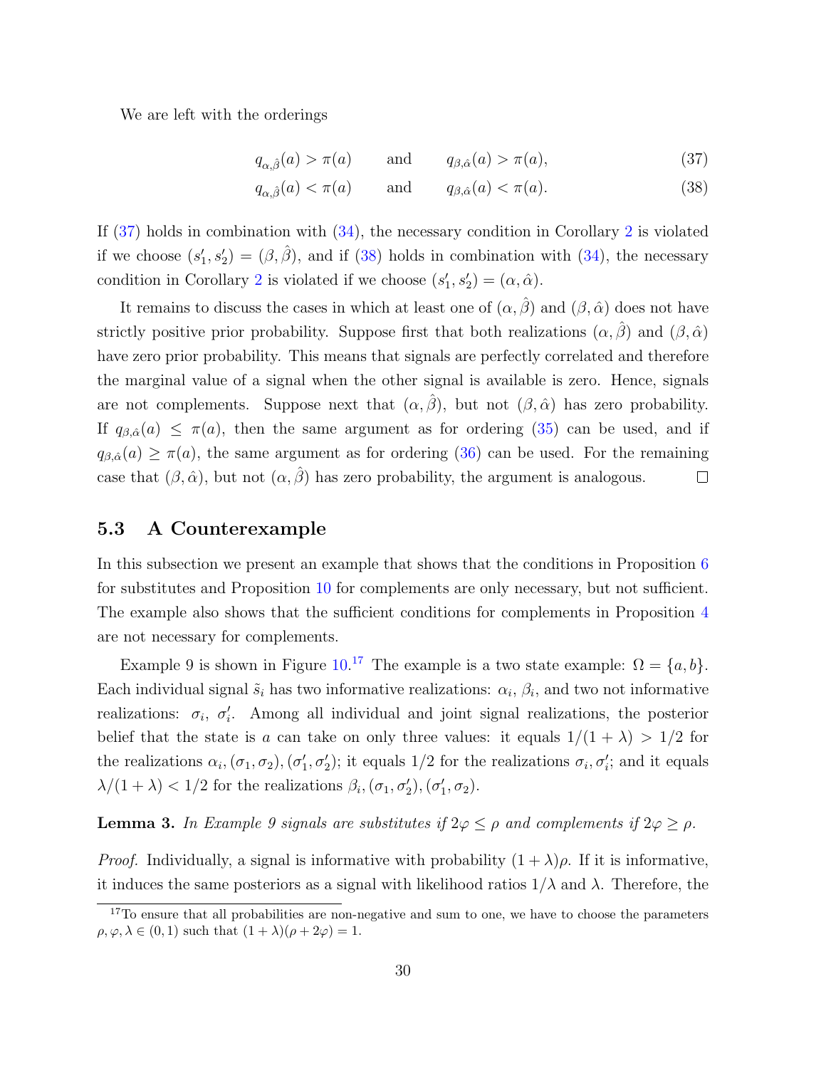We are left with the orderings

$$q_{\alpha,\hat{\beta}}(a) > \pi(a) \qquad \text{and} \qquad q_{\beta,\hat{\alpha}}(a) > \pi(a), \tag{37}$$

$$q_{\alpha,\hat{\beta}}(a) < \pi(a) \qquad \text{and} \qquad q_{\beta,\hat{\alpha}}(a) < \pi(a). \tag{38}$$

If (37) holds in combination with (34), the necessary condition in Corollary 2 is violated if we choose $(s_1', s_2') = (\beta, \hat{\beta})$, and if (38) holds in combination with (34), the necessary condition in Corollary 2 is violated if we choose $(s_1', s_2') = (\alpha, \hat{\alpha})$.

It remains to discuss the cases in which at least one of $(\alpha, \hat{\beta})$ and $(\beta, \hat{\alpha})$ does not have strictly positive prior probability. Suppose first that both realizations $(\alpha, \hat{\beta})$ and $(\beta, \hat{\alpha})$ have zero prior probability. This means that signals are perfectly correlated and therefore the marginal value of a signal when the other signal is available is zero. Hence, signals are not complements. Suppose next that $(\alpha, \hat{\beta})$, but not $(\beta, \hat{\alpha})$ has zero probability. If $q_{\beta,\hat{\alpha}}(a) \leq \pi(a)$, then the same argument as for ordering (35) can be used, and if $q_{\beta,\hat{\alpha}}(a) \geq \pi(a)$, the same argument as for ordering (36) can be used. For the remaining case that $(\beta, \hat{\alpha})$, but not $(\alpha, \hat{\beta})$ has zero probability, the argument is analogous. □

## 5.3 A Counterexample

In this subsection we present an example that shows that the conditions in Proposition 6 for substitutes and Proposition 10 for complements are only necessary, but not sufficient. The example also shows that the sufficient conditions for complements in Proposition 4 are not necessary for complements.

Example 9 is shown in Figure 10.[17] The example is a two state example: $\Omega = \{a, b\}$. Each individual signal $\tilde{s}_i$ has two informative realizations: $\alpha_i$, $\beta_i$, and two not informative realizations: $\sigma_i$, $\sigma_i'$. Among all individual and joint signal realizations, the posterior belief that the state is $a$ can take on only three values: it equals $1/(1+\lambda) > 1/2$ for the realizations $\alpha_i, (\sigma_1, \sigma_2), (\sigma_1', \sigma_2')$; it equals $1/2$ for the realizations $\sigma_i, \sigma_i'$; and it equals $\lambda/(1+\lambda) < 1/2$ for the realizations $\beta_i, (\sigma_1, \sigma_2'), (\sigma_1', \sigma_2)$.

**Lemma 3.** *In Example 9 signals are substitutes if $2\varphi \leq \rho$ and complements if $2\varphi \geq \rho$.*

*Proof.* Individually, a signal is informative with probability $(1+\lambda)\rho$. If it is informative, it induces the same posteriors as a signal with likelihood ratios $1/\lambda$ and $\lambda$. Therefore, the

[17] To ensure that all probabilities are non-negative and sum to one, we have to choose the parameters $\rho, \varphi, \lambda \in (0, 1)$ such that $(1+\lambda)(\rho + 2\varphi) = 1$.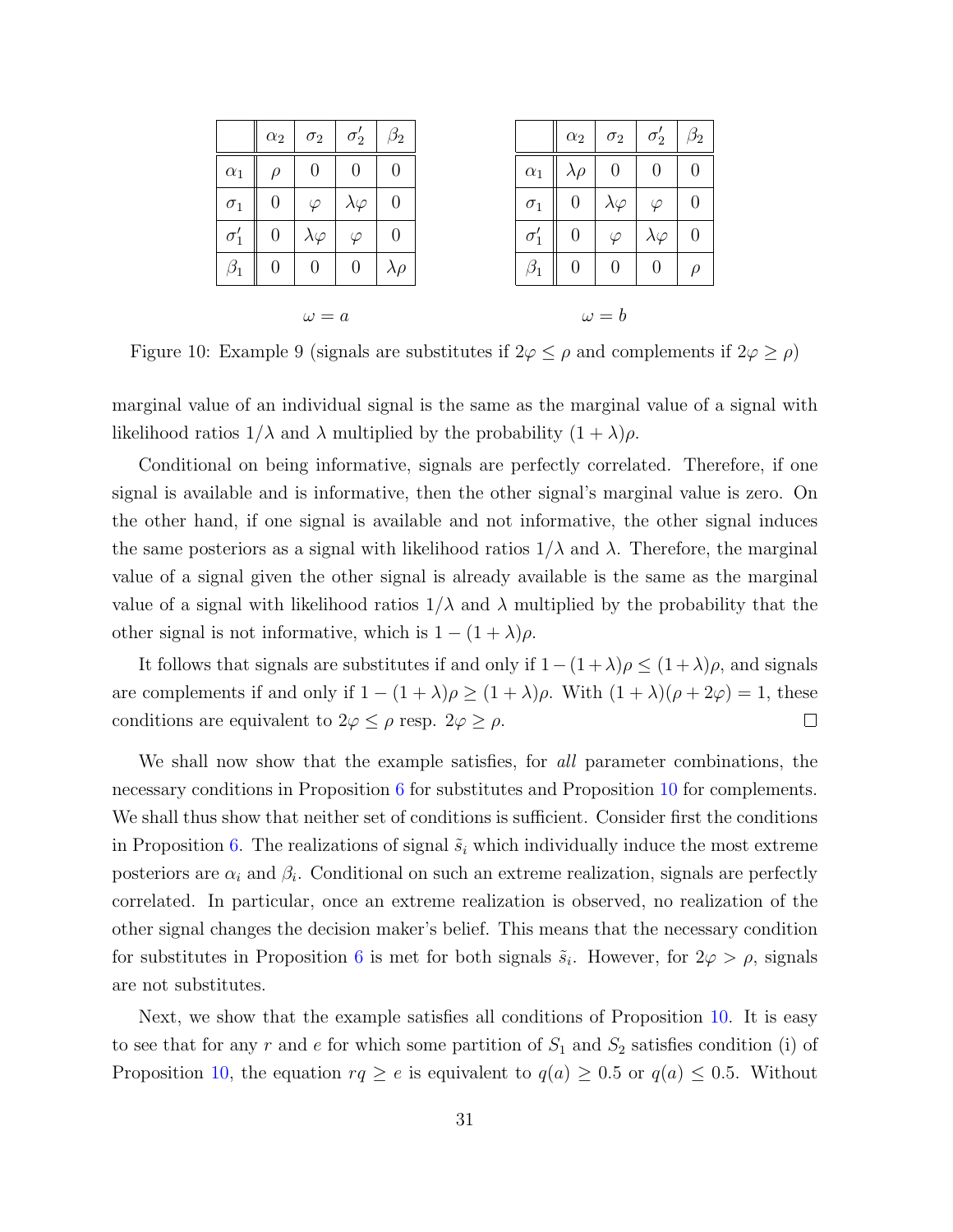|  | $\alpha_2$ | $\sigma_2$ | $\sigma_2'$ | $\beta_2$ |
|---|---|---|---|---|
| $\alpha_1$ | $\rho$ | $0$ | $0$ | $0$ |
| $\sigma_1$ | $0$ | $\varphi$ | $\lambda\varphi$ | $0$ |
| $\sigma_1'$ | $0$ | $\lambda\varphi$ | $\varphi$ | $0$ |
| $\beta_1$ | $0$ | $0$ | $0$ | $\lambda\rho$ |

$\omega = a$

|  | $\alpha_2$ | $\sigma_2$ | $\sigma_2'$ | $\beta_2$ |
|---|---|---|---|---|
| $\alpha_1$ | $\lambda\rho$ | $0$ | $0$ | $0$ |
| $\sigma_1$ | $0$ | $\lambda\varphi$ | $\varphi$ | $0$ |
| $\sigma_1'$ | $0$ | $\varphi$ | $\lambda\varphi$ | $0$ |
| $\beta_1$ | $0$ | $0$ | $0$ | $\rho$ |

$\omega = b$

Figure 10: Example 9 (signals are substitutes if $2\varphi \leq \rho$ and complements if $2\varphi \geq \rho$)

marginal value of an individual signal is the same as the marginal value of a signal with likelihood ratios $1/\lambda$ and $\lambda$ multiplied by the probability $(1+\lambda)\rho$.

Conditional on being informative, signals are perfectly correlated. Therefore, if one signal is available and is informative, then the other signal's marginal value is zero. On the other hand, if one signal is available and not informative, the other signal induces the same posteriors as a signal with likelihood ratios $1/\lambda$ and $\lambda$. Therefore, the marginal value of a signal given the other signal is already available is the same as the marginal value of a signal with likelihood ratios $1/\lambda$ and $\lambda$ multiplied by the probability that the other signal is not informative, which is $1-(1+\lambda)\rho$.

It follows that signals are substitutes if and only if $1-(1+\lambda)\rho \leq (1+\lambda)\rho$, and signals are complements if and only if $1-(1+\lambda)\rho \geq (1+\lambda)\rho$. With $(1+\lambda)(\rho+2\varphi)=1$, these conditions are equivalent to $2\varphi \leq \rho$ resp. $2\varphi \geq \rho$. □

We shall now show that the example satisfies, for *all* parameter combinations, the necessary conditions in Proposition 6 for substitutes and Proposition 10 for complements. We shall thus show that neither set of conditions is sufficient. Consider first the conditions in Proposition 6. The realizations of signal $\tilde{s}_i$ which individually induce the most extreme posteriors are $\alpha_i$ and $\beta_i$. Conditional on such an extreme realization, signals are perfectly correlated. In particular, once an extreme realization is observed, no realization of the other signal changes the decision maker's belief. This means that the necessary condition for substitutes in Proposition 6 is met for both signals $\tilde{s}_i$. However, for $2\varphi > \rho$, signals are not substitutes.

Next, we show that the example satisfies all conditions of Proposition 10. It is easy to see that for any $r$ and $e$ for which some partition of $S_1$ and $S_2$ satisfies condition (i) of Proposition 10, the equation $rq \geq e$ is equivalent to $q(a) \geq 0.5$ or $q(a) \leq 0.5$. Without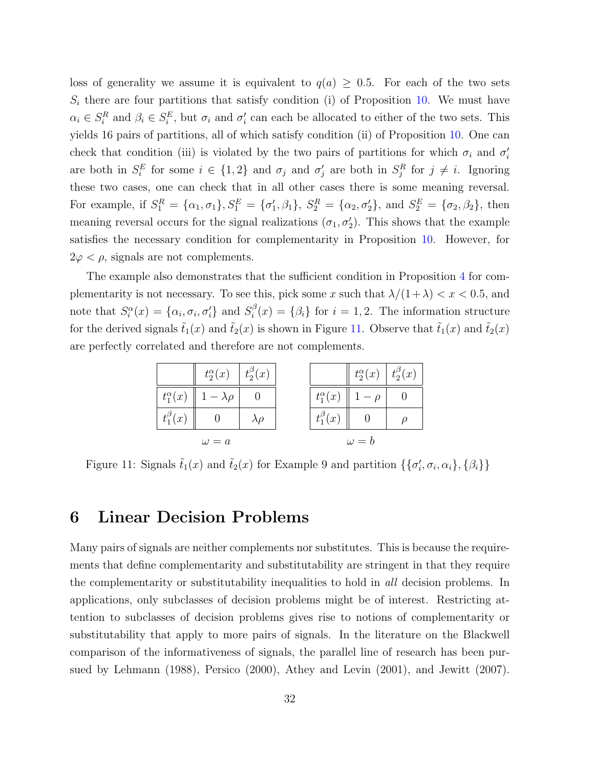loss of generality we assume it is equivalent to $q(a) \geq 0.5$. For each of the two sets $S_i$ there are four partitions that satisfy condition (i) of Proposition 10. We must have $\alpha_i \in S_i^R$ and $\beta_i \in S_i^E$, but $\sigma_i$ and $\sigma_i'$ can each be allocated to either of the two sets. This yields 16 pairs of partitions, all of which satisfy condition (ii) of Proposition 10. One can check that condition (iii) is violated by the two pairs of partitions for which $\sigma_i$ and $\sigma_i'$ are both in $S_i^E$ for some $i \in \{1, 2\}$ and $\sigma_j$ and $\sigma_j'$ are both in $S_j^R$ for $j \neq i$. Ignoring these two cases, one can check that in all other cases there is some meaning reversal. For example, if $S_1^R = \{\alpha_1, \sigma_1\}, S_1^E = \{\sigma_1', \beta_1\}$, $S_2^R = \{\alpha_2, \sigma_2'\}$, and $S_2^E = \{\sigma_2, \beta_2\}$, then meaning reversal occurs for the signal realizations $(\sigma_1, \sigma_2')$. This shows that the example satisfies the necessary condition for complementarity in Proposition 10. However, for $2\varphi < \rho$, signals are not complements.

The example also demonstrates that the sufficient condition in Proposition 4 for complementarity is not necessary. To see this, pick some $x$ such that $\lambda/(1+\lambda) < x < 0.5$, and note that $S_i^\alpha(x) = \{\alpha_i, \sigma_i, \sigma_i'\}$ and $S_i^\beta(x) = \{\beta_i\}$ for $i = 1, 2$. The information structure for the derived signals $\tilde{t}_1(x)$ and $\tilde{t}_2(x)$ is shown in Figure 11. Observe that $\tilde{t}_1(x)$ and $\tilde{t}_2(x)$ are perfectly correlated and therefore are not complements.

$\omega = a$

| | $t_2^\alpha(x)$ | $t_2^\beta(x)$ |
|---|---|---|
| $t_1^\alpha(x)$ | $1 - \lambda\rho$ | 0 |
| $t_1^\beta(x)$ | 0 | $\lambda\rho$ |

$\omega = b$

| | $t_2^\alpha(x)$ | $t_2^\beta(x)$ |
|---|---|---|
| $t_1^\alpha(x)$ | $1 - \rho$ | 0 |
| $t_1^\beta(x)$ | 0 | $\rho$ |

Figure 11: Signals $\tilde{t}_1(x)$ and $\tilde{t}_2(x)$ for Example 9 and partition $\{\{\sigma_i', \sigma_i, \alpha_i\}, \{\beta_i\}\}$

# 6 Linear Decision Problems

Many pairs of signals are neither complements nor substitutes. This is because the requirements that define complementarity and substitutability are stringent in that they require the complementarity or substitutability inequalities to hold in *all* decision problems. In applications, only subclasses of decision problems might be of interest. Restricting attention to subclasses of decision problems gives rise to notions of complementarity or substitutability that apply to more pairs of signals. In the literature on the Blackwell comparison of the informativeness of signals, the parallel line of research has been pursued by Lehmann (1988), Persico (2000), Athey and Levin (2001), and Jewitt (2007).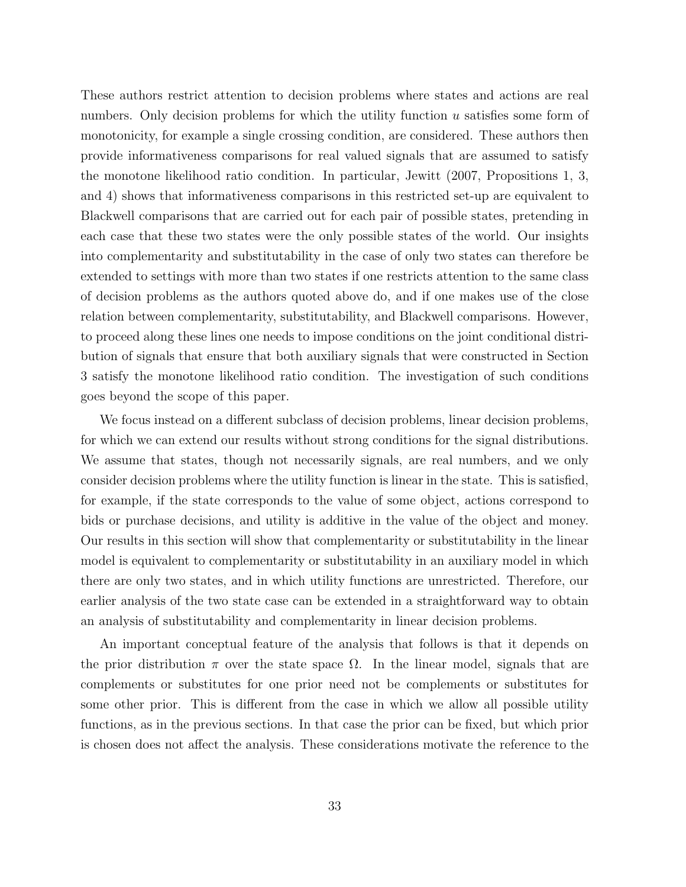These authors restrict attention to decision problems where states and actions are real numbers. Only decision problems for which the utility function $u$ satisfies some form of monotonicity, for example a single crossing condition, are considered. These authors then provide informativeness comparisons for real valued signals that are assumed to satisfy the monotone likelihood ratio condition. In particular, Jewitt (2007, Propositions 1, 3, and 4) shows that informativeness comparisons in this restricted set-up are equivalent to Blackwell comparisons that are carried out for each pair of possible states, pretending in each case that these two states were the only possible states of the world. Our insights into complementarity and substitutability in the case of only two states can therefore be extended to settings with more than two states if one restricts attention to the same class of decision problems as the authors quoted above do, and if one makes use of the close relation between complementarity, substitutability, and Blackwell comparisons. However, to proceed along these lines one needs to impose conditions on the joint conditional distribution of signals that ensure that both auxiliary signals that were constructed in Section 3 satisfy the monotone likelihood ratio condition. The investigation of such conditions goes beyond the scope of this paper.

We focus instead on a different subclass of decision problems, linear decision problems, for which we can extend our results without strong conditions for the signal distributions. We assume that states, though not necessarily signals, are real numbers, and we only consider decision problems where the utility function is linear in the state. This is satisfied, for example, if the state corresponds to the value of some object, actions correspond to bids or purchase decisions, and utility is additive in the value of the object and money. Our results in this section will show that complementarity or substitutability in the linear model is equivalent to complementarity or substitutability in an auxiliary model in which there are only two states, and in which utility functions are unrestricted. Therefore, our earlier analysis of the two state case can be extended in a straightforward way to obtain an analysis of substitutability and complementarity in linear decision problems.

An important conceptual feature of the analysis that follows is that it depends on the prior distribution $\pi$ over the state space $\Omega$. In the linear model, signals that are complements or substitutes for one prior need not be complements or substitutes for some other prior. This is different from the case in which we allow all possible utility functions, as in the previous sections. In that case the prior can be fixed, but which prior is chosen does not affect the analysis. These considerations motivate the reference to the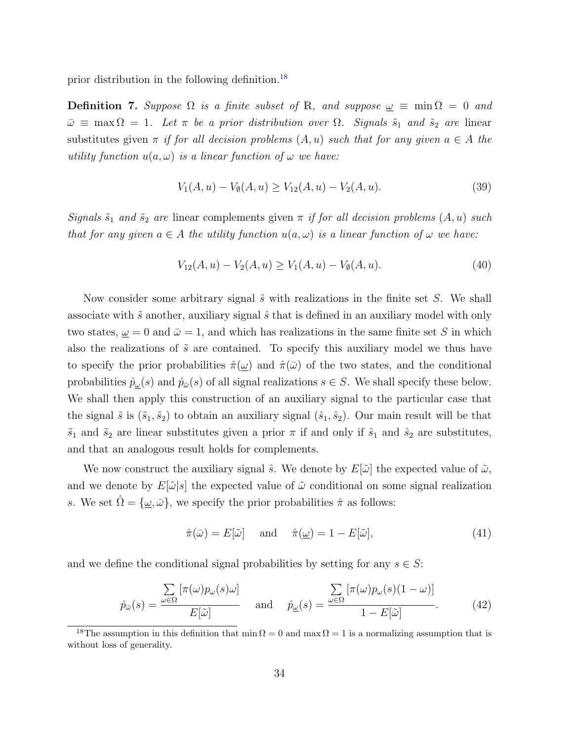prior distribution in the following definition.[18]

**Definition 7.** *Suppose $\Omega$ is a finite subset of $\mathbb{R}$, and suppose $\underline{\omega} \equiv \min \Omega = 0$ and $\bar{\omega} \equiv \max \Omega = 1$. Let $\pi$ be a prior distribution over $\Omega$. Signals $\tilde{s}_1$ and $\tilde{s}_2$ are* linear substitutes *given $\pi$ if for all decision problems $(A, u)$ such that for any given $a \in A$ the utility function $u(a, \omega)$ is a linear function of $\omega$ we have:*

$$V_1(A, u) - V_\emptyset(A, u) \geq V_{12}(A, u) - V_2(A, u). \tag{39}$$

*Signals $\tilde{s}_1$ and $\tilde{s}_2$ are* linear complements *given $\pi$ if for all decision problems $(A, u)$ such that for any given $a \in A$ the utility function $u(a, \omega)$ is a linear function of $\omega$ we have:*

$$V_{12}(A, u) - V_2(A, u) \geq V_1(A, u) - V_\emptyset(A, u). \tag{40}$$

Now consider some arbitrary signal $\tilde{s}$ with realizations in the finite set $S$. We shall associate with $\tilde{s}$ another, auxiliary signal $\hat{s}$ that is defined in an auxiliary model with only two states, $\underline{\omega} = 0$ and $\bar{\omega} = 1$, and which has realizations in the same finite set $S$ in which also the realizations of $\tilde{s}$ are contained. To specify this auxiliary model we thus have to specify the prior probabilities $\hat{\pi}(\underline{\omega})$ and $\hat{\pi}(\bar{\omega})$ of the two states, and the conditional probabilities $\hat{p}_{\underline{\omega}}(s)$ and $\hat{p}_{\bar{\omega}}(s)$ of all signal realizations $s \in S$. We shall specify these below. We shall then apply this construction of an auxiliary signal to the particular case that the signal $\tilde{s}$ is $(\tilde{s}_1, \tilde{s}_2)$ to obtain an auxiliary signal $(\hat{s}_1, \hat{s}_2)$. Our main result will be that $\tilde{s}_1$ and $\tilde{s}_2$ are linear substitutes given a prior $\pi$ if and only if $\hat{s}_1$ and $\hat{s}_2$ are substitutes, and that an analogous result holds for complements.

We now construct the auxiliary signal $\hat{s}$. We denote by $E[\tilde{\omega}]$ the expected value of $\tilde{\omega}$, and we denote by $E[\tilde{\omega}|s]$ the expected value of $\tilde{\omega}$ conditional on some signal realization $s$. We set $\hat{\Omega} = \{\underline{\omega}, \bar{\omega}\}$, we specify the prior probabilities $\hat{\pi}$ as follows:

$$\hat{\pi}(\bar{\omega}) = E[\tilde{\omega}] \quad \text{and} \quad \hat{\pi}(\underline{\omega}) = 1 - E[\tilde{\omega}], \tag{41}$$

and we define the conditional signal probabilities by setting for any $s \in S$:

$$\hat{p}_{\bar{\omega}}(s) = \frac{\sum_{\omega \in \Omega} [\pi(\omega) p_\omega(s) \omega]}{E[\tilde{\omega}]} \quad \text{and} \quad \hat{p}_{\underline{\omega}}(s) = \frac{\sum_{\omega \in \Omega} [\pi(\omega) p_\omega(s)(1 - \omega)]}{1 - E[\tilde{\omega}]}. \tag{42}$$

[18] The assumption in this definition that $\min \Omega = 0$ and $\max \Omega = 1$ is a normalizing assumption that is without loss of generality.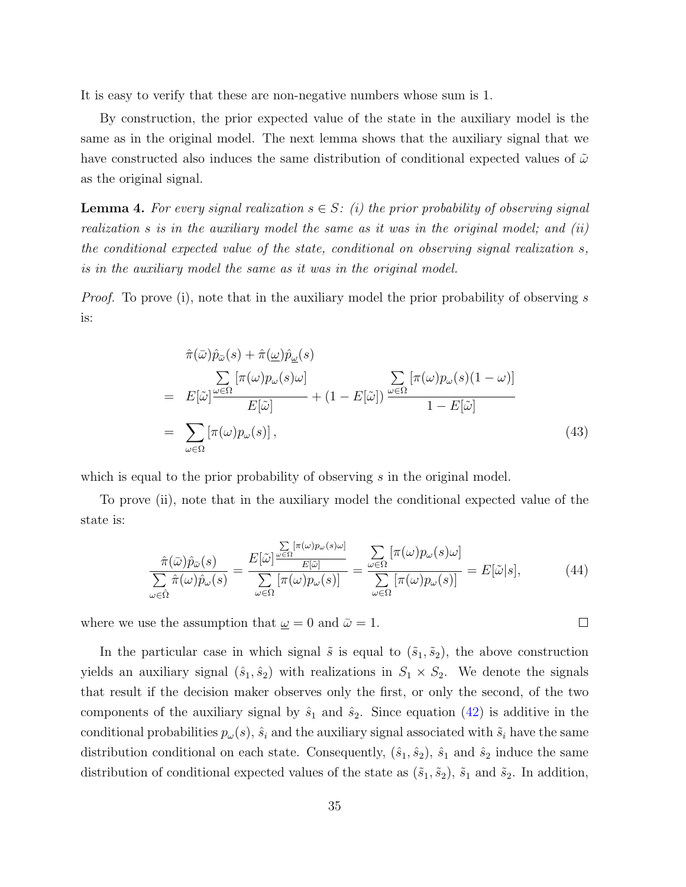It is easy to verify that these are non-negative numbers whose sum is 1.

By construction, the prior expected value of the state in the auxiliary model is the same as in the original model. The next lemma shows that the auxiliary signal that we have constructed also induces the same distribution of conditional expected values of $\tilde{\omega}$ as the original signal.

**Lemma 4.** *For every signal realization $s \in S$: (i) the prior probability of observing signal realization $s$ is in the auxiliary model the same as it was in the original model; and (ii) the conditional expected value of the state, conditional on observing signal realization $s$, is in the auxiliary model the same as it was in the original model.*

*Proof.* To prove (i), note that in the auxiliary model the prior probability of observing $s$ is:

$$
\begin{aligned}
& \hat{\pi}(\bar{\omega})\hat{p}_{\bar{\omega}}(s) + \hat{\pi}(\underline{\omega})\hat{p}_{\underline{\omega}}(s) \\
= \quad & E[\tilde{\omega}]\frac{\sum_{\omega \in \Omega}[\pi(\omega)p_{\omega}(s)\omega]}{E[\tilde{\omega}]} + (1 - E[\tilde{\omega}])\frac{\sum_{\omega \in \Omega}[\pi(\omega)p_{\omega}(s)(1-\omega)]}{1 - E[\tilde{\omega}]} \\
= \quad & \sum_{\omega \in \Omega}[\pi(\omega)p_{\omega}(s)], \qquad (43)
\end{aligned}
$$

which is equal to the prior probability of observing $s$ in the original model.

To prove (ii), note that in the auxiliary model the conditional expected value of the state is:

$$
\frac{\hat{\pi}(\bar{\omega})\hat{p}_{\bar{\omega}}(s)}{\sum_{\omega \in \hat{\Omega}}\hat{\pi}(\omega)\hat{p}_{\omega}(s)} = \frac{E[\tilde{\omega}]\frac{\sum_{\omega \in \Omega}[\pi(\omega)p_{\omega}(s)\omega]}{E[\tilde{\omega}]}}{\sum_{\omega \in \Omega}[\pi(\omega)p_{\omega}(s)]} = \frac{\sum_{\omega \in \Omega}[\pi(\omega)p_{\omega}(s)\omega]}{\sum_{\omega \in \Omega}[\pi(\omega)p_{\omega}(s)]} = E[\tilde{\omega}|s], \qquad (44)
$$

where we use the assumption that $\underline{\omega} = 0$ and $\bar{\omega} = 1$. $\square$

In the particular case in which signal $\tilde{s}$ is equal to $(\tilde{s}_1, \tilde{s}_2)$, the above construction yields an auxiliary signal $(\hat{s}_1, \hat{s}_2)$ with realizations in $S_1 \times S_2$. We denote the signals that result if the decision maker observes only the first, or only the second, of the two components of the auxiliary signal by $\hat{s}_1$ and $\hat{s}_2$. Since equation (42) is additive in the conditional probabilities $p_{\omega}(s)$, $\hat{s}_i$ and the auxiliary signal associated with $\tilde{s}_i$ have the same distribution conditional on each state. Consequently, $(\hat{s}_1, \hat{s}_2)$, $\hat{s}_1$ and $\hat{s}_2$ induce the same distribution of conditional expected values of the state as $(\tilde{s}_1, \tilde{s}_2)$, $\tilde{s}_1$ and $\tilde{s}_2$. In addition,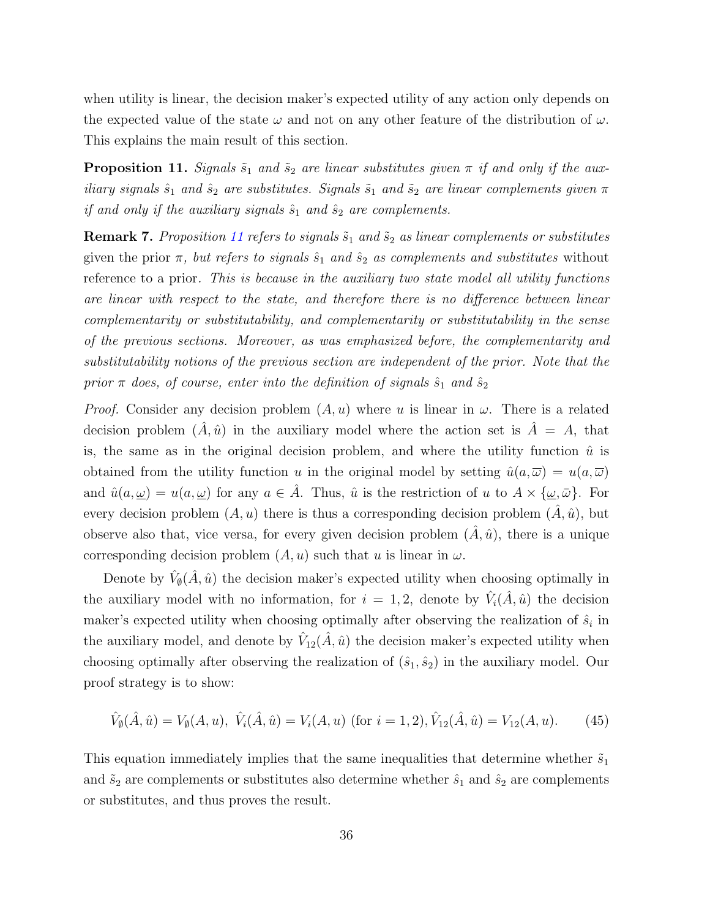when utility is linear, the decision maker's expected utility of any action only depends on the expected value of the state $\omega$ and not on any other feature of the distribution of $\omega$. This explains the main result of this section.

**Proposition 11.** *Signals $\tilde{s}_1$ and $\tilde{s}_2$ are linear substitutes given $\pi$ if and only if the auxiliary signals $\hat{s}_1$ and $\hat{s}_2$ are substitutes. Signals $\tilde{s}_1$ and $\tilde{s}_2$ are linear complements given $\pi$ if and only if the auxiliary signals $\hat{s}_1$ and $\hat{s}_2$ are complements.*

**Remark 7.** *Proposition 11 refers to signals $\tilde{s}_1$ and $\tilde{s}_2$ as linear complements or substitutes* given the prior $\pi$*, but refers to signals $\hat{s}_1$ and $\hat{s}_2$ as complements and substitutes* without reference to a prior*. This is because in the auxiliary two state model all utility functions are linear with respect to the state, and therefore there is no difference between linear complementarity or substitutability, and complementarity or substitutability in the sense of the previous sections. Moreover, as was emphasized before, the complementarity and substitutability notions of the previous section are independent of the prior. Note that the prior $\pi$ does, of course, enter into the definition of signals $\hat{s}_1$ and $\hat{s}_2$*

*Proof.* Consider any decision problem $(A, u)$ where $u$ is linear in $\omega$. There is a related decision problem $(\hat{A}, \hat{u})$ in the auxiliary model where the action set is $\hat{A} = A$, that is, the same as in the original decision problem, and where the utility function $\hat{u}$ is obtained from the utility function $u$ in the original model by setting $\hat{u}(a, \overline{\omega}) = u(a, \overline{\omega})$ and $\hat{u}(a, \underline{\omega}) = u(a, \underline{\omega})$ for any $a \in \hat{A}$. Thus, $\hat{u}$ is the restriction of $u$ to $A \times \{\underline{\omega}, \bar{\omega}\}$. For every decision problem $(A, u)$ there is thus a corresponding decision problem $(\hat{A}, \hat{u})$, but observe also that, vice versa, for every given decision problem $(\hat{A}, \hat{u})$, there is a unique corresponding decision problem $(A, u)$ such that $u$ is linear in $\omega$.

Denote by $\hat{V}_\emptyset(\hat{A}, \hat{u})$ the decision maker's expected utility when choosing optimally in the auxiliary model with no information, for $i = 1, 2$, denote by $\hat{V}_i(\hat{A}, \hat{u})$ the decision maker's expected utility when choosing optimally after observing the realization of $\hat{s}_i$ in the auxiliary model, and denote by $\hat{V}_{12}(\hat{A}, \hat{u})$ the decision maker's expected utility when choosing optimally after observing the realization of $(\hat{s}_1, \hat{s}_2)$ in the auxiliary model. Our proof strategy is to show:

$$\hat{V}_\emptyset(\hat{A}, \hat{u}) = V_\emptyset(A, u),\ \hat{V}_i(\hat{A}, \hat{u}) = V_i(A, u) \text{ (for } i = 1, 2),\ \hat{V}_{12}(\hat{A}, \hat{u}) = V_{12}(A, u). \qquad (45)$$

This equation immediately implies that the same inequalities that determine whether $\tilde{s}_1$ and $\tilde{s}_2$ are complements or substitutes also determine whether $\hat{s}_1$ and $\hat{s}_2$ are complements or substitutes, and thus proves the result.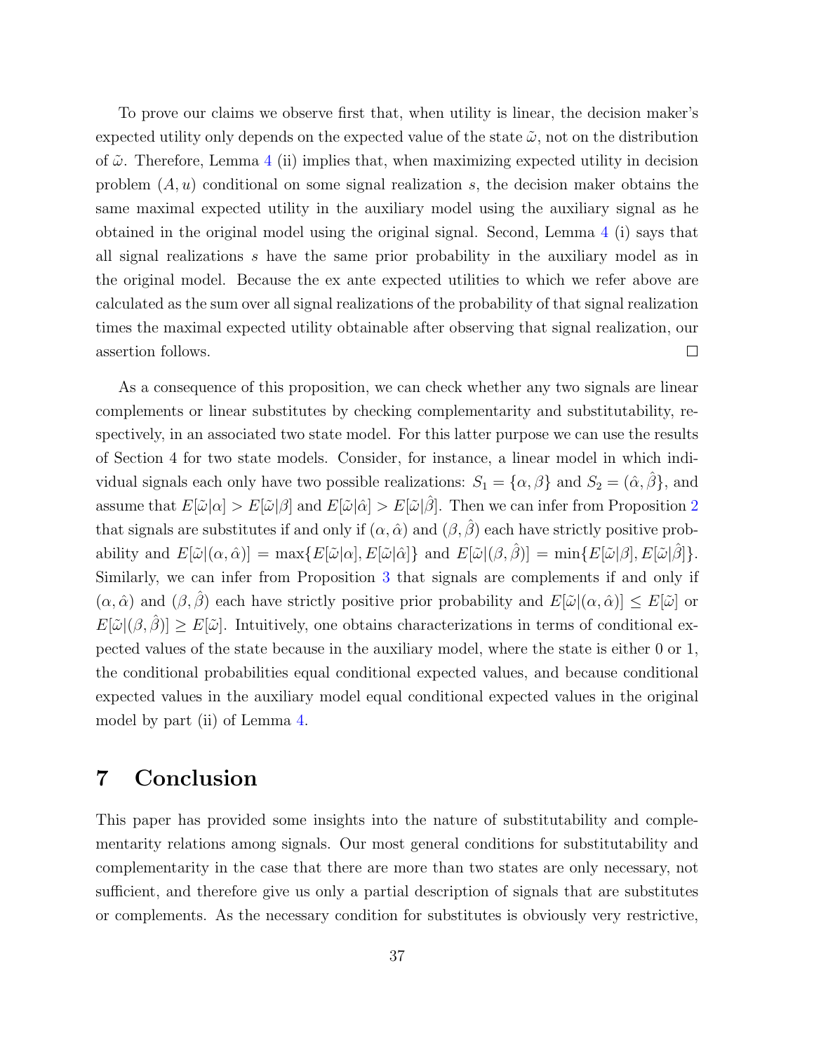To prove our claims we observe first that, when utility is linear, the decision maker's expected utility only depends on the expected value of the state $\tilde{\omega}$, not on the distribution of $\tilde{\omega}$. Therefore, Lemma 4 (ii) implies that, when maximizing expected utility in decision problem $(A, u)$ conditional on some signal realization $s$, the decision maker obtains the same maximal expected utility in the auxiliary model using the auxiliary signal as he obtained in the original model using the original signal. Second, Lemma 4 (i) says that all signal realizations $s$ have the same prior probability in the auxiliary model as in the original model. Because the ex ante expected utilities to which we refer above are calculated as the sum over all signal realizations of the probability of that signal realization times the maximal expected utility obtainable after observing that signal realization, our assertion follows. □

As a consequence of this proposition, we can check whether any two signals are linear complements or linear substitutes by checking complementarity and substitutability, respectively, in an associated two state model. For this latter purpose we can use the results of Section 4 for two state models. Consider, for instance, a linear model in which individual signals each only have two possible realizations: $S_1 = \{\alpha, \beta\}$ and $S_2 = (\hat{\alpha}, \hat{\beta}\}$, and assume that $E[\tilde{\omega}|\alpha] > E[\tilde{\omega}|\beta]$ and $E[\tilde{\omega}|\hat{\alpha}] > E[\tilde{\omega}|\hat{\beta}]$. Then we can infer from Proposition 2 that signals are substitutes if and only if $(\alpha, \hat{\alpha})$ and $(\beta, \hat{\beta})$ each have strictly positive probability and $E[\tilde{\omega}|(\alpha, \hat{\alpha})] = \max\{E[\tilde{\omega}|\alpha], E[\tilde{\omega}|\hat{\alpha}]\}$ and $E[\tilde{\omega}|(\beta, \hat{\beta})] = \min\{E[\tilde{\omega}|\beta], E[\tilde{\omega}|\hat{\beta}]\}$. Similarly, we can infer from Proposition 3 that signals are complements if and only if $(\alpha, \hat{\alpha})$ and $(\beta, \hat{\beta})$ each have strictly positive prior probability and $E[\tilde{\omega}|(\alpha, \hat{\alpha})] \leq E[\tilde{\omega}]$ or $E[\tilde{\omega}|(\beta, \hat{\beta})] \geq E[\tilde{\omega}]$. Intuitively, one obtains characterizations in terms of conditional expected values of the state because in the auxiliary model, where the state is either 0 or 1, the conditional probabilities equal conditional expected values, and because conditional expected values in the auxiliary model equal conditional expected values in the original model by part (ii) of Lemma 4.

# 7 Conclusion

This paper has provided some insights into the nature of substitutability and complementarity relations among signals. Our most general conditions for substitutability and complementarity in the case that there are more than two states are only necessary, not sufficient, and therefore give us only a partial description of signals that are substitutes or complements. As the necessary condition for substitutes is obviously very restrictive,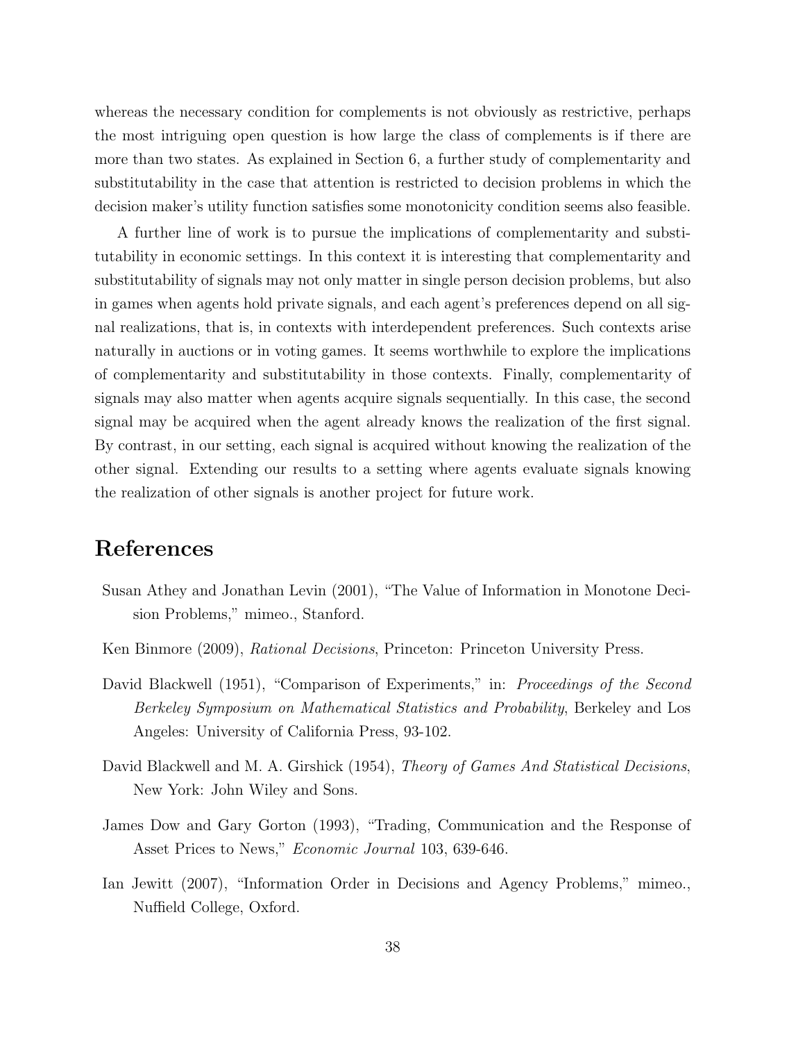whereas the necessary condition for complements is not obviously as restrictive, perhaps the most intriguing open question is how large the class of complements is if there are more than two states. As explained in Section 6, a further study of complementarity and substitutability in the case that attention is restricted to decision problems in which the decision maker's utility function satisfies some monotonicity condition seems also feasible.

A further line of work is to pursue the implications of complementarity and substitutability in economic settings. In this context it is interesting that complementarity and substitutability of signals may not only matter in single person decision problems, but also in games when agents hold private signals, and each agent's preferences depend on all signal realizations, that is, in contexts with interdependent preferences. Such contexts arise naturally in auctions or in voting games. It seems worthwhile to explore the implications of complementarity and substitutability in those contexts. Finally, complementarity of signals may also matter when agents acquire signals sequentially. In this case, the second signal may be acquired when the agent already knows the realization of the first signal. By contrast, in our setting, each signal is acquired without knowing the realization of the other signal. Extending our results to a setting where agents evaluate signals knowing the realization of other signals is another project for future work.

# References

Susan Athey and Jonathan Levin (2001), "The Value of Information in Monotone Decision Problems," mimeo., Stanford.

Ken Binmore (2009), *Rational Decisions*, Princeton: Princeton University Press.

David Blackwell (1951), "Comparison of Experiments," in: *Proceedings of the Second Berkeley Symposium on Mathematical Statistics and Probability*, Berkeley and Los Angeles: University of California Press, 93-102.

David Blackwell and M. A. Girshick (1954), *Theory of Games And Statistical Decisions*, New York: John Wiley and Sons.

James Dow and Gary Gorton (1993), "Trading, Communication and the Response of Asset Prices to News," *Economic Journal* 103, 639-646.

Ian Jewitt (2007), "Information Order in Decisions and Agency Problems," mimeo., Nuffield College, Oxford.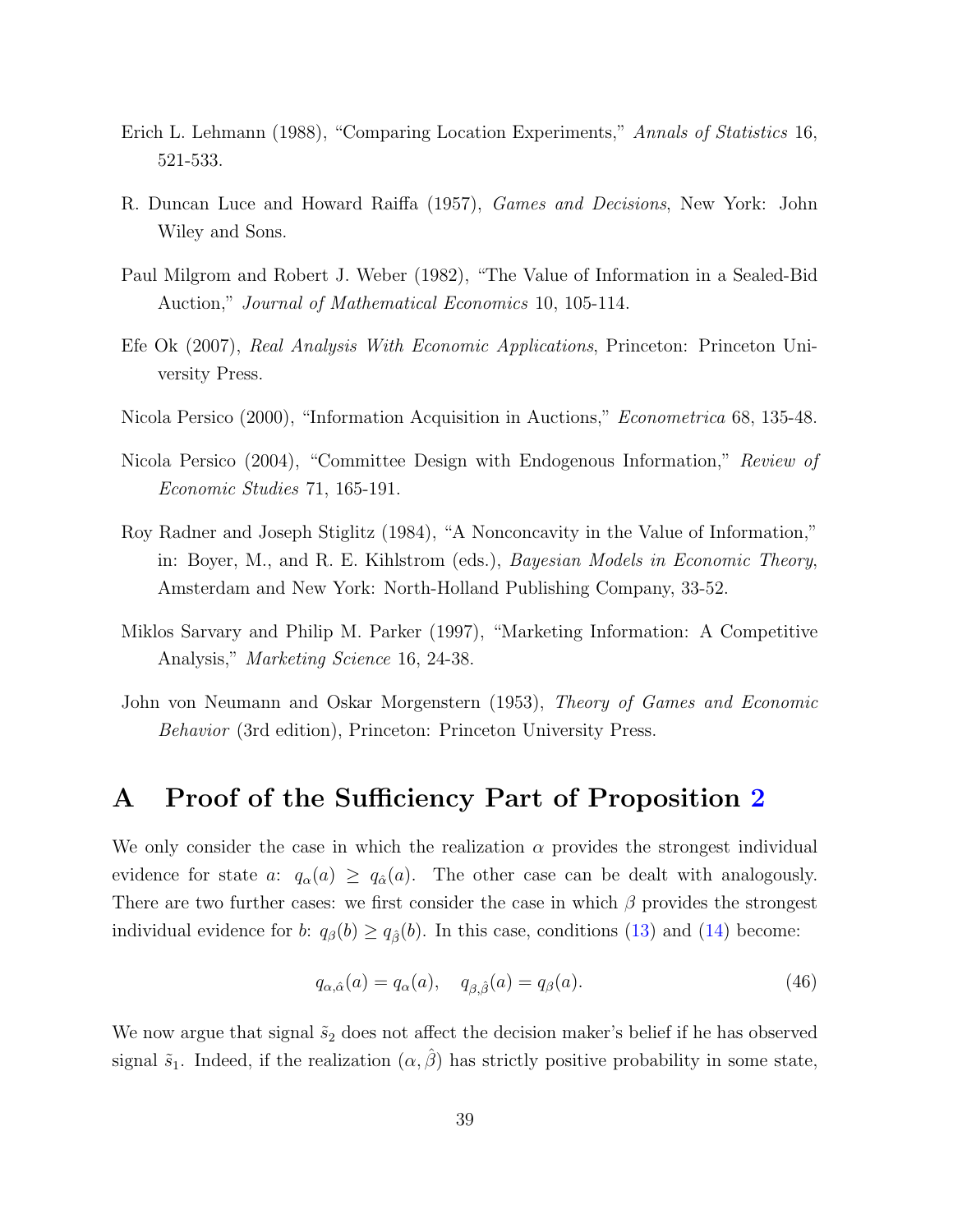Erich L. Lehmann (1988), "Comparing Location Experiments," *Annals of Statistics* 16, 521-533.

R. Duncan Luce and Howard Raiffa (1957), *Games and Decisions*, New York: John Wiley and Sons.

Paul Milgrom and Robert J. Weber (1982), "The Value of Information in a Sealed-Bid Auction," *Journal of Mathematical Economics* 10, 105-114.

Efe Ok (2007), *Real Analysis With Economic Applications*, Princeton: Princeton University Press.

Nicola Persico (2000), "Information Acquisition in Auctions," *Econometrica* 68, 135-48.

Nicola Persico (2004), "Committee Design with Endogenous Information," *Review of Economic Studies* 71, 165-191.

Roy Radner and Joseph Stiglitz (1984), "A Nonconcavity in the Value of Information," in: Boyer, M., and R. E. Kihlstrom (eds.), *Bayesian Models in Economic Theory*, Amsterdam and New York: North-Holland Publishing Company, 33-52.

Miklos Sarvary and Philip M. Parker (1997), "Marketing Information: A Competitive Analysis," *Marketing Science* 16, 24-38.

John von Neumann and Oskar Morgenstern (1953), *Theory of Games and Economic Behavior* (3rd edition), Princeton: Princeton University Press.

# A Proof of the Sufficiency Part of Proposition 2

We only consider the case in which the realization $\alpha$ provides the strongest individual evidence for state $a$: $q_\alpha(a) \geq q_{\hat{\alpha}}(a)$. The other case can be dealt with analogously. There are two further cases: we first consider the case in which $\beta$ provides the strongest individual evidence for $b$: $q_\beta(b) \geq q_{\hat{\beta}}(b)$. In this case, conditions (13) and (14) become:

$$q_{\alpha,\hat{\alpha}}(a) = q_\alpha(a), \quad q_{\beta,\hat{\beta}}(a) = q_\beta(a). \tag{46}$$

We now argue that signal $\tilde{s}_2$ does not affect the decision maker's belief if he has observed signal $\tilde{s}_1$. Indeed, if the realization $(\alpha, \hat{\beta})$ has strictly positive probability in some state,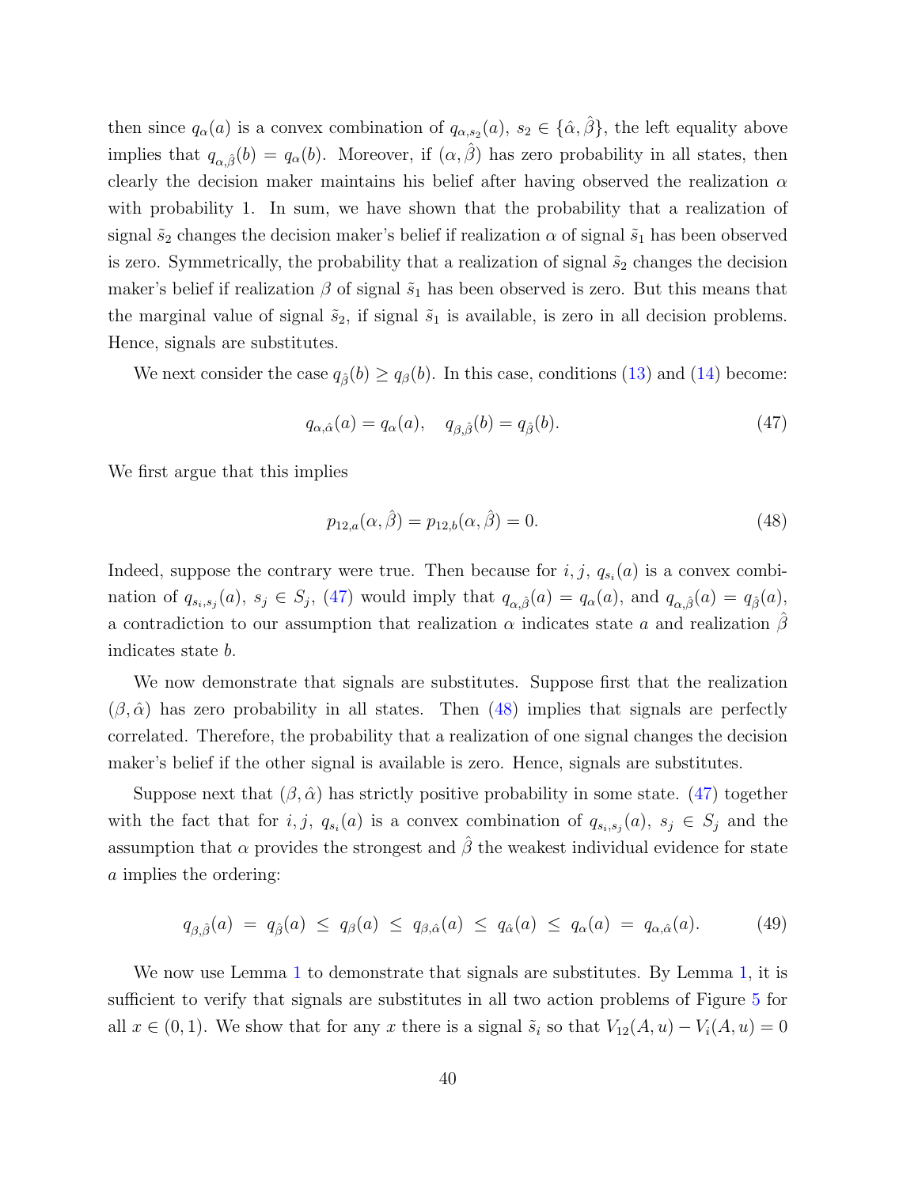then since $q_\alpha(a)$ is a convex combination of $q_{\alpha,s_2}(a)$, $s_2 \in \{\hat{\alpha}, \hat{\beta}\}$, the left equality above implies that $q_{\alpha,\hat{\beta}}(b) = q_\alpha(b)$. Moreover, if $(\alpha, \hat{\beta})$ has zero probability in all states, then clearly the decision maker maintains his belief after having observed the realization $\alpha$ with probability 1. In sum, we have shown that the probability that a realization of signal $\tilde{s}_2$ changes the decision maker's belief if realization $\alpha$ of signal $\tilde{s}_1$ has been observed is zero. Symmetrically, the probability that a realization of signal $\tilde{s}_2$ changes the decision maker's belief if realization $\beta$ of signal $\tilde{s}_1$ has been observed is zero. But this means that the marginal value of signal $\tilde{s}_2$, if signal $\tilde{s}_1$ is available, is zero in all decision problems. Hence, signals are substitutes.

We next consider the case $q_{\hat{\beta}}(b) \geq q_\beta(b)$. In this case, conditions (13) and (14) become:

$$q_{\alpha,\hat{\alpha}}(a) = q_\alpha(a), \quad q_{\beta,\hat{\beta}}(b) = q_{\hat{\beta}}(b). \tag{47}$$

We first argue that this implies

$$p_{12,a}(\alpha, \hat{\beta}) = p_{12,b}(\alpha, \hat{\beta}) = 0. \tag{48}$$

Indeed, suppose the contrary were true. Then because for $i, j$, $q_{s_i}(a)$ is a convex combination of $q_{s_i,s_j}(a)$, $s_j \in S_j$, (47) would imply that $q_{\alpha,\hat{\beta}}(a) = q_\alpha(a)$, and $q_{\alpha,\hat{\beta}}(a) = q_{\hat{\beta}}(a)$, a contradiction to our assumption that realization $\alpha$ indicates state $a$ and realization $\hat{\beta}$ indicates state $b$.

We now demonstrate that signals are substitutes. Suppose first that the realization $(\beta, \hat{\alpha})$ has zero probability in all states. Then (48) implies that signals are perfectly correlated. Therefore, the probability that a realization of one signal changes the decision maker's belief if the other signal is available is zero. Hence, signals are substitutes.

Suppose next that $(\beta, \hat{\alpha})$ has strictly positive probability in some state. (47) together with the fact that for $i, j$, $q_{s_i}(a)$ is a convex combination of $q_{s_i,s_j}(a)$, $s_j \in S_j$ and the assumption that $\alpha$ provides the strongest and $\hat{\beta}$ the weakest individual evidence for state $a$ implies the ordering:

$$q_{\beta,\hat{\beta}}(a) \;=\; q_{\hat{\beta}}(a) \;\leq\; q_\beta(a) \;\leq\; q_{\beta,\hat{\alpha}}(a) \;\leq\; q_{\hat{\alpha}}(a) \;\leq\; q_\alpha(a) \;=\; q_{\alpha,\hat{\alpha}}(a). \tag{49}$$

We now use Lemma 1 to demonstrate that signals are substitutes. By Lemma 1, it is sufficient to verify that signals are substitutes in all two action problems of Figure 5 for all $x \in (0, 1)$. We show that for any $x$ there is a signal $\tilde{s}_i$ so that $V_{12}(A, u) - V_i(A, u) = 0$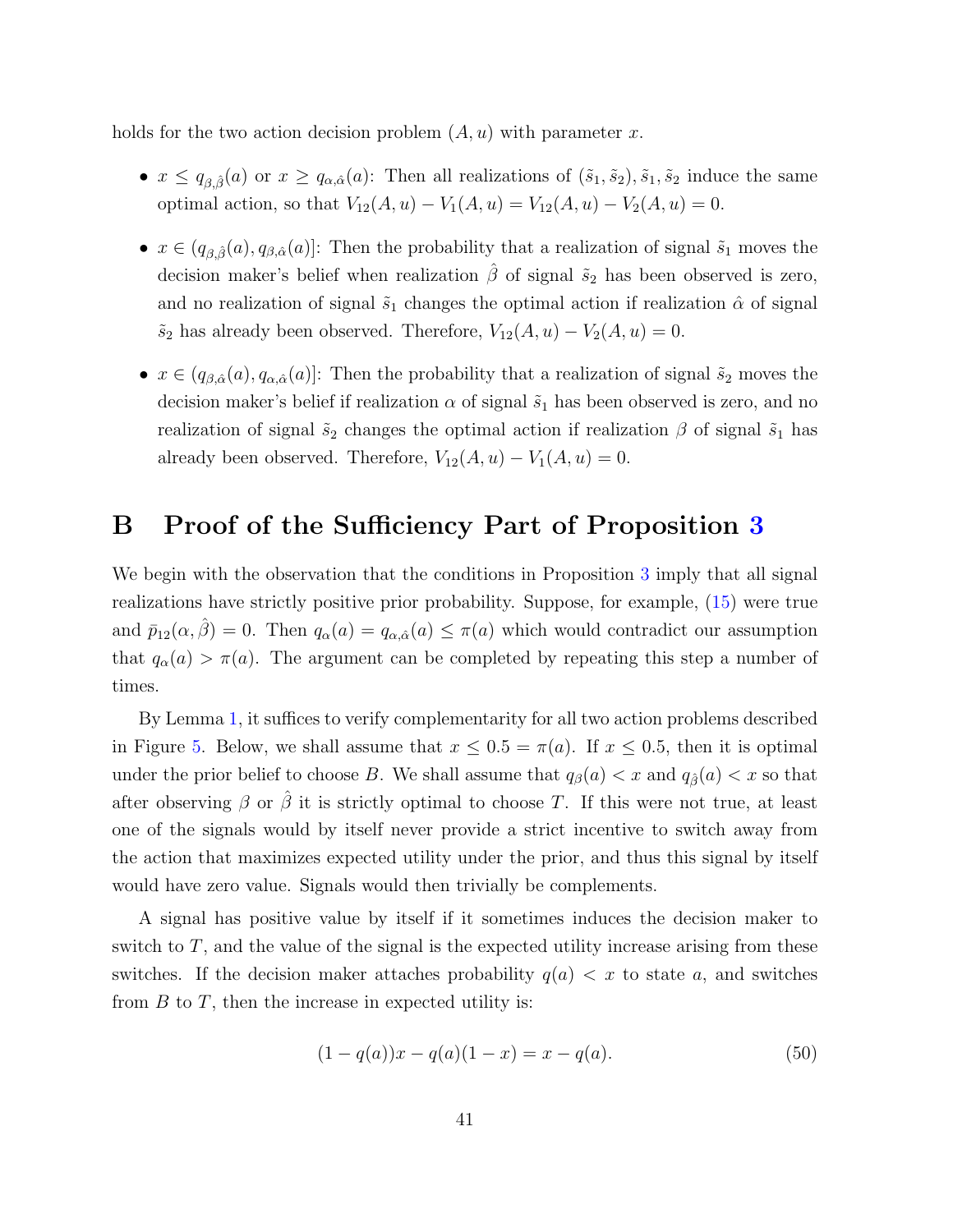holds for the two action decision problem $(A, u)$ with parameter $x$.

- $x \leq q_{\beta,\hat{\beta}}(a)$ or $x \geq q_{\alpha,\hat{\alpha}}(a)$: Then all realizations of $(\tilde{s}_1, \tilde{s}_2)$, $\tilde{s}_1, \tilde{s}_2$ induce the same optimal action, so that $V_{12}(A, u) - V_1(A, u) = V_{12}(A, u) - V_2(A, u) = 0$.
- $x \in (q_{\beta,\hat{\beta}}(a), q_{\beta,\hat{\alpha}}(a)]$: Then the probability that a realization of signal $\tilde{s}_1$ moves the decision maker's belief when realization $\hat{\beta}$ of signal $\tilde{s}_2$ has been observed is zero, and no realization of signal $\tilde{s}_1$ changes the optimal action if realization $\hat{\alpha}$ of signal $\tilde{s}_2$ has already been observed. Therefore, $V_{12}(A, u) - V_2(A, u) = 0$.
- $x \in (q_{\beta,\hat{\alpha}}(a), q_{\alpha,\hat{\alpha}}(a)]$: Then the probability that a realization of signal $\tilde{s}_2$ moves the decision maker's belief if realization $\alpha$ of signal $\tilde{s}_1$ has been observed is zero, and no realization of signal $\tilde{s}_2$ changes the optimal action if realization $\beta$ of signal $\tilde{s}_1$ has already been observed. Therefore, $V_{12}(A, u) - V_1(A, u) = 0$.

# B Proof of the Sufficiency Part of Proposition 3

We begin with the observation that the conditions in Proposition 3 imply that all signal realizations have strictly positive prior probability. Suppose, for example, (15) were true and $\bar{p}_{12}(\alpha, \hat{\beta}) = 0$. Then $q_\alpha(a) = q_{\alpha,\hat{\alpha}}(a) \leq \pi(a)$ which would contradict our assumption that $q_\alpha(a) > \pi(a)$. The argument can be completed by repeating this step a number of times.

By Lemma 1, it suffices to verify complementarity for all two action problems described in Figure 5. Below, we shall assume that $x \leq 0.5 = \pi(a)$. If $x \leq 0.5$, then it is optimal under the prior belief to choose $B$. We shall assume that $q_\beta(a) < x$ and $q_{\hat{\beta}}(a) < x$ so that after observing $\beta$ or $\hat{\beta}$ it is strictly optimal to choose $T$. If this were not true, at least one of the signals would by itself never provide a strict incentive to switch away from the action that maximizes expected utility under the prior, and thus this signal by itself would have zero value. Signals would then trivially be complements.

A signal has positive value by itself if it sometimes induces the decision maker to switch to $T$, and the value of the signal is the expected utility increase arising from these switches. If the decision maker attaches probability $q(a) < x$ to state $a$, and switches from $B$ to $T$, then the increase in expected utility is:

$$(1 - q(a))x - q(a)(1 - x) = x - q(a). \tag{50}$$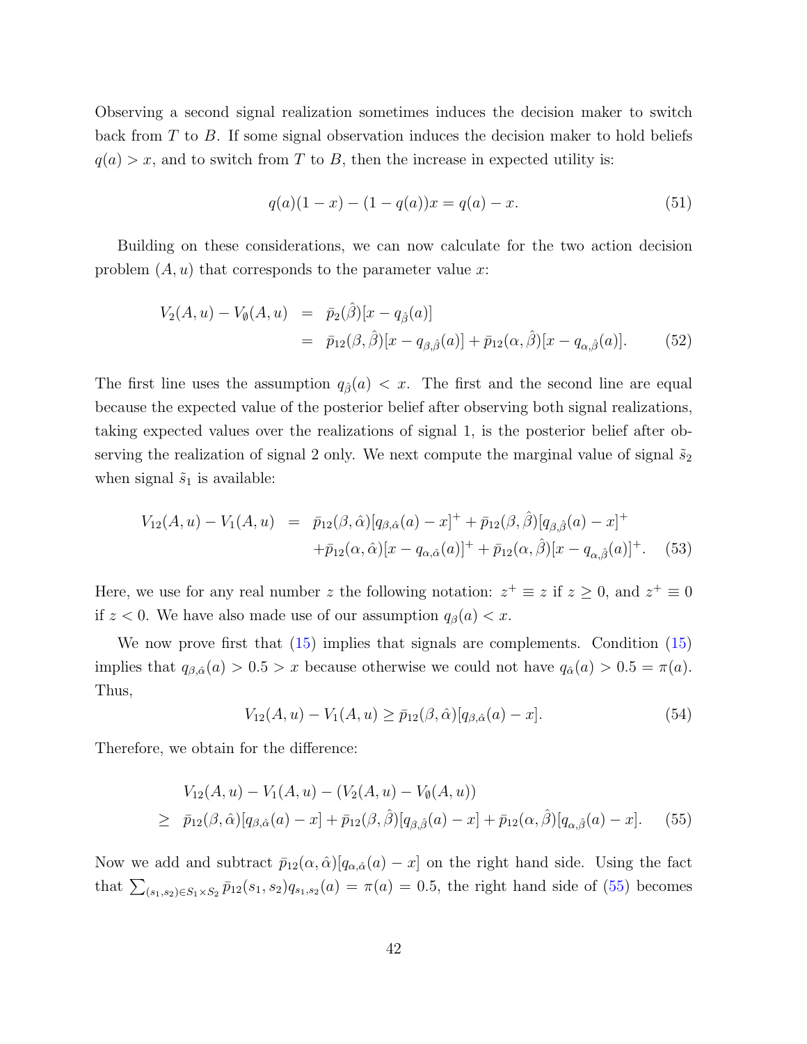Observing a second signal realization sometimes induces the decision maker to switch back from $T$ to $B$. If some signal observation induces the decision maker to hold beliefs $q(a) > x$, and to switch from $T$ to $B$, then the increase in expected utility is:

$$q(a)(1-x) - (1-q(a))x = q(a) - x. \tag{51}$$

Building on these considerations, we can now calculate for the two action decision problem $(A, u)$ that corresponds to the parameter value $x$:

$$\begin{aligned} V_2(A,u) - V_\emptyset(A,u) &= \bar{p}_2(\hat{\beta})[x - q_{\hat{\beta}}(a)] \\ &= \bar{p}_{12}(\beta,\hat{\beta})[x - q_{\beta,\hat{\beta}}(a)] + \bar{p}_{12}(\alpha,\hat{\beta})[x - q_{\alpha,\hat{\beta}}(a)]. \end{aligned} \tag{52}$$

The first line uses the assumption $q_{\hat{\beta}}(a) < x$. The first and the second line are equal because the expected value of the posterior belief after observing both signal realizations, taking expected values over the realizations of signal 1, is the posterior belief after observing the realization of signal 2 only. We next compute the marginal value of signal $\tilde{s}_2$ when signal $\tilde{s}_1$ is available:

$$\begin{aligned} V_{12}(A,u) - V_1(A,u) &= \bar{p}_{12}(\beta,\hat{\alpha})[q_{\beta,\hat{\alpha}}(a) - x]^+ + \bar{p}_{12}(\beta,\hat{\beta})[q_{\beta,\hat{\beta}}(a) - x]^+ \\ &\quad + \bar{p}_{12}(\alpha,\hat{\alpha})[x - q_{\alpha,\hat{\alpha}}(a)]^+ + \bar{p}_{12}(\alpha,\hat{\beta})[x - q_{\alpha,\hat{\beta}}(a)]^+. \end{aligned} \tag{53}$$

Here, we use for any real number $z$ the following notation: $z^+ \equiv z$ if $z \geq 0$, and $z^+ \equiv 0$ if $z < 0$. We have also made use of our assumption $q_\beta(a) < x$.

We now prove first that (15) implies that signals are complements. Condition (15) implies that $q_{\beta,\hat{\alpha}}(a) > 0.5 > x$ because otherwise we could not have $q_{\hat{\alpha}}(a) > 0.5 = \pi(a)$. Thus,

$$V_{12}(A,u) - V_1(A,u) \geq \bar{p}_{12}(\beta,\hat{\alpha})[q_{\beta,\hat{\alpha}}(a) - x]. \tag{54}$$

Therefore, we obtain for the difference:

$$\begin{aligned} & V_{12}(A,u) - V_1(A,u) - (V_2(A,u) - V_\emptyset(A,u)) \\ \geq\ & \bar{p}_{12}(\beta,\hat{\alpha})[q_{\beta,\hat{\alpha}}(a) - x] + \bar{p}_{12}(\beta,\hat{\beta})[q_{\beta,\hat{\beta}}(a) - x] + \bar{p}_{12}(\alpha,\hat{\beta})[q_{\alpha,\hat{\beta}}(a) - x]. \end{aligned} \tag{55}$$

Now we add and subtract $\bar{p}_{12}(\alpha,\hat{\alpha})[q_{\alpha,\hat{\alpha}}(a) - x]$ on the right hand side. Using the fact that $\sum_{(s_1,s_2)\in S_1\times S_2} \bar{p}_{12}(s_1,s_2) q_{s_1,s_2}(a) = \pi(a) = 0.5$, the right hand side of (55) becomes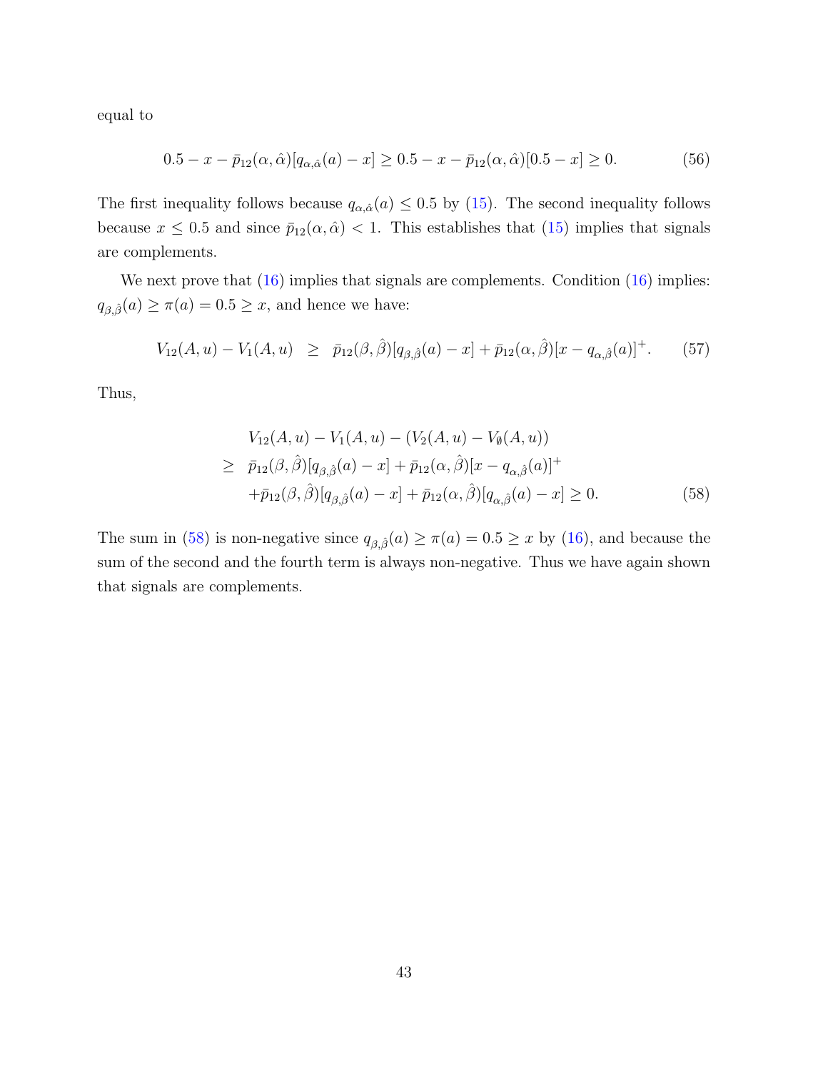equal to

$$0.5 - x - \bar{p}_{12}(\alpha, \hat{\alpha})[q_{\alpha,\hat{\alpha}}(a) - x] \geq 0.5 - x - \bar{p}_{12}(\alpha, \hat{\alpha})[0.5 - x] \geq 0. \tag{56}$$

The first inequality follows because $q_{\alpha,\hat{\alpha}}(a) \leq 0.5$ by (15). The second inequality follows because $x \leq 0.5$ and since $\bar{p}_{12}(\alpha, \hat{\alpha}) < 1$. This establishes that (15) implies that signals are complements.

We next prove that (16) implies that signals are complements. Condition (16) implies: $q_{\beta,\hat{\beta}}(a) \geq \pi(a) = 0.5 \geq x$, and hence we have:

$$V_{12}(A, u) - V_1(A, u) \;\; \geq \;\; \bar{p}_{12}(\beta, \hat{\beta})[q_{\beta,\hat{\beta}}(a) - x] + \bar{p}_{12}(\alpha, \hat{\beta})[x - q_{\alpha,\hat{\beta}}(a)]^+. \tag{57}$$

Thus,

$$\begin{aligned}
& V_{12}(A, u) - V_1(A, u) - (V_2(A, u) - V_\emptyset(A, u)) \\
\geq \;\; & \bar{p}_{12}(\beta, \hat{\beta})[q_{\beta,\hat{\beta}}(a) - x] + \bar{p}_{12}(\alpha, \hat{\beta})[x - q_{\alpha,\hat{\beta}}(a)]^+ \\
& + \bar{p}_{12}(\beta, \hat{\beta})[q_{\beta,\hat{\beta}}(a) - x] + \bar{p}_{12}(\alpha, \hat{\beta})[q_{\alpha,\hat{\beta}}(a) - x] \geq 0.
\end{aligned} \tag{58}$$

The sum in (58) is non-negative since $q_{\beta,\hat{\beta}}(a) \geq \pi(a) = 0.5 \geq x$ by (16), and because the sum of the second and the fourth term is always non-negative. Thus we have again shown that signals are complements.